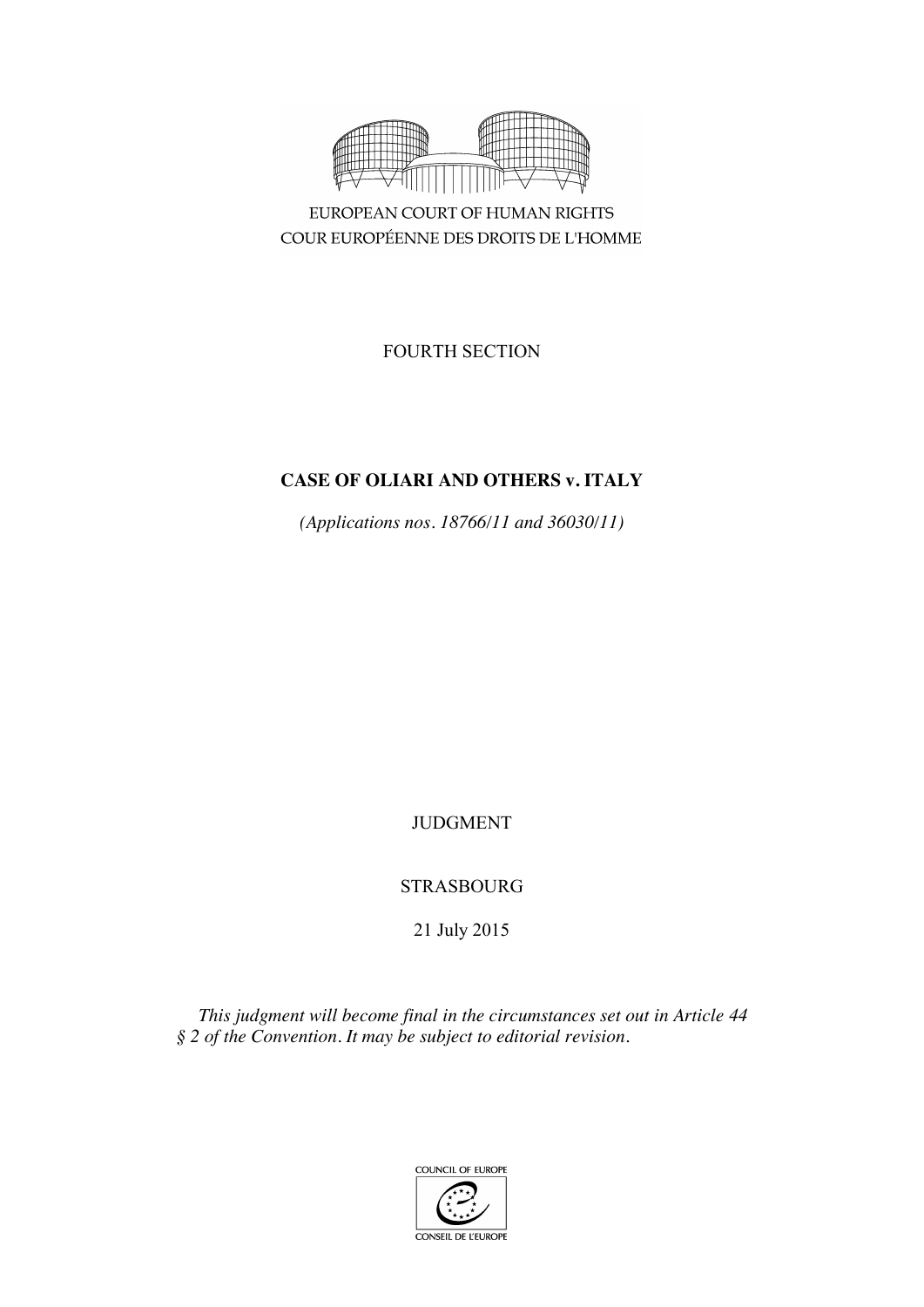EUROPEAN COURT OF HUMAN RIGHTS
COUR EUROPÉENNE DES DROITS DE L'HOMME

FOURTH SECTION

**CASE OF OLIARI AND OTHERS v. ITALY**

*(Applications nos. 18766/11 and 36030/11)*

JUDGMENT

STRASBOURG

21 July 2015

*This judgment will become final in the circumstances set out in Article 44 § 2 of the Convention. It may be subject to editorial revision.*

COUNCIL OF EUROPE
CONSEIL DE L'EUROPE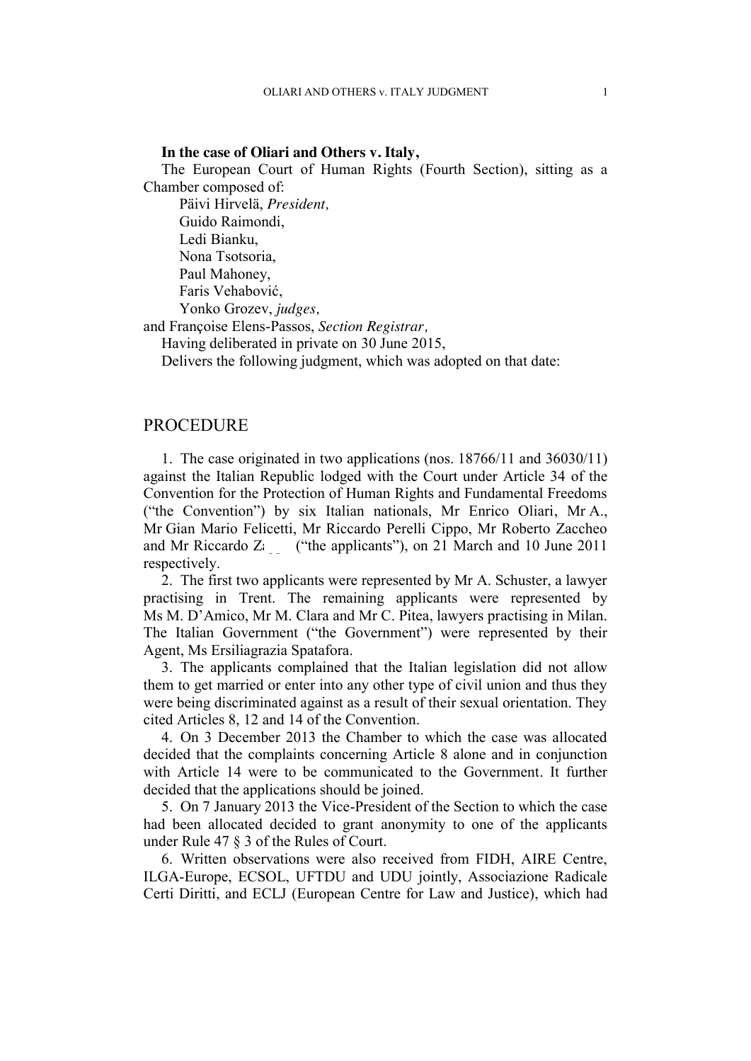**In the case of Oliari and Others v. Italy,**

The European Court of Human Rights (Fourth Section), sitting as a Chamber composed of:

Päivi Hirvelä, *President,*
Guido Raimondi,
Ledi Bianku,
Nona Tsotsoria,
Paul Mahoney,
Faris Vehabović,
Yonko Grozev, *judges,*
and Françoise Elens-Passos, *Section Registrar,*

Having deliberated in private on 30 June 2015,

Delivers the following judgment, which was adopted on that date:

## PROCEDURE

1. The case originated in two applications (nos. 18766/11 and 36030/11) against the Italian Republic lodged with the Court under Article 34 of the Convention for the Protection of Human Rights and Fundamental Freedoms ("the Convention") by six Italian nationals, Mr Enrico Oliari, Mr A., Mr Gian Mario Felicetti, Mr Riccardo Perelli Cippo, Mr Roberto Zaccheo and Mr Riccardo Z... ("the applicants"), on 21 March and 10 June 2011 respectively.

2. The first two applicants were represented by Mr A. Schuster, a lawyer practising in Trent. The remaining applicants were represented by Ms M. D'Amico, Mr M. Clara and Mr C. Pitea, lawyers practising in Milan. The Italian Government ("the Government") were represented by their Agent, Ms Ersiliagrazia Spatafora.

3. The applicants complained that the Italian legislation did not allow them to get married or enter into any other type of civil union and thus they were being discriminated against as a result of their sexual orientation. They cited Articles 8, 12 and 14 of the Convention.

4. On 3 December 2013 the Chamber to which the case was allocated decided that the complaints concerning Article 8 alone and in conjunction with Article 14 were to be communicated to the Government. It further decided that the applications should be joined.

5. On 7 January 2013 the Vice-President of the Section to which the case had been allocated decided to grant anonymity to one of the applicants under Rule 47 § 3 of the Rules of Court.

6. Written observations were also received from FIDH, AIRE Centre, ILGA-Europe, ECSOL, UFTDU and UDU jointly, Associazione Radicale Certi Diritti, and ECLJ (European Centre for Law and Justice), which had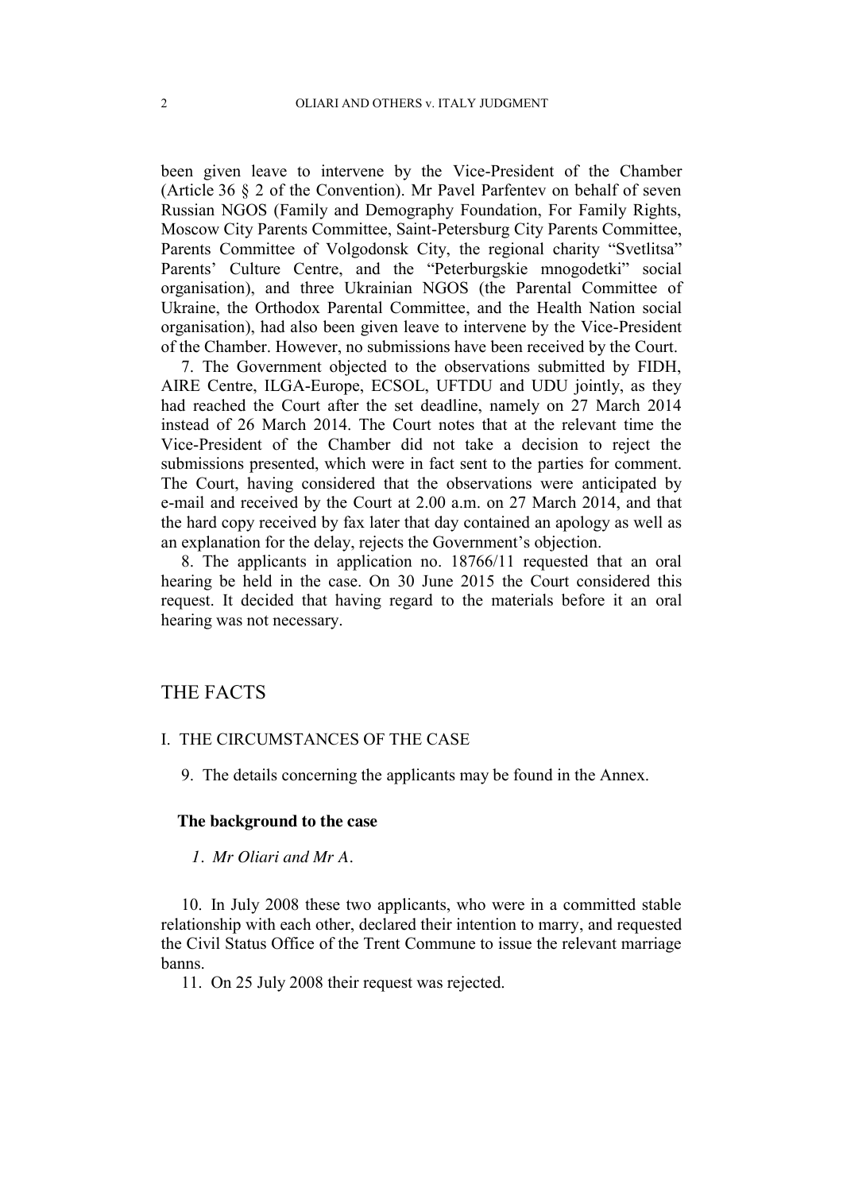been given leave to intervene by the Vice-President of the Chamber (Article 36 § 2 of the Convention). Mr Pavel Parfentev on behalf of seven Russian NGOS (Family and Demography Foundation, For Family Rights, Moscow City Parents Committee, Saint-Petersburg City Parents Committee, Parents Committee of Volgodonsk City, the regional charity "Svetlitsa" Parents' Culture Centre, and the "Peterburgskie mnogodetki" social organisation), and three Ukrainian NGOS (the Parental Committee of Ukraine, the Orthodox Parental Committee, and the Health Nation social organisation), had also been given leave to intervene by the Vice-President of the Chamber. However, no submissions have been received by the Court.

7. The Government objected to the observations submitted by FIDH, AIRE Centre, ILGA-Europe, ECSOL, UFTDU and UDU jointly, as they had reached the Court after the set deadline, namely on 27 March 2014 instead of 26 March 2014. The Court notes that at the relevant time the Vice-President of the Chamber did not take a decision to reject the submissions presented, which were in fact sent to the parties for comment. The Court, having considered that the observations were anticipated by e-mail and received by the Court at 2.00 a.m. on 27 March 2014, and that the hard copy received by fax later that day contained an apology as well as an explanation for the delay, rejects the Government's objection.

8. The applicants in application no. 18766/11 requested that an oral hearing be held in the case. On 30 June 2015 the Court considered this request. It decided that having regard to the materials before it an oral hearing was not necessary.

# THE FACTS

## I. THE CIRCUMSTANCES OF THE CASE

9. The details concerning the applicants may be found in the Annex.

### The background to the case

#### *1. Mr Oliari and Mr A.*

10. In July 2008 these two applicants, who were in a committed stable relationship with each other, declared their intention to marry, and requested the Civil Status Office of the Trent Commune to issue the relevant marriage banns.

11. On 25 July 2008 their request was rejected.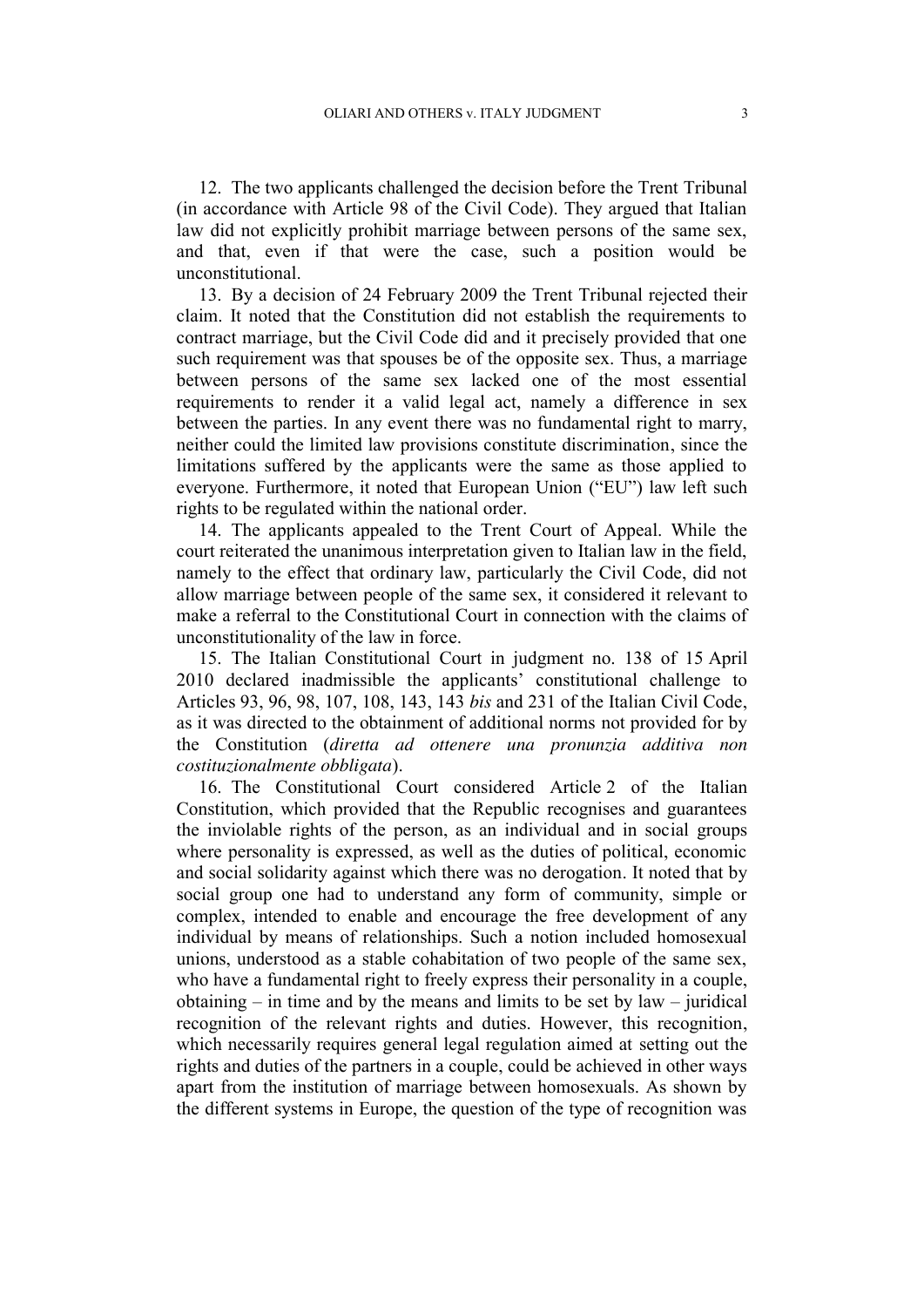12. The two applicants challenged the decision before the Trent Tribunal (in accordance with Article 98 of the Civil Code). They argued that Italian law did not explicitly prohibit marriage between persons of the same sex, and that, even if that were the case, such a position would be unconstitutional.

13. By a decision of 24 February 2009 the Trent Tribunal rejected their claim. It noted that the Constitution did not establish the requirements to contract marriage, but the Civil Code did and it precisely provided that one such requirement was that spouses be of the opposite sex. Thus, a marriage between persons of the same sex lacked one of the most essential requirements to render it a valid legal act, namely a difference in sex between the parties. In any event there was no fundamental right to marry, neither could the limited law provisions constitute discrimination, since the limitations suffered by the applicants were the same as those applied to everyone. Furthermore, it noted that European Union ("EU") law left such rights to be regulated within the national order.

14. The applicants appealed to the Trent Court of Appeal. While the court reiterated the unanimous interpretation given to Italian law in the field, namely to the effect that ordinary law, particularly the Civil Code, did not allow marriage between people of the same sex, it considered it relevant to make a referral to the Constitutional Court in connection with the claims of unconstitutionality of the law in force.

15. The Italian Constitutional Court in judgment no. 138 of 15 April 2010 declared inadmissible the applicants' constitutional challenge to Articles 93, 96, 98, 107, 108, 143, 143 *bis* and 231 of the Italian Civil Code, as it was directed to the obtainment of additional norms not provided for by the Constitution (*diretta ad ottenere una pronunzia additiva non costituzionalmente obbligata*).

16. The Constitutional Court considered Article 2 of the Italian Constitution, which provided that the Republic recognises and guarantees the inviolable rights of the person, as an individual and in social groups where personality is expressed, as well as the duties of political, economic and social solidarity against which there was no derogation. It noted that by social group one had to understand any form of community, simple or complex, intended to enable and encourage the free development of any individual by means of relationships. Such a notion included homosexual unions, understood as a stable cohabitation of two people of the same sex, who have a fundamental right to freely express their personality in a couple, obtaining – in time and by the means and limits to be set by law – juridical recognition of the relevant rights and duties. However, this recognition, which necessarily requires general legal regulation aimed at setting out the rights and duties of the partners in a couple, could be achieved in other ways apart from the institution of marriage between homosexuals. As shown by the different systems in Europe, the question of the type of recognition was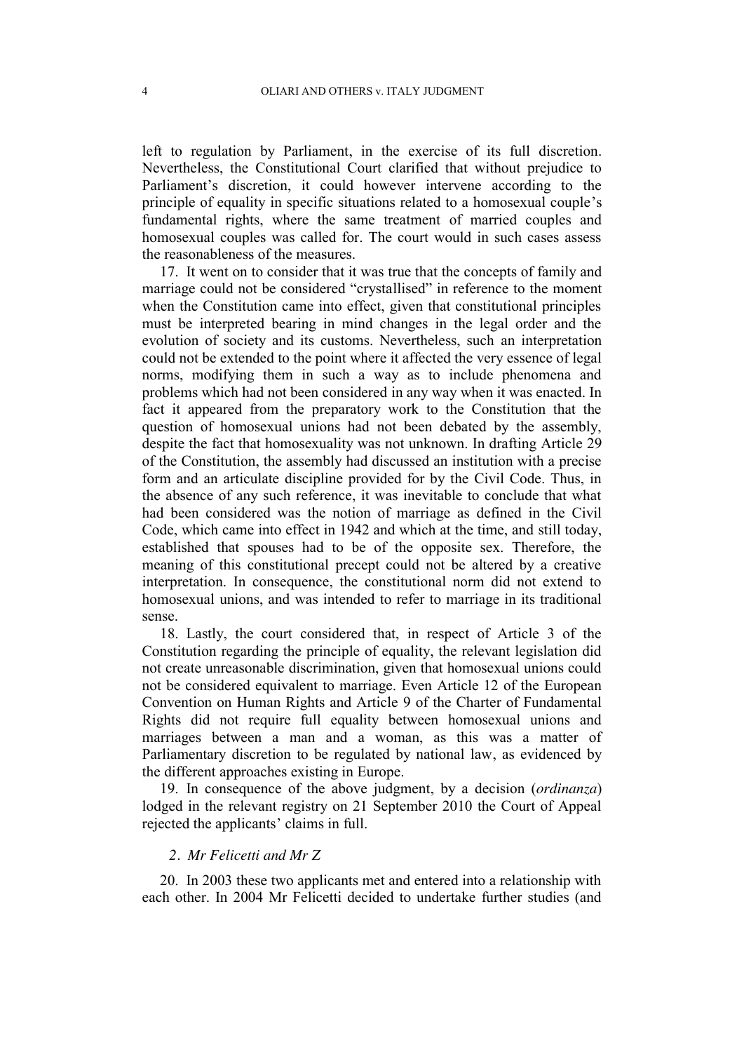left to regulation by Parliament, in the exercise of its full discretion. Nevertheless, the Constitutional Court clarified that without prejudice to Parliament's discretion, it could however intervene according to the principle of equality in specific situations related to a homosexual couple's fundamental rights, where the same treatment of married couples and homosexual couples was called for. The court would in such cases assess the reasonableness of the measures.

17. It went on to consider that it was true that the concepts of family and marriage could not be considered "crystallised" in reference to the moment when the Constitution came into effect, given that constitutional principles must be interpreted bearing in mind changes in the legal order and the evolution of society and its customs. Nevertheless, such an interpretation could not be extended to the point where it affected the very essence of legal norms, modifying them in such a way as to include phenomena and problems which had not been considered in any way when it was enacted. In fact it appeared from the preparatory work to the Constitution that the question of homosexual unions had not been debated by the assembly, despite the fact that homosexuality was not unknown. In drafting Article 29 of the Constitution, the assembly had discussed an institution with a precise form and an articulate discipline provided for by the Civil Code. Thus, in the absence of any such reference, it was inevitable to conclude that what had been considered was the notion of marriage as defined in the Civil Code, which came into effect in 1942 and which at the time, and still today, established that spouses had to be of the opposite sex. Therefore, the meaning of this constitutional precept could not be altered by a creative interpretation. In consequence, the constitutional norm did not extend to homosexual unions, and was intended to refer to marriage in its traditional sense.

18. Lastly, the court considered that, in respect of Article 3 of the Constitution regarding the principle of equality, the relevant legislation did not create unreasonable discrimination, given that homosexual unions could not be considered equivalent to marriage. Even Article 12 of the European Convention on Human Rights and Article 9 of the Charter of Fundamental Rights did not require full equality between homosexual unions and marriages between a man and a woman, as this was a matter of Parliamentary discretion to be regulated by national law, as evidenced by the different approaches existing in Europe.

19. In consequence of the above judgment, by a decision (*ordinanza*) lodged in the relevant registry on 21 September 2010 the Court of Appeal rejected the applicants' claims in full.

### 2. *Mr Felicetti and Mr Z*

20. In 2003 these two applicants met and entered into a relationship with each other. In 2004 Mr Felicetti decided to undertake further studies (and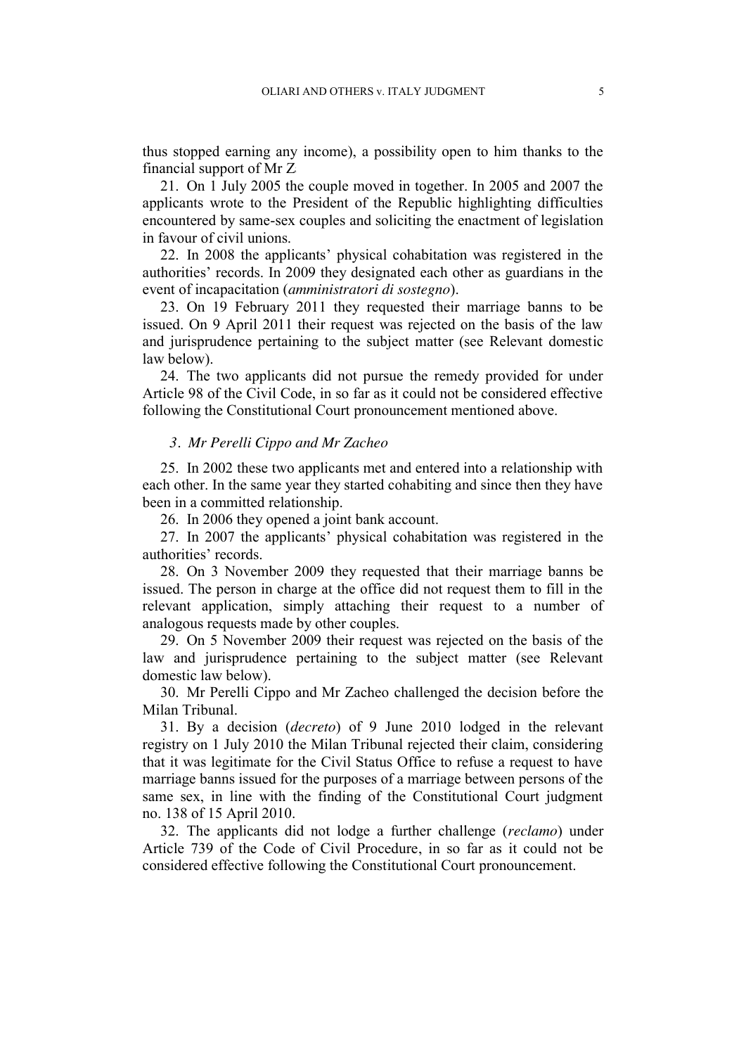thus stopped earning any income), a possibility open to him thanks to the financial support of Mr Z.

21. On 1 July 2005 the couple moved in together. In 2005 and 2007 the applicants wrote to the President of the Republic highlighting difficulties encountered by same-sex couples and soliciting the enactment of legislation in favour of civil unions.

22. In 2008 the applicants' physical cohabitation was registered in the authorities' records. In 2009 they designated each other as guardians in the event of incapacitation (*amministratori di sostegno*).

23. On 19 February 2011 they requested their marriage banns to be issued. On 9 April 2011 their request was rejected on the basis of the law and jurisprudence pertaining to the subject matter (see Relevant domestic law below).

24. The two applicants did not pursue the remedy provided for under Article 98 of the Civil Code, in so far as it could not be considered effective following the Constitutional Court pronouncement mentioned above.

### *3. Mr Perelli Cippo and Mr Zacheo*

25. In 2002 these two applicants met and entered into a relationship with each other. In the same year they started cohabiting and since then they have been in a committed relationship.

26. In 2006 they opened a joint bank account.

27. In 2007 the applicants' physical cohabitation was registered in the authorities' records.

28. On 3 November 2009 they requested that their marriage banns be issued. The person in charge at the office did not request them to fill in the relevant application, simply attaching their request to a number of analogous requests made by other couples.

29. On 5 November 2009 their request was rejected on the basis of the law and jurisprudence pertaining to the subject matter (see Relevant domestic law below).

30. Mr Perelli Cippo and Mr Zacheo challenged the decision before the Milan Tribunal.

31. By a decision (*decreto*) of 9 June 2010 lodged in the relevant registry on 1 July 2010 the Milan Tribunal rejected their claim, considering that it was legitimate for the Civil Status Office to refuse a request to have marriage banns issued for the purposes of a marriage between persons of the same sex, in line with the finding of the Constitutional Court judgment no. 138 of 15 April 2010.

32. The applicants did not lodge a further challenge (*reclamo*) under Article 739 of the Code of Civil Procedure, in so far as it could not be considered effective following the Constitutional Court pronouncement.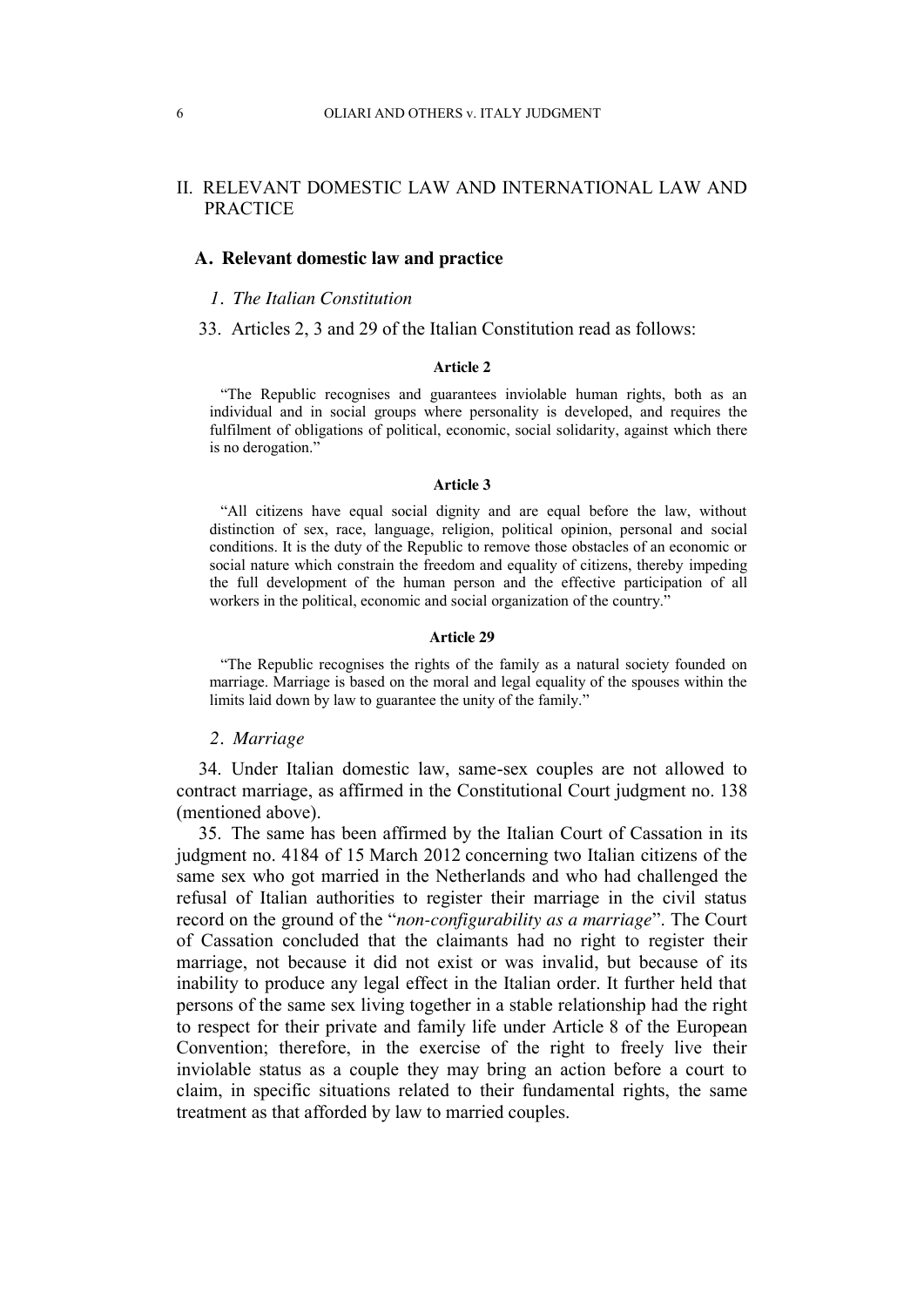## II. RELEVANT DOMESTIC LAW AND INTERNATIONAL LAW AND PRACTICE

### A. Relevant domestic law and practice

#### *1. The Italian Constitution*

33. Articles 2, 3 and 29 of the Italian Constitution read as follows:

**Article 2**

“The Republic recognises and guarantees inviolable human rights, both as an individual and in social groups where personality is developed, and requires the fulfilment of obligations of political, economic, social solidarity, against which there is no derogation.”

**Article 3**

“All citizens have equal social dignity and are equal before the law, without distinction of sex, race, language, religion, political opinion, personal and social conditions. It is the duty of the Republic to remove those obstacles of an economic or social nature which constrain the freedom and equality of citizens, thereby impeding the full development of the human person and the effective participation of all workers in the political, economic and social organization of the country.”

**Article 29**

“The Republic recognises the rights of the family as a natural society founded on marriage. Marriage is based on the moral and legal equality of the spouses within the limits laid down by law to guarantee the unity of the family.”

#### *2. Marriage*

34. Under Italian domestic law, same-sex couples are not allowed to contract marriage, as affirmed in the Constitutional Court judgment no. 138 (mentioned above).

35. The same has been affirmed by the Italian Court of Cassation in its judgment no. 4184 of 15 March 2012 concerning two Italian citizens of the same sex who got married in the Netherlands and who had challenged the refusal of Italian authorities to register their marriage in the civil status record on the ground of the “*non-configurability as a marriage*”. The Court of Cassation concluded that the claimants had no right to register their marriage, not because it did not exist or was invalid, but because of its inability to produce any legal effect in the Italian order. It further held that persons of the same sex living together in a stable relationship had the right to respect for their private and family life under Article 8 of the European Convention; therefore, in the exercise of the right to freely live their inviolable status as a couple they may bring an action before a court to claim, in specific situations related to their fundamental rights, the same treatment as that afforded by law to married couples.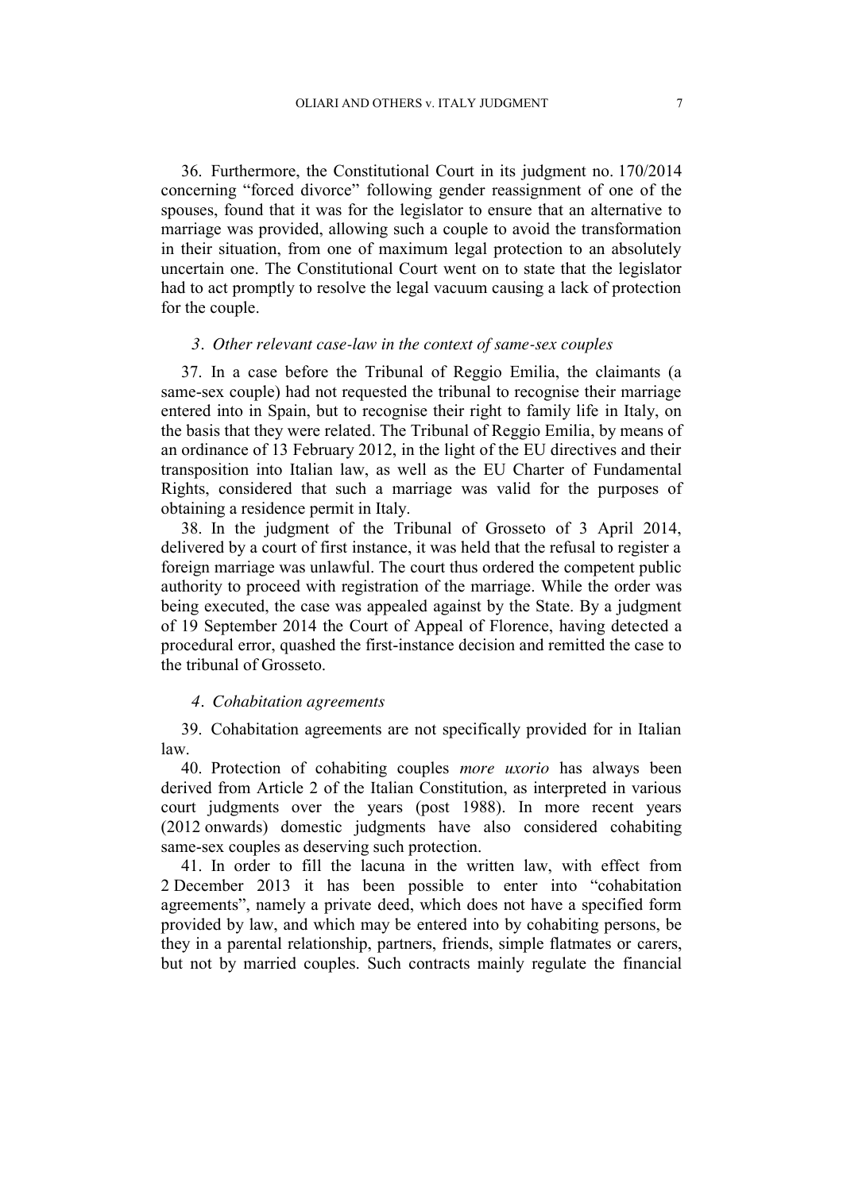36. Furthermore, the Constitutional Court in its judgment no. 170/2014 concerning "forced divorce" following gender reassignment of one of the spouses, found that it was for the legislator to ensure that an alternative to marriage was provided, allowing such a couple to avoid the transformation in their situation, from one of maximum legal protection to an absolutely uncertain one. The Constitutional Court went on to state that the legislator had to act promptly to resolve the legal vacuum causing a lack of protection for the couple.

### *3. Other relevant case-law in the context of same-sex couples*

37. In a case before the Tribunal of Reggio Emilia, the claimants (a same-sex couple) had not requested the tribunal to recognise their marriage entered into in Spain, but to recognise their right to family life in Italy, on the basis that they were related. The Tribunal of Reggio Emilia, by means of an ordinance of 13 February 2012, in the light of the EU directives and their transposition into Italian law, as well as the EU Charter of Fundamental Rights, considered that such a marriage was valid for the purposes of obtaining a residence permit in Italy.

38. In the judgment of the Tribunal of Grosseto of 3 April 2014, delivered by a court of first instance, it was held that the refusal to register a foreign marriage was unlawful. The court thus ordered the competent public authority to proceed with registration of the marriage. While the order was being executed, the case was appealed against by the State. By a judgment of 19 September 2014 the Court of Appeal of Florence, having detected a procedural error, quashed the first-instance decision and remitted the case to the tribunal of Grosseto.

### *4. Cohabitation agreements*

39. Cohabitation agreements are not specifically provided for in Italian law.

40. Protection of cohabiting couples *more uxorio* has always been derived from Article 2 of the Italian Constitution, as interpreted in various court judgments over the years (post 1988). In more recent years (2012 onwards) domestic judgments have also considered cohabiting same-sex couples as deserving such protection.

41. In order to fill the lacuna in the written law, with effect from 2 December 2013 it has been possible to enter into "cohabitation agreements", namely a private deed, which does not have a specified form provided by law, and which may be entered into by cohabiting persons, be they in a parental relationship, partners, friends, simple flatmates or carers, but not by married couples. Such contracts mainly regulate the financial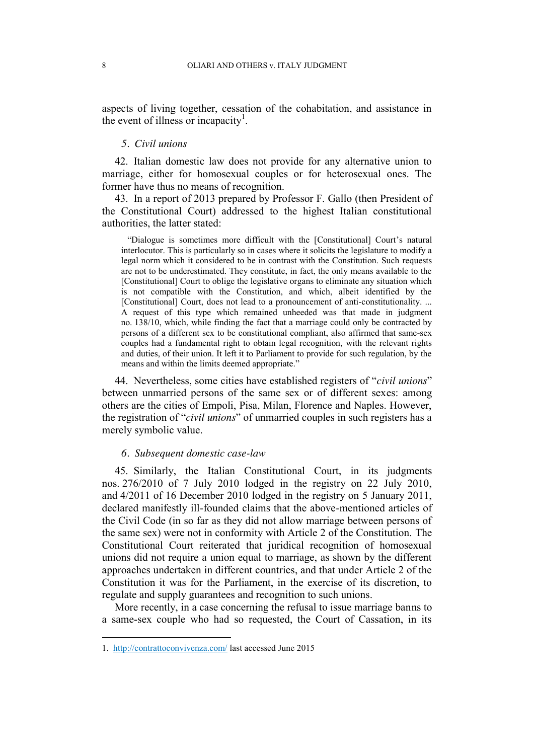aspects of living together, cessation of the cohabitation, and assistance in the event of illness or incapacity[1].

### *5. Civil unions*

42. Italian domestic law does not provide for any alternative union to marriage, either for homosexual couples or for heterosexual ones. The former have thus no means of recognition.

43. In a report of 2013 prepared by Professor F. Gallo (then President of the Constitutional Court) addressed to the highest Italian constitutional authorities, the latter stated:

> "Dialogue is sometimes more difficult with the [Constitutional] Court's natural interlocutor. This is particularly so in cases where it solicits the legislature to modify a legal norm which it considered to be in contrast with the Constitution. Such requests are not to be underestimated. They constitute, in fact, the only means available to the [Constitutional] Court to oblige the legislative organs to eliminate any situation which is not compatible with the Constitution, and which, albeit identified by the [Constitutional] Court, does not lead to a pronouncement of anti-constitutionality. ... A request of this type which remained unheeded was that made in judgment no. 138/10, which, while finding the fact that a marriage could only be contracted by persons of a different sex to be constitutional compliant, also affirmed that same-sex couples had a fundamental right to obtain legal recognition, with the relevant rights and duties, of their union. It left it to Parliament to provide for such regulation, by the means and within the limits deemed appropriate."

44. Nevertheless, some cities have established registers of "*civil unions*" between unmarried persons of the same sex or of different sexes: among others are the cities of Empoli, Pisa, Milan, Florence and Naples. However, the registration of "*civil unions*" of unmarried couples in such registers has a merely symbolic value.

### *6. Subsequent domestic case-law*

45. Similarly, the Italian Constitutional Court, in its judgments nos. 276/2010 of 7 July 2010 lodged in the registry on 22 July 2010, and 4/2011 of 16 December 2010 lodged in the registry on 5 January 2011, declared manifestly ill-founded claims that the above-mentioned articles of the Civil Code (in so far as they did not allow marriage between persons of the same sex) were not in conformity with Article 2 of the Constitution. The Constitutional Court reiterated that juridical recognition of homosexual unions did not require a union equal to marriage, as shown by the different approaches undertaken in different countries, and that under Article 2 of the Constitution it was for the Parliament, in the exercise of its discretion, to regulate and supply guarantees and recognition to such unions.

More recently, in a case concerning the refusal to issue marriage banns to a same-sex couple who had so requested, the Court of Cassation, in its

---

1. http://contrattoconvivenza.com/ last accessed June 2015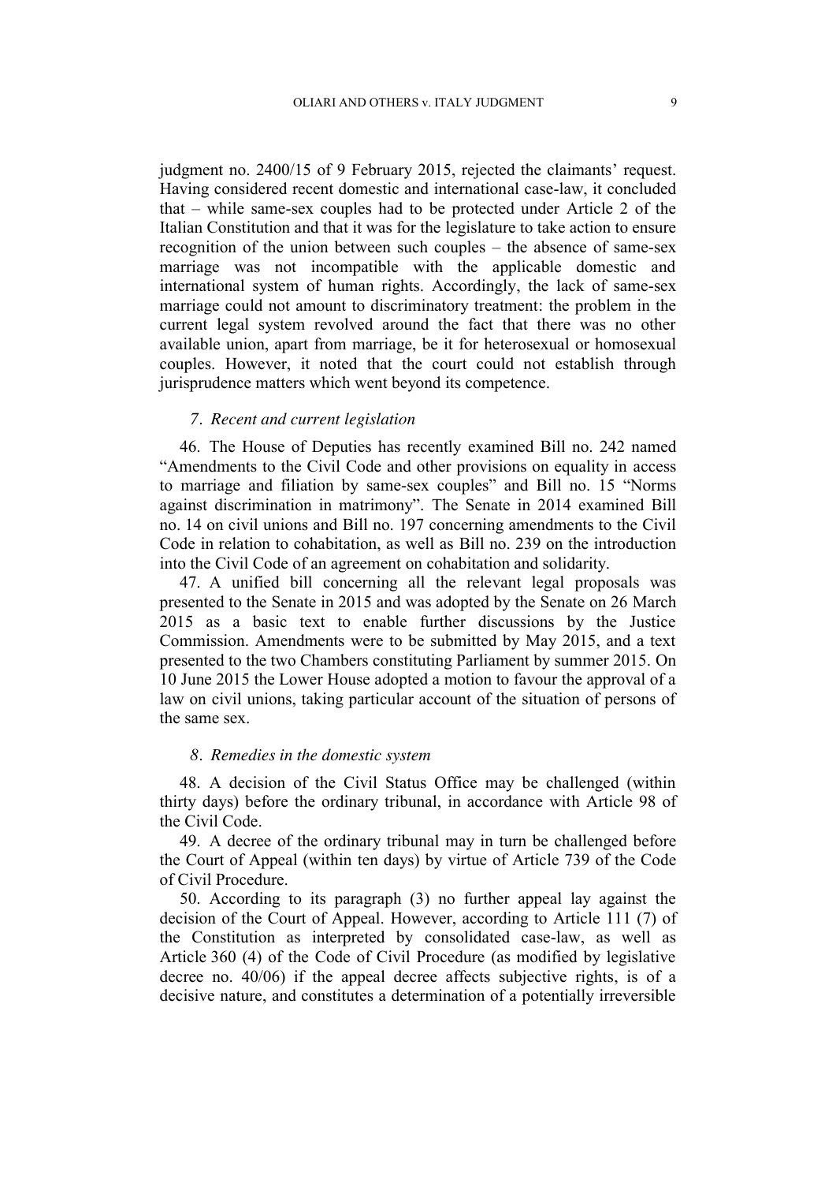judgment no. 2400/15 of 9 February 2015, rejected the claimants' request. Having considered recent domestic and international case-law, it concluded that – while same-sex couples had to be protected under Article 2 of the Italian Constitution and that it was for the legislature to take action to ensure recognition of the union between such couples – the absence of same-sex marriage was not incompatible with the applicable domestic and international system of human rights. Accordingly, the lack of same-sex marriage could not amount to discriminatory treatment: the problem in the current legal system revolved around the fact that there was no other available union, apart from marriage, be it for heterosexual or homosexual couples. However, it noted that the court could not establish through jurisprudence matters which went beyond its competence.

### *7. Recent and current legislation*

46. The House of Deputies has recently examined Bill no. 242 named "Amendments to the Civil Code and other provisions on equality in access to marriage and filiation by same-sex couples" and Bill no. 15 "Norms against discrimination in matrimony". The Senate in 2014 examined Bill no. 14 on civil unions and Bill no. 197 concerning amendments to the Civil Code in relation to cohabitation, as well as Bill no. 239 on the introduction into the Civil Code of an agreement on cohabitation and solidarity.

47. A unified bill concerning all the relevant legal proposals was presented to the Senate in 2015 and was adopted by the Senate on 26 March 2015 as a basic text to enable further discussions by the Justice Commission. Amendments were to be submitted by May 2015, and a text presented to the two Chambers constituting Parliament by summer 2015. On 10 June 2015 the Lower House adopted a motion to favour the approval of a law on civil unions, taking particular account of the situation of persons of the same sex.

### *8. Remedies in the domestic system*

48. A decision of the Civil Status Office may be challenged (within thirty days) before the ordinary tribunal, in accordance with Article 98 of the Civil Code.

49. A decree of the ordinary tribunal may in turn be challenged before the Court of Appeal (within ten days) by virtue of Article 739 of the Code of Civil Procedure.

50. According to its paragraph (3) no further appeal lay against the decision of the Court of Appeal. However, according to Article 111 (7) of the Constitution as interpreted by consolidated case-law, as well as Article 360 (4) of the Code of Civil Procedure (as modified by legislative decree no. 40/06) if the appeal decree affects subjective rights, is of a decisive nature, and constitutes a determination of a potentially irreversible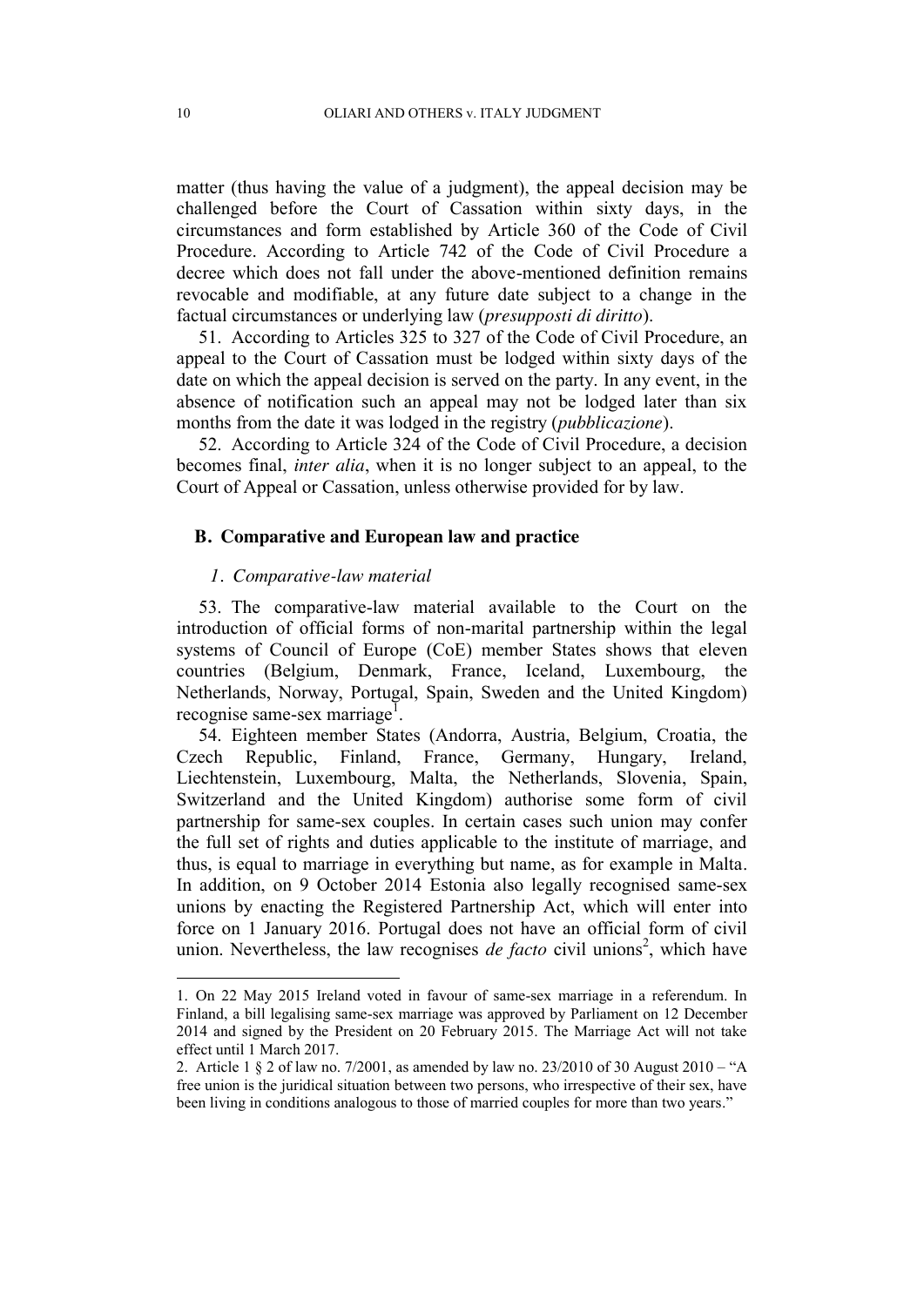matter (thus having the value of a judgment), the appeal decision may be challenged before the Court of Cassation within sixty days, in the circumstances and form established by Article 360 of the Code of Civil Procedure. According to Article 742 of the Code of Civil Procedure a decree which does not fall under the above-mentioned definition remains revocable and modifiable, at any future date subject to a change in the factual circumstances or underlying law (*presupposti di diritto*).

51. According to Articles 325 to 327 of the Code of Civil Procedure, an appeal to the Court of Cassation must be lodged within sixty days of the date on which the appeal decision is served on the party. In any event, in the absence of notification such an appeal may not be lodged later than six months from the date it was lodged in the registry (*pubblicazione*).

52. According to Article 324 of the Code of Civil Procedure, a decision becomes final, *inter alia*, when it is no longer subject to an appeal, to the Court of Appeal or Cassation, unless otherwise provided for by law.

### B. Comparative and European law and practice

#### *1. Comparative-law material*

53. The comparative-law material available to the Court on the introduction of official forms of non-marital partnership within the legal systems of Council of Europe (CoE) member States shows that eleven countries (Belgium, Denmark, France, Iceland, Luxembourg, the Netherlands, Norway, Portugal, Spain, Sweden and the United Kingdom) recognise same-sex marriage[1].

54. Eighteen member States (Andorra, Austria, Belgium, Croatia, the Czech Republic, Finland, France, Germany, Hungary, Ireland, Liechtenstein, Luxembourg, Malta, the Netherlands, Slovenia, Spain, Switzerland and the United Kingdom) authorise some form of civil partnership for same-sex couples. In certain cases such union may confer the full set of rights and duties applicable to the institute of marriage, and thus, is equal to marriage in everything but name, as for example in Malta. In addition, on 9 October 2014 Estonia also legally recognised same-sex unions by enacting the Registered Partnership Act, which will enter into force on 1 January 2016. Portugal does not have an official form of civil union. Nevertheless, the law recognises *de facto* civil unions[2], which have

---

1. On 22 May 2015 Ireland voted in favour of same-sex marriage in a referendum. In Finland, a bill legalising same-sex marriage was approved by Parliament on 12 December 2014 and signed by the President on 20 February 2015. The Marriage Act will not take effect until 1 March 2017.

2. Article 1 § 2 of law no. 7/2001, as amended by law no. 23/2010 of 30 August 2010 – "A free union is the juridical situation between two persons, who irrespective of their sex, have been living in conditions analogous to those of married couples for more than two years."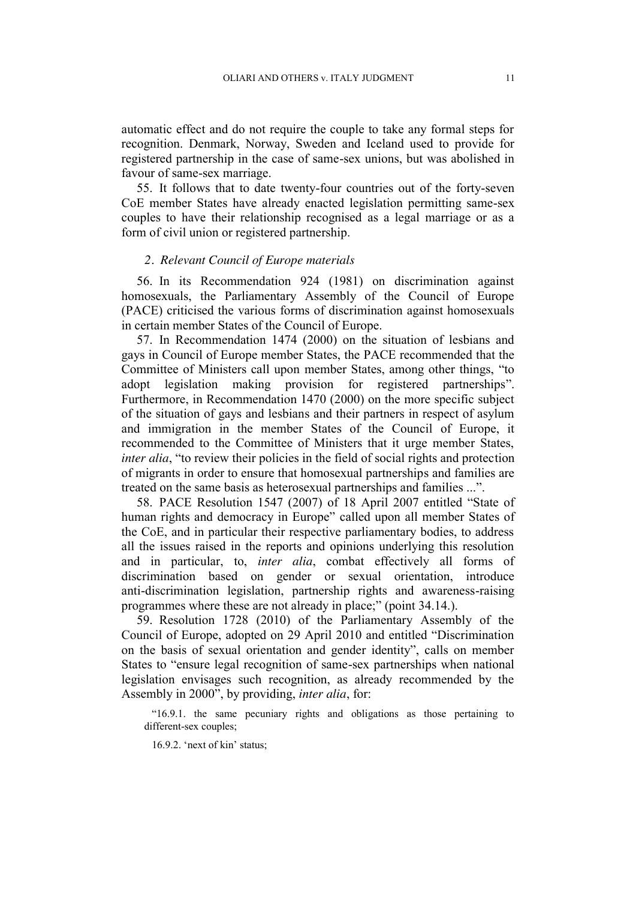automatic effect and do not require the couple to take any formal steps for recognition. Denmark, Norway, Sweden and Iceland used to provide for registered partnership in the case of same-sex unions, but was abolished in favour of same-sex marriage.

55. It follows that to date twenty-four countries out of the forty-seven CoE member States have already enacted legislation permitting same-sex couples to have their relationship recognised as a legal marriage or as a form of civil union or registered partnership.

### *2. Relevant Council of Europe materials*

56. In its Recommendation 924 (1981) on discrimination against homosexuals, the Parliamentary Assembly of the Council of Europe (PACE) criticised the various forms of discrimination against homosexuals in certain member States of the Council of Europe.

57. In Recommendation 1474 (2000) on the situation of lesbians and gays in Council of Europe member States, the PACE recommended that the Committee of Ministers call upon member States, among other things, "to adopt legislation making provision for registered partnerships". Furthermore, in Recommendation 1470 (2000) on the more specific subject of the situation of gays and lesbians and their partners in respect of asylum and immigration in the member States of the Council of Europe, it recommended to the Committee of Ministers that it urge member States, *inter alia*, "to review their policies in the field of social rights and protection of migrants in order to ensure that homosexual partnerships and families are treated on the same basis as heterosexual partnerships and families ...".

58. PACE Resolution 1547 (2007) of 18 April 2007 entitled "State of human rights and democracy in Europe" called upon all member States of the CoE, and in particular their respective parliamentary bodies, to address all the issues raised in the reports and opinions underlying this resolution and in particular, to, *inter alia*, combat effectively all forms of discrimination based on gender or sexual orientation, introduce anti-discrimination legislation, partnership rights and awareness-raising programmes where these are not already in place;" (point 34.14.).

59. Resolution 1728 (2010) of the Parliamentary Assembly of the Council of Europe, adopted on 29 April 2010 and entitled "Discrimination on the basis of sexual orientation and gender identity", calls on member States to "ensure legal recognition of same-sex partnerships when national legislation envisages such recognition, as already recommended by the Assembly in 2000", by providing, *inter alia*, for:

> "16.9.1. the same pecuniary rights and obligations as those pertaining to different-sex couples;
>
> 16.9.2. 'next of kin' status;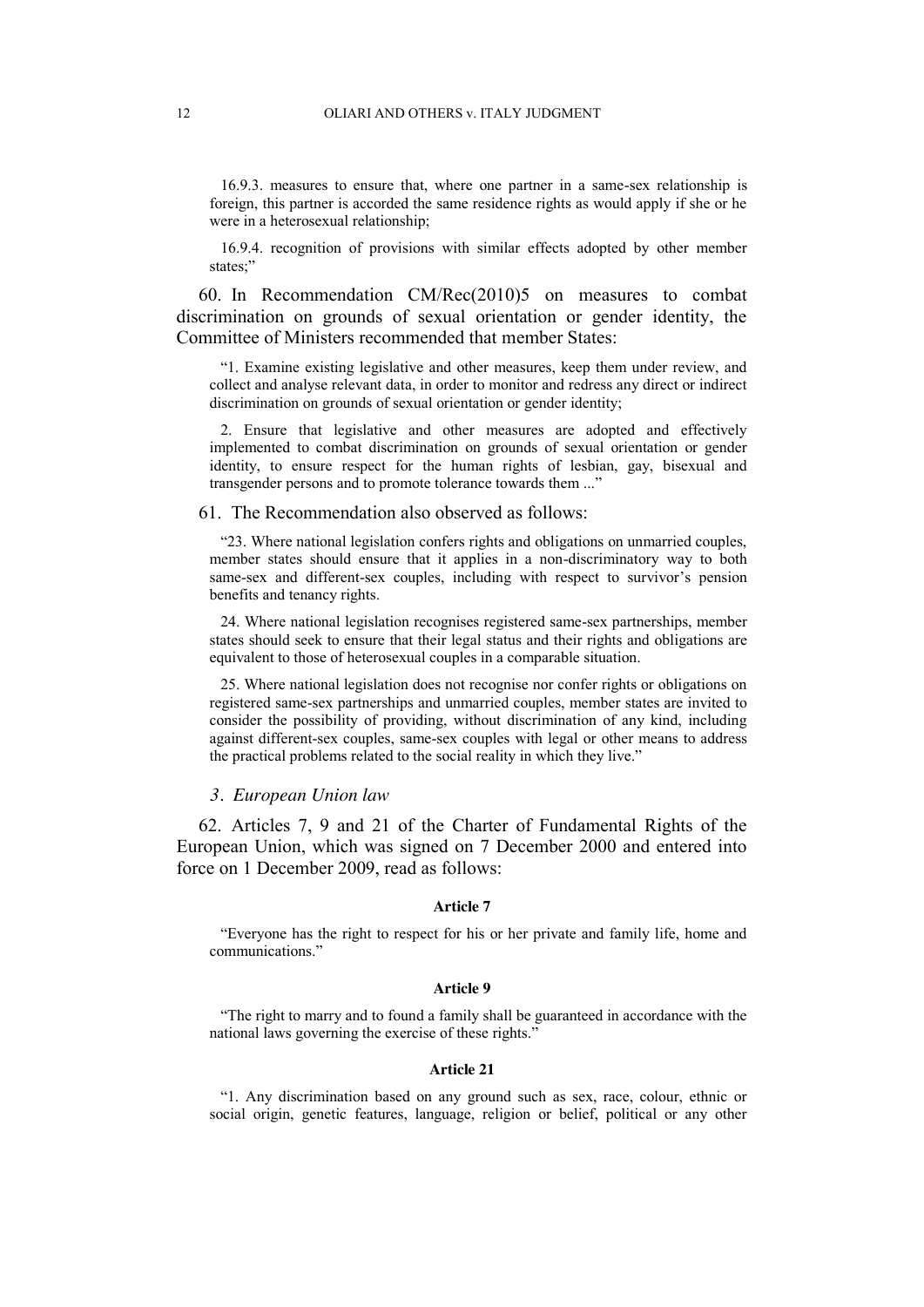16.9.3. measures to ensure that, where one partner in a same-sex relationship is foreign, this partner is accorded the same residence rights as would apply if she or he were in a heterosexual relationship;

16.9.4. recognition of provisions with similar effects adopted by other member states;"

60. In Recommendation CM/Rec(2010)5 on measures to combat discrimination on grounds of sexual orientation or gender identity, the Committee of Ministers recommended that member States:

"1. Examine existing legislative and other measures, keep them under review, and collect and analyse relevant data, in order to monitor and redress any direct or indirect discrimination on grounds of sexual orientation or gender identity;

2. Ensure that legislative and other measures are adopted and effectively implemented to combat discrimination on grounds of sexual orientation or gender identity, to ensure respect for the human rights of lesbian, gay, bisexual and transgender persons and to promote tolerance towards them ..."

61. The Recommendation also observed as follows:

"23. Where national legislation confers rights and obligations on unmarried couples, member states should ensure that it applies in a non-discriminatory way to both same-sex and different-sex couples, including with respect to survivor's pension benefits and tenancy rights.

24. Where national legislation recognises registered same-sex partnerships, member states should seek to ensure that their legal status and their rights and obligations are equivalent to those of heterosexual couples in a comparable situation.

25. Where national legislation does not recognise nor confer rights or obligations on registered same-sex partnerships and unmarried couples, member states are invited to consider the possibility of providing, without discrimination of any kind, including against different-sex couples, same-sex couples with legal or other means to address the practical problems related to the social reality in which they live."

### *3. European Union law*

62. Articles 7, 9 and 21 of the Charter of Fundamental Rights of the European Union, which was signed on 7 December 2000 and entered into force on 1 December 2009, read as follows:

**Article 7**

"Everyone has the right to respect for his or her private and family life, home and communications."

**Article 9**

"The right to marry and to found a family shall be guaranteed in accordance with the national laws governing the exercise of these rights."

**Article 21**

"1. Any discrimination based on any ground such as sex, race, colour, ethnic or social origin, genetic features, language, religion or belief, political or any other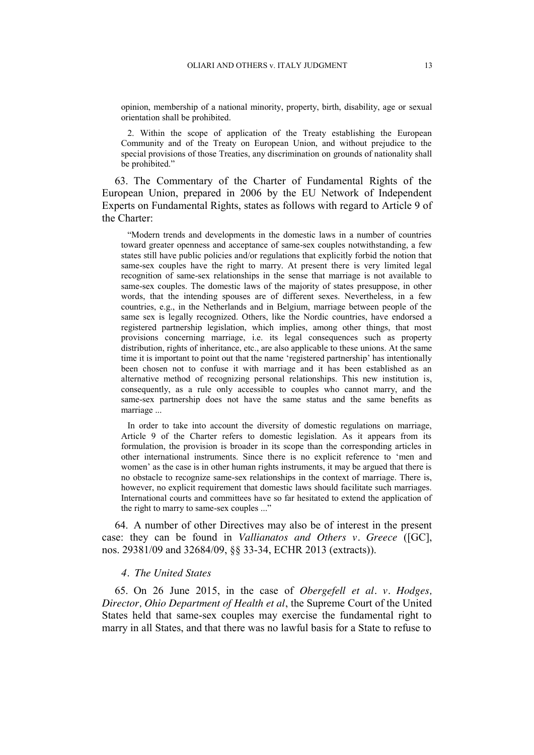opinion, membership of a national minority, property, birth, disability, age or sexual orientation shall be prohibited.

2. Within the scope of application of the Treaty establishing the European Community and of the Treaty on European Union, and without prejudice to the special provisions of those Treaties, any discrimination on grounds of nationality shall be prohibited."

63. The Commentary of the Charter of Fundamental Rights of the European Union, prepared in 2006 by the EU Network of Independent Experts on Fundamental Rights, states as follows with regard to Article 9 of the Charter:

> "Modern trends and developments in the domestic laws in a number of countries toward greater openness and acceptance of same-sex couples notwithstanding, a few states still have public policies and/or regulations that explicitly forbid the notion that same-sex couples have the right to marry. At present there is very limited legal recognition of same-sex relationships in the sense that marriage is not available to same-sex couples. The domestic laws of the majority of states presuppose, in other words, that the intending spouses are of different sexes. Nevertheless, in a few countries, e.g., in the Netherlands and in Belgium, marriage between people of the same sex is legally recognized. Others, like the Nordic countries, have endorsed a registered partnership legislation, which implies, among other things, that most provisions concerning marriage, i.e. its legal consequences such as property distribution, rights of inheritance, etc., are also applicable to these unions. At the same time it is important to point out that the name 'registered partnership' has intentionally been chosen not to confuse it with marriage and it has been established as an alternative method of recognizing personal relationships. This new institution is, consequently, as a rule only accessible to couples who cannot marry, and the same-sex partnership does not have the same status and the same benefits as marriage ...
>
> In order to take into account the diversity of domestic regulations on marriage, Article 9 of the Charter refers to domestic legislation. As it appears from its formulation, the provision is broader in its scope than the corresponding articles in other international instruments. Since there is no explicit reference to 'men and women' as the case is in other human rights instruments, it may be argued that there is no obstacle to recognize same-sex relationships in the context of marriage. There is, however, no explicit requirement that domestic laws should facilitate such marriages. International courts and committees have so far hesitated to extend the application of the right to marry to same-sex couples ..."

64. A number of other Directives may also be of interest in the present case: they can be found in *Vallianatos and Others v. Greece* ([GC], nos. 29381/09 and 32684/09, §§ 33-34, ECHR 2013 (extracts)).

### *4. The United States*

65. On 26 June 2015, in the case of *Obergefell et al. v. Hodges, Director, Ohio Department of Health et al*, the Supreme Court of the United States held that same-sex couples may exercise the fundamental right to marry in all States, and that there was no lawful basis for a State to refuse to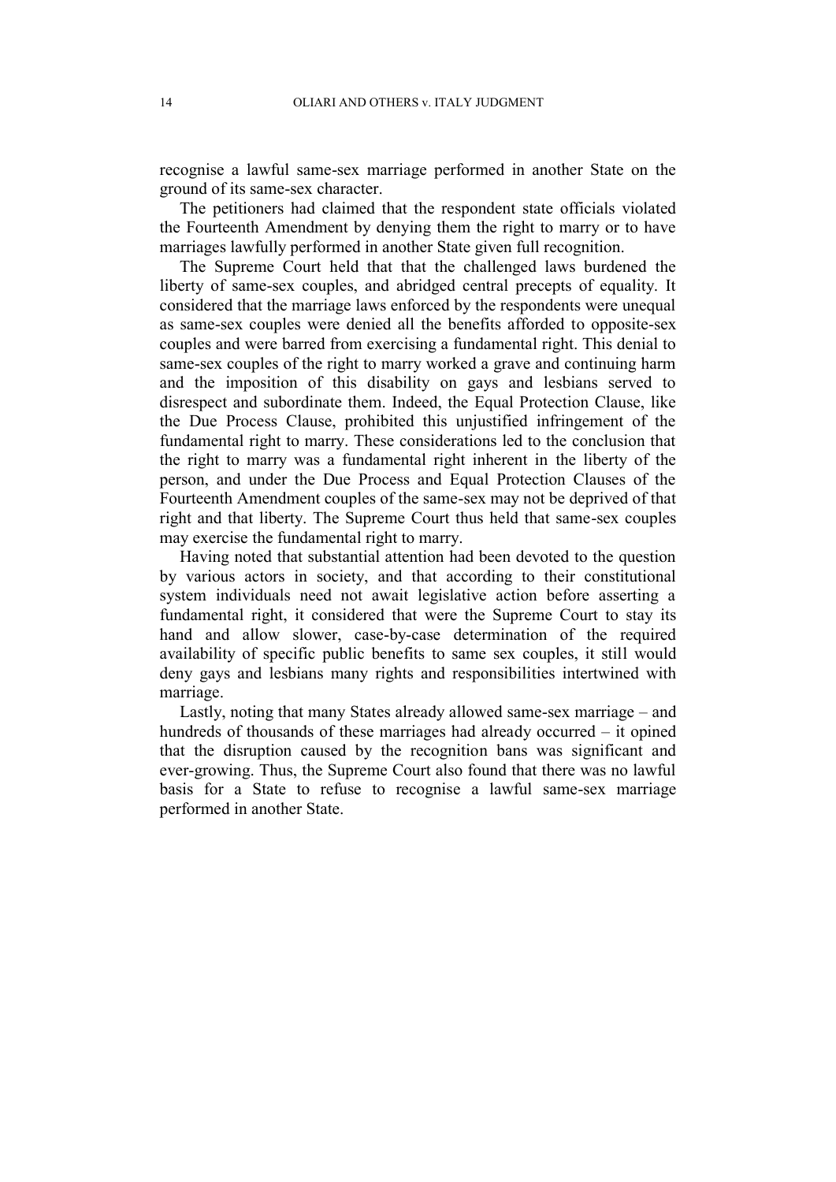recognise a lawful same-sex marriage performed in another State on the ground of its same-sex character.

The petitioners had claimed that the respondent state officials violated the Fourteenth Amendment by denying them the right to marry or to have marriages lawfully performed in another State given full recognition.

The Supreme Court held that that the challenged laws burdened the liberty of same-sex couples, and abridged central precepts of equality. It considered that the marriage laws enforced by the respondents were unequal as same-sex couples were denied all the benefits afforded to opposite-sex couples and were barred from exercising a fundamental right. This denial to same-sex couples of the right to marry worked a grave and continuing harm and the imposition of this disability on gays and lesbians served to disrespect and subordinate them. Indeed, the Equal Protection Clause, like the Due Process Clause, prohibited this unjustified infringement of the fundamental right to marry. These considerations led to the conclusion that the right to marry was a fundamental right inherent in the liberty of the person, and under the Due Process and Equal Protection Clauses of the Fourteenth Amendment couples of the same-sex may not be deprived of that right and that liberty. The Supreme Court thus held that same-sex couples may exercise the fundamental right to marry.

Having noted that substantial attention had been devoted to the question by various actors in society, and that according to their constitutional system individuals need not await legislative action before asserting a fundamental right, it considered that were the Supreme Court to stay its hand and allow slower, case-by-case determination of the required availability of specific public benefits to same sex couples, it still would deny gays and lesbians many rights and responsibilities intertwined with marriage.

Lastly, noting that many States already allowed same-sex marriage – and hundreds of thousands of these marriages had already occurred – it opined that the disruption caused by the recognition bans was significant and ever-growing. Thus, the Supreme Court also found that there was no lawful basis for a State to refuse to recognise a lawful same-sex marriage performed in another State.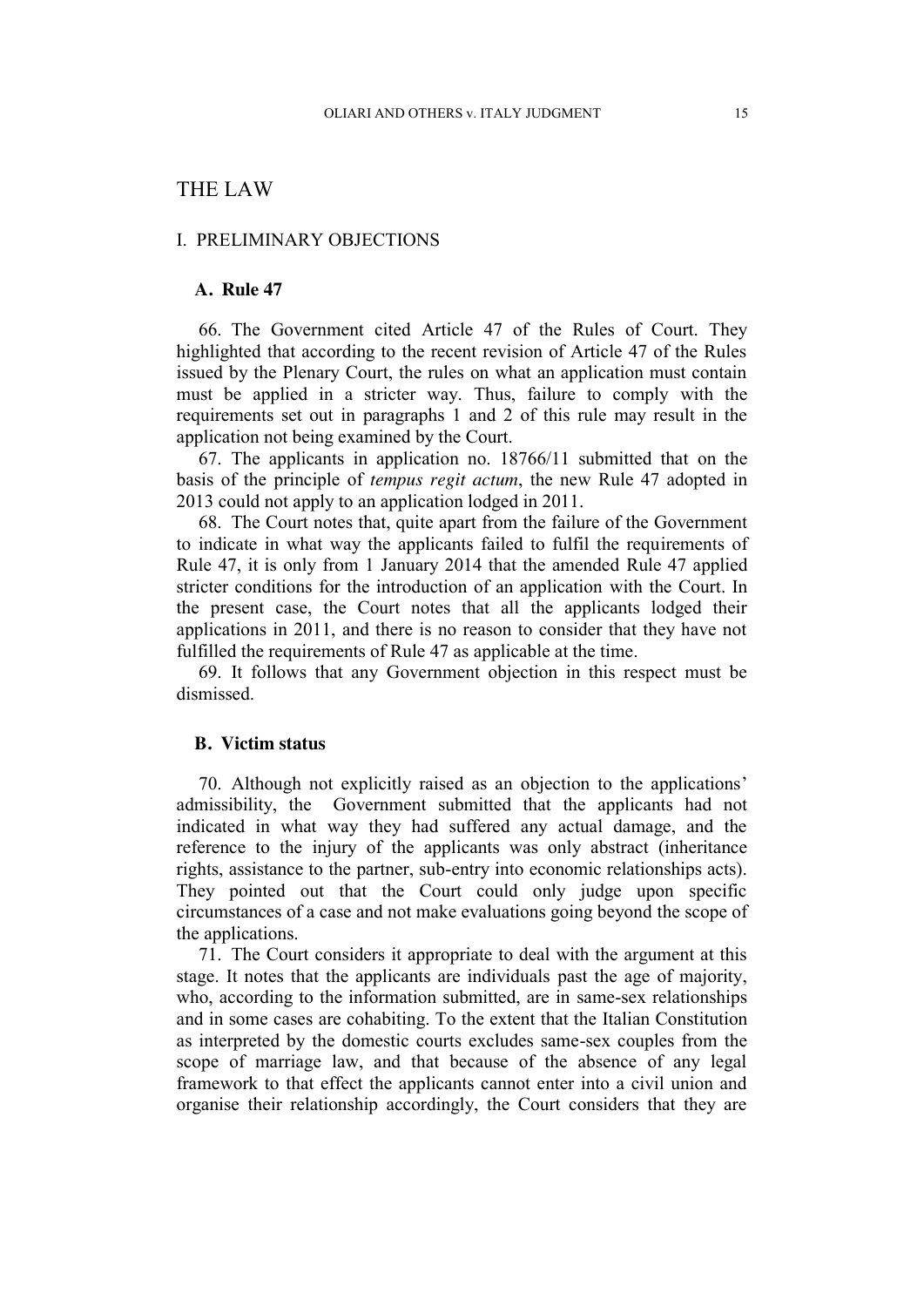# THE LAW

## I. PRELIMINARY OBJECTIONS

### A. Rule 47

66. The Government cited Article 47 of the Rules of Court. They highlighted that according to the recent revision of Article 47 of the Rules issued by the Plenary Court, the rules on what an application must contain must be applied in a stricter way. Thus, failure to comply with the requirements set out in paragraphs 1 and 2 of this rule may result in the application not being examined by the Court.

67. The applicants in application no. 18766/11 submitted that on the basis of the principle of *tempus regit actum*, the new Rule 47 adopted in 2013 could not apply to an application lodged in 2011.

68. The Court notes that, quite apart from the failure of the Government to indicate in what way the applicants failed to fulfil the requirements of Rule 47, it is only from 1 January 2014 that the amended Rule 47 applied stricter conditions for the introduction of an application with the Court. In the present case, the Court notes that all the applicants lodged their applications in 2011, and there is no reason to consider that they have not fulfilled the requirements of Rule 47 as applicable at the time.

69. It follows that any Government objection in this respect must be dismissed.

### B. Victim status

70. Although not explicitly raised as an objection to the applications' admissibility, the Government submitted that the applicants had not indicated in what way they had suffered any actual damage, and the reference to the injury of the applicants was only abstract (inheritance rights, assistance to the partner, sub-entry into economic relationships acts). They pointed out that the Court could only judge upon specific circumstances of a case and not make evaluations going beyond the scope of the applications.

71. The Court considers it appropriate to deal with the argument at this stage. It notes that the applicants are individuals past the age of majority, who, according to the information submitted, are in same-sex relationships and in some cases are cohabiting. To the extent that the Italian Constitution as interpreted by the domestic courts excludes same-sex couples from the scope of marriage law, and that because of the absence of any legal framework to that effect the applicants cannot enter into a civil union and organise their relationship accordingly, the Court considers that they are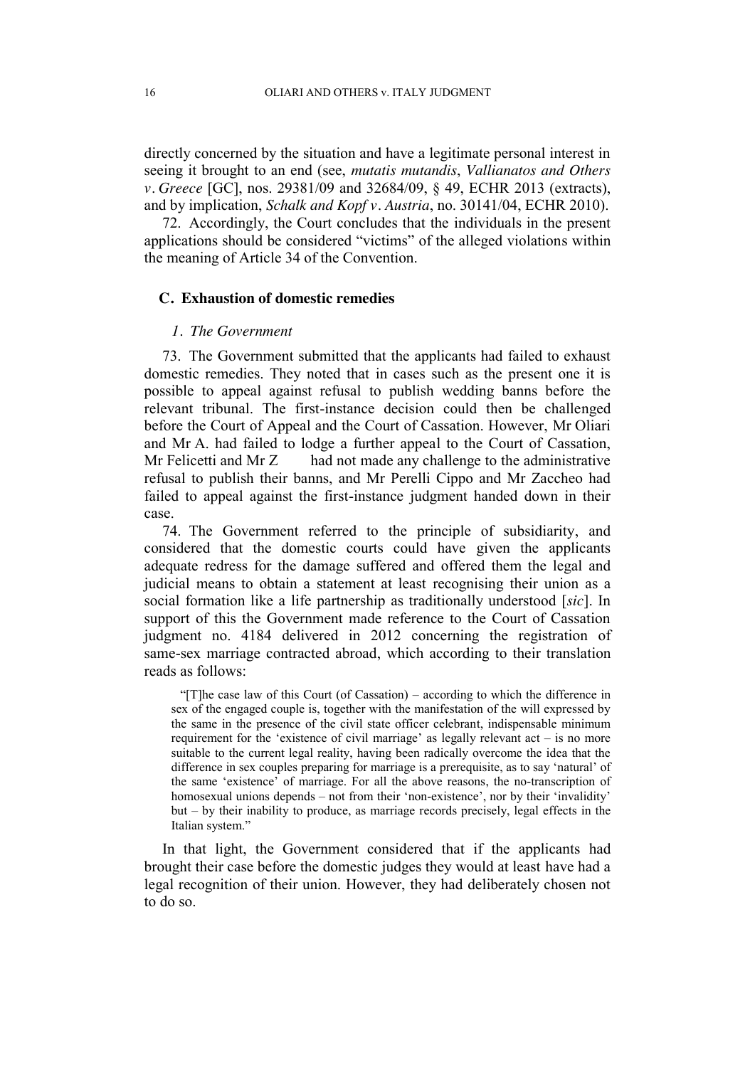directly concerned by the situation and have a legitimate personal interest in seeing it brought to an end (see, *mutatis mutandis*, *Vallianatos and Others v. Greece* [GC], nos. 29381/09 and 32684/09, § 49, ECHR 2013 (extracts), and by implication, *Schalk and Kopf v. Austria*, no. 30141/04, ECHR 2010).

72. Accordingly, the Court concludes that the individuals in the present applications should be considered "victims" of the alleged violations within the meaning of Article 34 of the Convention.

### C. Exhaustion of domestic remedies

#### *1. The Government*

73. The Government submitted that the applicants had failed to exhaust domestic remedies. They noted that in cases such as the present one it is possible to appeal against refusal to publish wedding banns before the relevant tribunal. The first-instance decision could then be challenged before the Court of Appeal and the Court of Cassation. However, Mr Oliari and Mr A. had failed to lodge a further appeal to the Court of Cassation, Mr Felicetti and Mr Z had not made any challenge to the administrative refusal to publish their banns, and Mr Perelli Cippo and Mr Zaccheo had failed to appeal against the first-instance judgment handed down in their case.

74. The Government referred to the principle of subsidiarity, and considered that the domestic courts could have given the applicants adequate redress for the damage suffered and offered them the legal and judicial means to obtain a statement at least recognising their union as a social formation like a life partnership as traditionally understood [*sic*]. In support of this the Government made reference to the Court of Cassation judgment no. 4184 delivered in 2012 concerning the registration of same-sex marriage contracted abroad, which according to their translation reads as follows:

> "[T]he case law of this Court (of Cassation) – according to which the difference in sex of the engaged couple is, together with the manifestation of the will expressed by the same in the presence of the civil state officer celebrant, indispensable minimum requirement for the 'existence of civil marriage' as legally relevant act – is no more suitable to the current legal reality, having been radically overcome the idea that the difference in sex couples preparing for marriage is a prerequisite, as to say 'natural' of the same 'existence' of marriage. For all the above reasons, the no-transcription of homosexual unions depends – not from their 'non-existence', nor by their 'invalidity' but – by their inability to produce, as marriage records precisely, legal effects in the Italian system."

In that light, the Government considered that if the applicants had brought their case before the domestic judges they would at least have had a legal recognition of their union. However, they had deliberately chosen not to do so.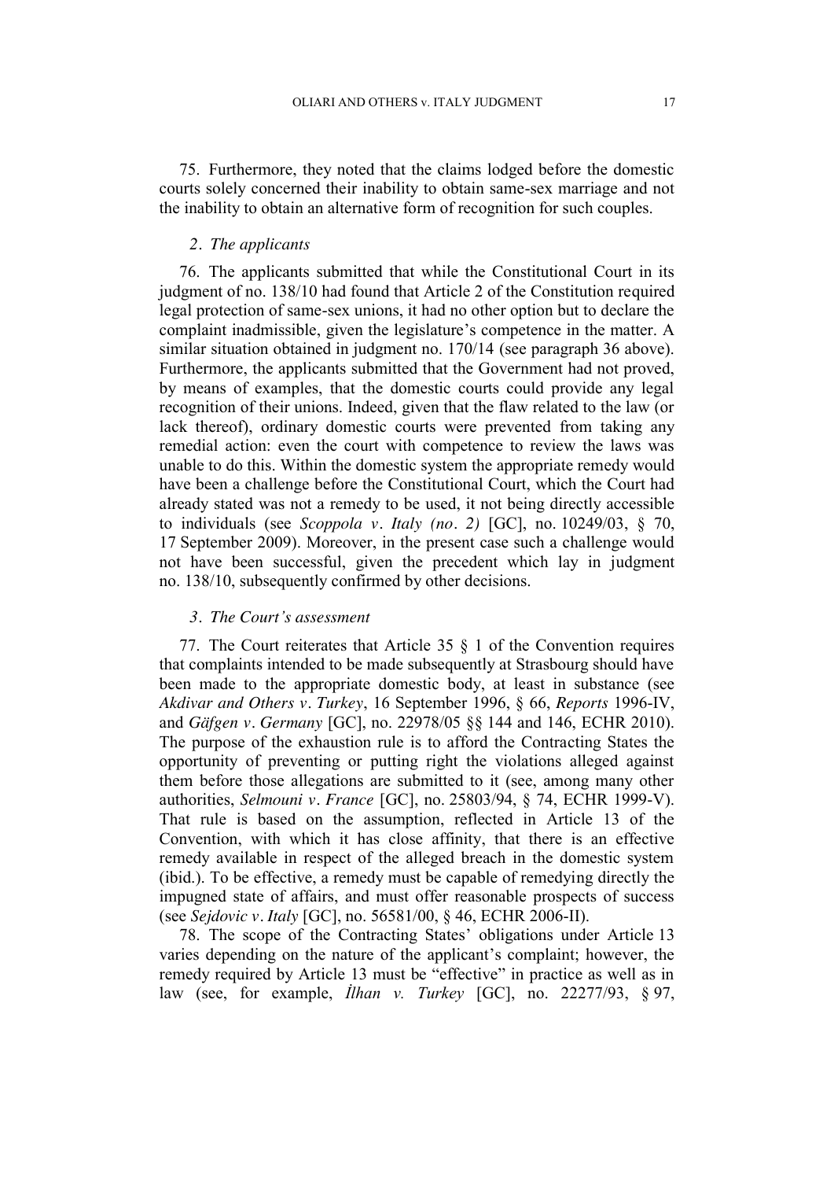75. Furthermore, they noted that the claims lodged before the domestic courts solely concerned their inability to obtain same-sex marriage and not the inability to obtain an alternative form of recognition for such couples.

### *2. The applicants*

76. The applicants submitted that while the Constitutional Court in its judgment of no. 138/10 had found that Article 2 of the Constitution required legal protection of same-sex unions, it had no other option but to declare the complaint inadmissible, given the legislature's competence in the matter. A similar situation obtained in judgment no. 170/14 (see paragraph 36 above). Furthermore, the applicants submitted that the Government had not proved, by means of examples, that the domestic courts could provide any legal recognition of their unions. Indeed, given that the flaw related to the law (or lack thereof), ordinary domestic courts were prevented from taking any remedial action: even the court with competence to review the laws was unable to do this. Within the domestic system the appropriate remedy would have been a challenge before the Constitutional Court, which the Court had already stated was not a remedy to be used, it not being directly accessible to individuals (see *Scoppola v. Italy (no. 2)* [GC], no. 10249/03, § 70, 17 September 2009). Moreover, in the present case such a challenge would not have been successful, given the precedent which lay in judgment no. 138/10, subsequently confirmed by other decisions.

### *3. The Court's assessment*

77. The Court reiterates that Article 35 § 1 of the Convention requires that complaints intended to be made subsequently at Strasbourg should have been made to the appropriate domestic body, at least in substance (see *Akdivar and Others v. Turkey*, 16 September 1996, § 66, *Reports* 1996-IV, and *Gäfgen v. Germany* [GC], no. 22978/05 §§ 144 and 146, ECHR 2010). The purpose of the exhaustion rule is to afford the Contracting States the opportunity of preventing or putting right the violations alleged against them before those allegations are submitted to it (see, among many other authorities, *Selmouni v. France* [GC], no. 25803/94, § 74, ECHR 1999-V). That rule is based on the assumption, reflected in Article 13 of the Convention, with which it has close affinity, that there is an effective remedy available in respect of the alleged breach in the domestic system (ibid.). To be effective, a remedy must be capable of remedying directly the impugned state of affairs, and must offer reasonable prospects of success (see *Sejdovic v. Italy* [GC], no. 56581/00, § 46, ECHR 2006-II).

78. The scope of the Contracting States' obligations under Article 13 varies depending on the nature of the applicant's complaint; however, the remedy required by Article 13 must be "effective" in practice as well as in law (see, for example, *İlhan v. Turkey* [GC], no. 22277/93, § 97,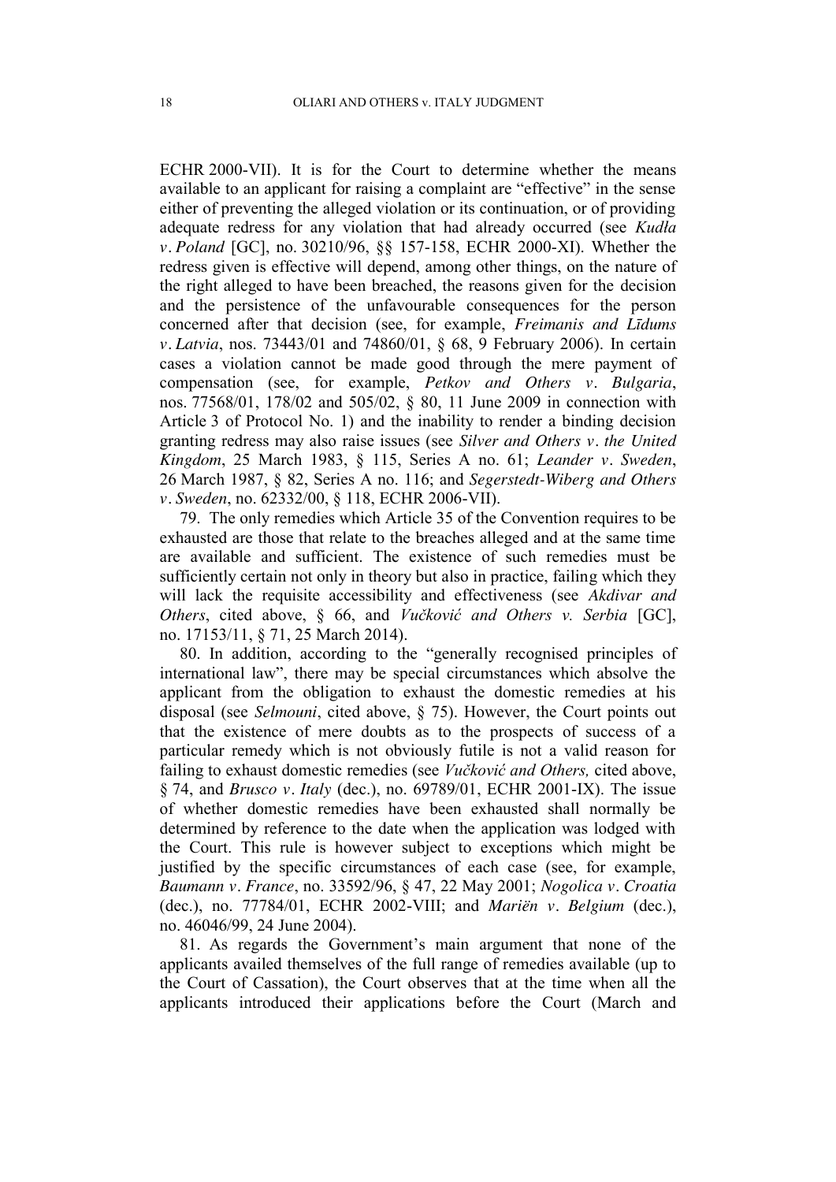ECHR 2000-VII). It is for the Court to determine whether the means available to an applicant for raising a complaint are "effective" in the sense either of preventing the alleged violation or its continuation, or of providing adequate redress for any violation that had already occurred (see *Kudła v. Poland* [GC], no. 30210/96, §§ 157-158, ECHR 2000-XI). Whether the redress given is effective will depend, among other things, on the nature of the right alleged to have been breached, the reasons given for the decision and the persistence of the unfavourable consequences for the person concerned after that decision (see, for example, *Freimanis and Līdums v. Latvia*, nos. 73443/01 and 74860/01, § 68, 9 February 2006). In certain cases a violation cannot be made good through the mere payment of compensation (see, for example, *Petkov and Others v. Bulgaria*, nos. 77568/01, 178/02 and 505/02, § 80, 11 June 2009 in connection with Article 3 of Protocol No. 1) and the inability to render a binding decision granting redress may also raise issues (see *Silver and Others v. the United Kingdom*, 25 March 1983, § 115, Series A no. 61; *Leander v. Sweden*, 26 March 1987, § 82, Series A no. 116; and *Segerstedt-Wiberg and Others v. Sweden*, no. 62332/00, § 118, ECHR 2006-VII).

79. The only remedies which Article 35 of the Convention requires to be exhausted are those that relate to the breaches alleged and at the same time are available and sufficient. The existence of such remedies must be sufficiently certain not only in theory but also in practice, failing which they will lack the requisite accessibility and effectiveness (see *Akdivar and Others*, cited above, § 66, and *Vučković and Others v. Serbia* [GC], no. 17153/11, § 71, 25 March 2014).

80. In addition, according to the "generally recognised principles of international law", there may be special circumstances which absolve the applicant from the obligation to exhaust the domestic remedies at his disposal (see *Selmouni*, cited above, § 75). However, the Court points out that the existence of mere doubts as to the prospects of success of a particular remedy which is not obviously futile is not a valid reason for failing to exhaust domestic remedies (see *Vučković and Others,* cited above, § 74, and *Brusco v. Italy* (dec.), no. 69789/01, ECHR 2001-IX). The issue of whether domestic remedies have been exhausted shall normally be determined by reference to the date when the application was lodged with the Court. This rule is however subject to exceptions which might be justified by the specific circumstances of each case (see, for example, *Baumann v. France*, no. 33592/96, § 47, 22 May 2001; *Nogolica v. Croatia* (dec.), no. 77784/01, ECHR 2002-VIII; and *Mariën v. Belgium* (dec.), no. 46046/99, 24 June 2004).

81. As regards the Government's main argument that none of the applicants availed themselves of the full range of remedies available (up to the Court of Cassation), the Court observes that at the time when all the applicants introduced their applications before the Court (March and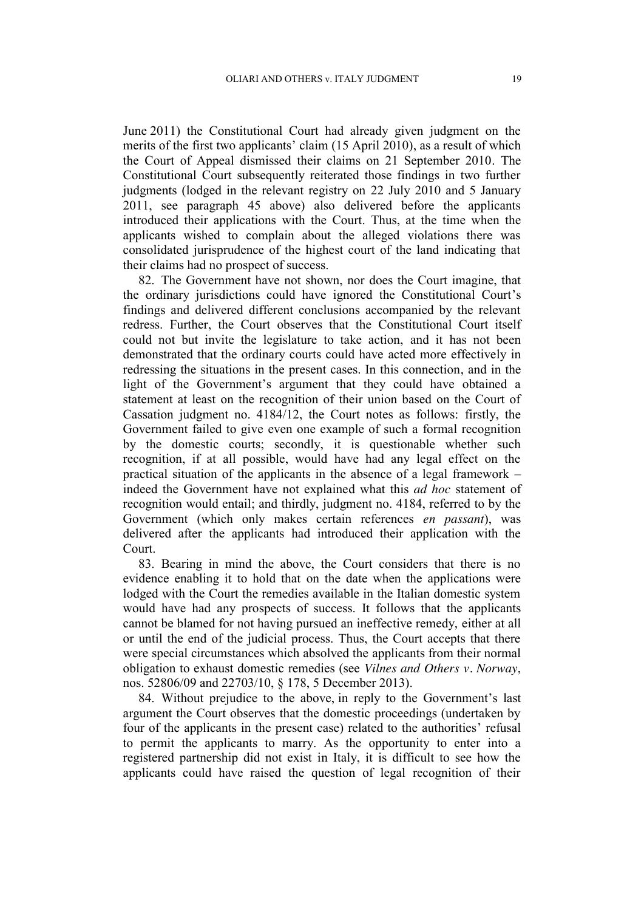June 2011) the Constitutional Court had already given judgment on the merits of the first two applicants' claim (15 April 2010), as a result of which the Court of Appeal dismissed their claims on 21 September 2010. The Constitutional Court subsequently reiterated those findings in two further judgments (lodged in the relevant registry on 22 July 2010 and 5 January 2011, see paragraph 45 above) also delivered before the applicants introduced their applications with the Court. Thus, at the time when the applicants wished to complain about the alleged violations there was consolidated jurisprudence of the highest court of the land indicating that their claims had no prospect of success.

82. The Government have not shown, nor does the Court imagine, that the ordinary jurisdictions could have ignored the Constitutional Court's findings and delivered different conclusions accompanied by the relevant redress. Further, the Court observes that the Constitutional Court itself could not but invite the legislature to take action, and it has not been demonstrated that the ordinary courts could have acted more effectively in redressing the situations in the present cases. In this connection, and in the light of the Government's argument that they could have obtained a statement at least on the recognition of their union based on the Court of Cassation judgment no. 4184/12, the Court notes as follows: firstly, the Government failed to give even one example of such a formal recognition by the domestic courts; secondly, it is questionable whether such recognition, if at all possible, would have had any legal effect on the practical situation of the applicants in the absence of a legal framework – indeed the Government have not explained what this *ad hoc* statement of recognition would entail; and thirdly, judgment no. 4184, referred to by the Government (which only makes certain references *en passant*), was delivered after the applicants had introduced their application with the Court.

83. Bearing in mind the above, the Court considers that there is no evidence enabling it to hold that on the date when the applications were lodged with the Court the remedies available in the Italian domestic system would have had any prospects of success. It follows that the applicants cannot be blamed for not having pursued an ineffective remedy, either at all or until the end of the judicial process. Thus, the Court accepts that there were special circumstances which absolved the applicants from their normal obligation to exhaust domestic remedies (see *Vilnes and Others v. Norway*, nos. 52806/09 and 22703/10, § 178, 5 December 2013).

84. Without prejudice to the above, in reply to the Government's last argument the Court observes that the domestic proceedings (undertaken by four of the applicants in the present case) related to the authorities' refusal to permit the applicants to marry. As the opportunity to enter into a registered partnership did not exist in Italy, it is difficult to see how the applicants could have raised the question of legal recognition of their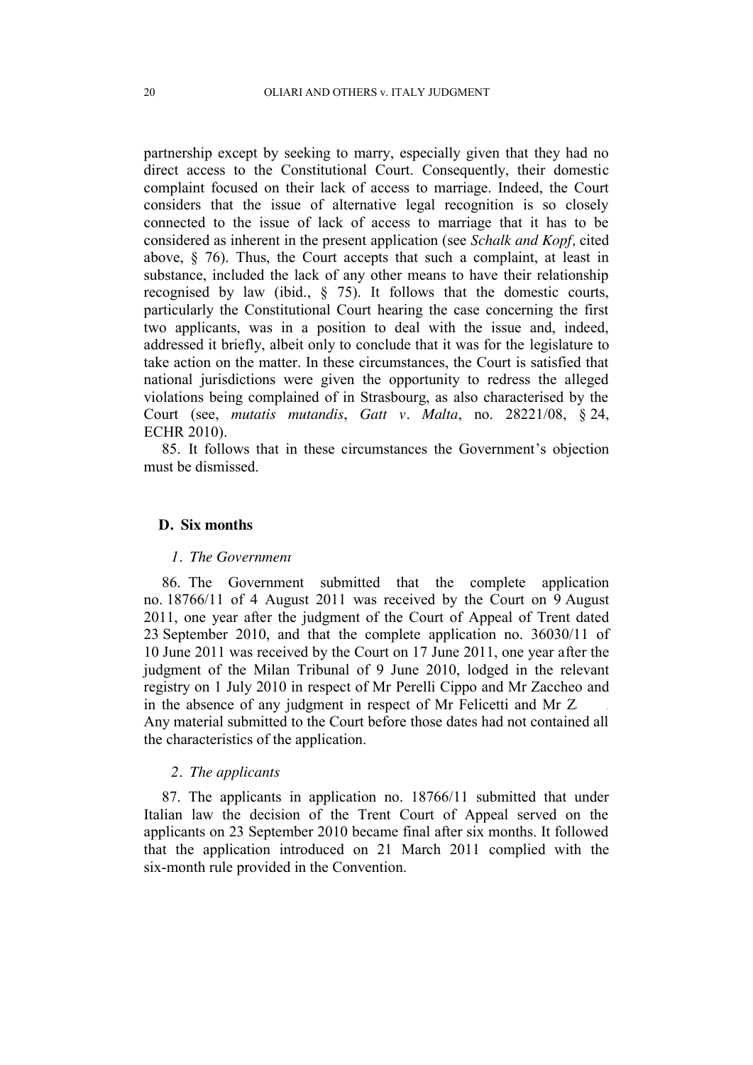partnership except by seeking to marry, especially given that they had no direct access to the Constitutional Court. Consequently, their domestic complaint focused on their lack of access to marriage. Indeed, the Court considers that the issue of alternative legal recognition is so closely connected to the issue of lack of access to marriage that it has to be considered as inherent in the present application (see *Schalk and Kopf,* cited above, § 76). Thus, the Court accepts that such a complaint, at least in substance, included the lack of any other means to have their relationship recognised by law (ibid., § 75). It follows that the domestic courts, particularly the Constitutional Court hearing the case concerning the first two applicants, was in a position to deal with the issue and, indeed, addressed it briefly, albeit only to conclude that it was for the legislature to take action on the matter. In these circumstances, the Court is satisfied that national jurisdictions were given the opportunity to redress the alleged violations being complained of in Strasbourg, as also characterised by the Court (see, *mutatis mutandis*, *Gatt v. Malta*, no. 28221/08, § 24, ECHR 2010).

85. It follows that in these circumstances the Government's objection must be dismissed.

## D. Six months

### *1. The Government*

86. The Government submitted that the complete application no. 18766/11 of 4 August 2011 was received by the Court on 9 August 2011, one year after the judgment of the Court of Appeal of Trent dated 23 September 2010, and that the complete application no. 36030/11 of 10 June 2011 was received by the Court on 17 June 2011, one year after the judgment of the Milan Tribunal of 9 June 2010, lodged in the relevant registry on 1 July 2010 in respect of Mr Perelli Cippo and Mr Zaccheo and in the absence of any judgment in respect of Mr Felicetti and Mr Z. Any material submitted to the Court before those dates had not contained all the characteristics of the application.

### *2. The applicants*

87. The applicants in application no. 18766/11 submitted that under Italian law the decision of the Trent Court of Appeal served on the applicants on 23 September 2010 became final after six months. It followed that the application introduced on 21 March 2011 complied with the six-month rule provided in the Convention.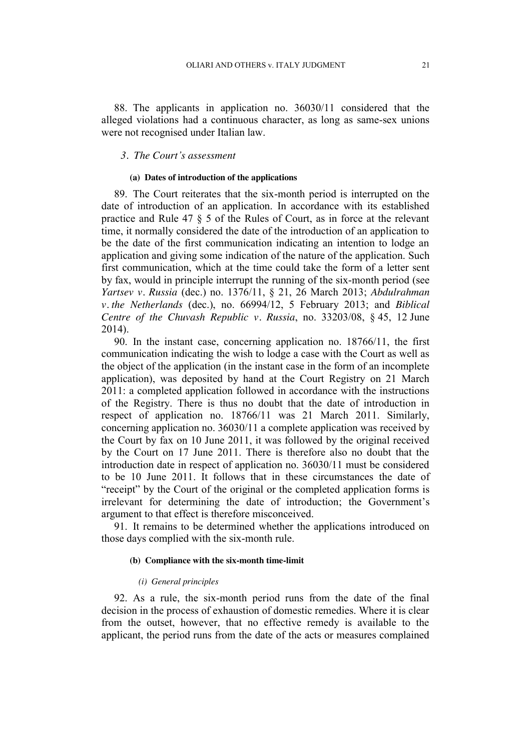88. The applicants in application no. 36030/11 considered that the alleged violations had a continuous character, as long as same-sex unions were not recognised under Italian law.

### *3. The Court's assessment*

#### **(a) Dates of introduction of the applications**

89. The Court reiterates that the six-month period is interrupted on the date of introduction of an application. In accordance with its established practice and Rule 47 § 5 of the Rules of Court, as in force at the relevant time, it normally considered the date of the introduction of an application to be the date of the first communication indicating an intention to lodge an application and giving some indication of the nature of the application. Such first communication, which at the time could take the form of a letter sent by fax, would in principle interrupt the running of the six-month period (see *Yartsev v. Russia* (dec.) no. 1376/11, § 21, 26 March 2013; *Abdulrahman v. the Netherlands* (dec.), no. 66994/12, 5 February 2013; and *Biblical Centre of the Chuvash Republic v. Russia*, no. 33203/08, § 45, 12 June 2014).

90. In the instant case, concerning application no. 18766/11, the first communication indicating the wish to lodge a case with the Court as well as the object of the application (in the instant case in the form of an incomplete application), was deposited by hand at the Court Registry on 21 March 2011: a completed application followed in accordance with the instructions of the Registry. There is thus no doubt that the date of introduction in respect of application no. 18766/11 was 21 March 2011. Similarly, concerning application no. 36030/11 a complete application was received by the Court by fax on 10 June 2011, it was followed by the original received by the Court on 17 June 2011. There is therefore also no doubt that the introduction date in respect of application no. 36030/11 must be considered to be 10 June 2011. It follows that in these circumstances the date of "receipt" by the Court of the original or the completed application forms is irrelevant for determining the date of introduction; the Government's argument to that effect is therefore misconceived.

91. It remains to be determined whether the applications introduced on those days complied with the six-month rule.

#### **(b) Compliance with the six-month time-limit**

##### *(i) General principles*

92. As a rule, the six-month period runs from the date of the final decision in the process of exhaustion of domestic remedies. Where it is clear from the outset, however, that no effective remedy is available to the applicant, the period runs from the date of the acts or measures complained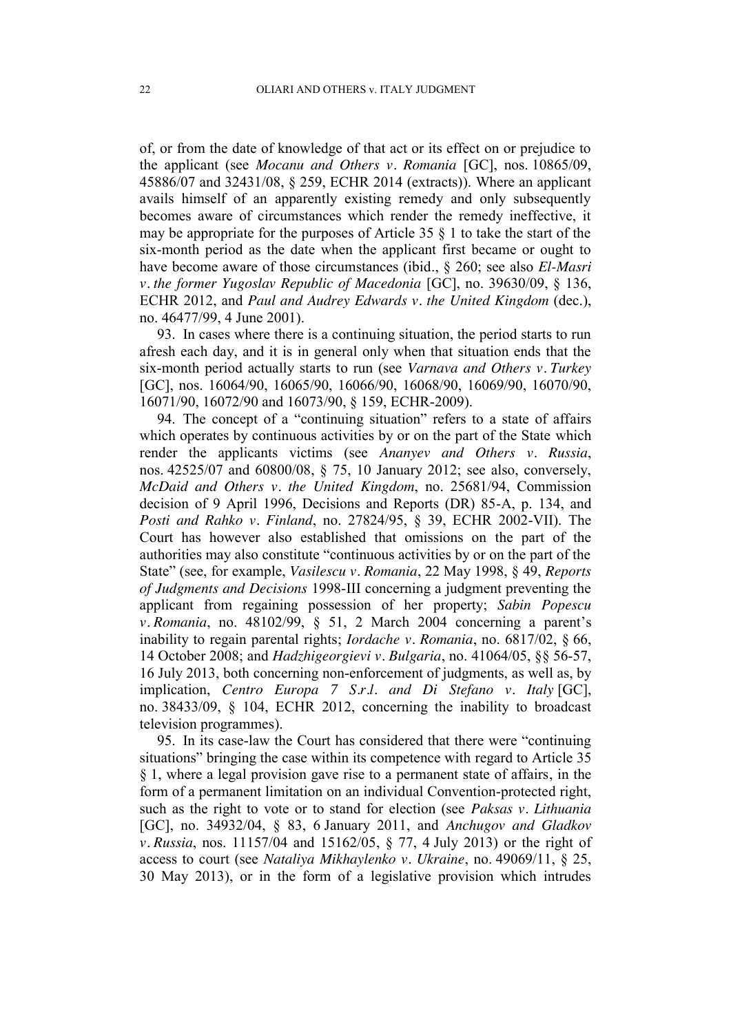of, or from the date of knowledge of that act or its effect on or prejudice to the applicant (see *Mocanu and Others v. Romania* [GC], nos. 10865/09, 45886/07 and 32431/08, § 259, ECHR 2014 (extracts)). Where an applicant avails himself of an apparently existing remedy and only subsequently becomes aware of circumstances which render the remedy ineffective, it may be appropriate for the purposes of Article 35 § 1 to take the start of the six-month period as the date when the applicant first became or ought to have become aware of those circumstances (ibid., § 260; see also *El-Masri v. the former Yugoslav Republic of Macedonia* [GC], no. 39630/09, § 136, ECHR 2012, and *Paul and Audrey Edwards v. the United Kingdom* (dec.), no. 46477/99, 4 June 2001).

93. In cases where there is a continuing situation, the period starts to run afresh each day, and it is in general only when that situation ends that the six-month period actually starts to run (see *Varnava and Others v. Turkey* [GC], nos. 16064/90, 16065/90, 16066/90, 16068/90, 16069/90, 16070/90, 16071/90, 16072/90 and 16073/90, § 159, ECHR-2009).

94. The concept of a "continuing situation" refers to a state of affairs which operates by continuous activities by or on the part of the State which render the applicants victims (see *Ananyev and Others v. Russia*, nos. 42525/07 and 60800/08, § 75, 10 January 2012; see also, conversely, *McDaid and Others v. the United Kingdom*, no. 25681/94, Commission decision of 9 April 1996, Decisions and Reports (DR) 85-A, p. 134, and *Posti and Rahko v. Finland*, no. 27824/95, § 39, ECHR 2002-VII). The Court has however also established that omissions on the part of the authorities may also constitute "continuous activities by or on the part of the State" (see, for example, *Vasilescu v. Romania*, 22 May 1998, § 49, *Reports of Judgments and Decisions* 1998-III concerning a judgment preventing the applicant from regaining possession of her property; *Sabin Popescu v. Romania*, no. 48102/99, § 51, 2 March 2004 concerning a parent's inability to regain parental rights; *Iordache v. Romania*, no. 6817/02, § 66, 14 October 2008; and *Hadzhigeorgievi v. Bulgaria*, no. 41064/05, §§ 56-57, 16 July 2013, both concerning non-enforcement of judgments, as well as, by implication, *Centro Europa 7 S.r.l. and Di Stefano v. Italy* [GC], no. 38433/09, § 104, ECHR 2012, concerning the inability to broadcast television programmes).

95. In its case-law the Court has considered that there were "continuing situations" bringing the case within its competence with regard to Article 35 § 1, where a legal provision gave rise to a permanent state of affairs, in the form of a permanent limitation on an individual Convention-protected right, such as the right to vote or to stand for election (see *Paksas v. Lithuania* [GC], no. 34932/04, § 83, 6 January 2011, and *Anchugov and Gladkov v. Russia*, nos. 11157/04 and 15162/05, § 77, 4 July 2013) or the right of access to court (see *Nataliya Mikhaylenko v. Ukraine*, no. 49069/11, § 25, 30 May 2013), or in the form of a legislative provision which intrudes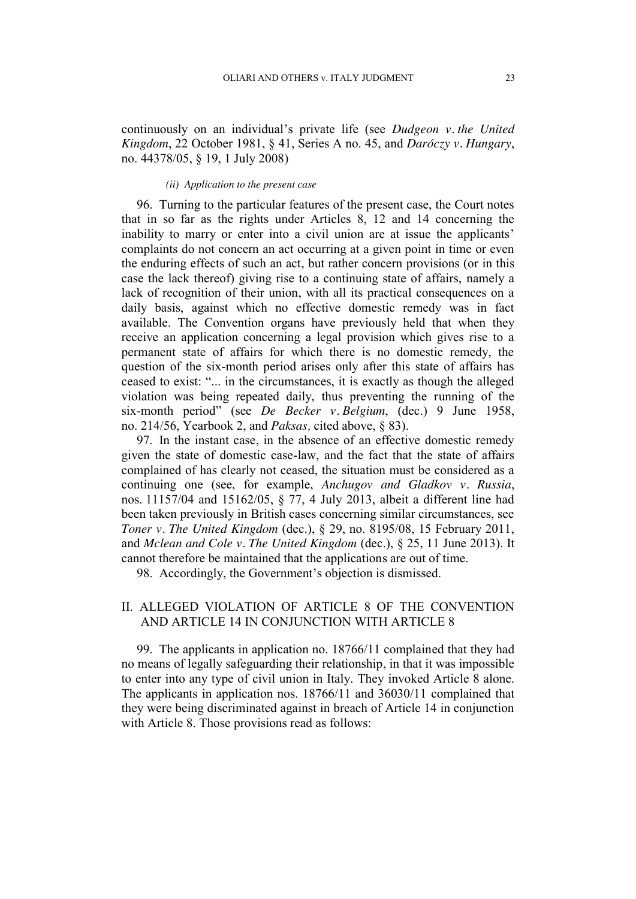continuously on an individual's private life (see *Dudgeon v. the United Kingdom*, 22 October 1981, § 41, Series A no. 45, and *Daróczy v. Hungary*, no. 44378/05, § 19, 1 July 2008)

#### *(ii) Application to the present case*

96. Turning to the particular features of the present case, the Court notes that in so far as the rights under Articles 8, 12 and 14 concerning the inability to marry or enter into a civil union are at issue the applicants' complaints do not concern an act occurring at a given point in time or even the enduring effects of such an act, but rather concern provisions (or in this case the lack thereof) giving rise to a continuing state of affairs, namely a lack of recognition of their union, with all its practical consequences on a daily basis, against which no effective domestic remedy was in fact available. The Convention organs have previously held that when they receive an application concerning a legal provision which gives rise to a permanent state of affairs for which there is no domestic remedy, the question of the six-month period arises only after this state of affairs has ceased to exist: "... in the circumstances, it is exactly as though the alleged violation was being repeated daily, thus preventing the running of the six-month period" (see *De Becker v. Belgium*, (dec.) 9 June 1958, no. 214/56, Yearbook 2, and *Paksas,* cited above, § 83).

97. In the instant case, in the absence of an effective domestic remedy given the state of domestic case-law, and the fact that the state of affairs complained of has clearly not ceased, the situation must be considered as a continuing one (see, for example, *Anchugov and Gladkov v. Russia*, nos. 11157/04 and 15162/05, § 77, 4 July 2013, albeit a different line had been taken previously in British cases concerning similar circumstances, see *Toner v. The United Kingdom* (dec.), § 29, no. 8195/08, 15 February 2011, and *Mclean and Cole v. The United Kingdom* (dec.), § 25, 11 June 2013). It cannot therefore be maintained that the applications are out of time.

98. Accordingly, the Government's objection is dismissed.

## II. ALLEGED VIOLATION OF ARTICLE 8 OF THE CONVENTION AND ARTICLE 14 IN CONJUNCTION WITH ARTICLE 8

99. The applicants in application no. 18766/11 complained that they had no means of legally safeguarding their relationship, in that it was impossible to enter into any type of civil union in Italy. They invoked Article 8 alone. The applicants in application nos. 18766/11 and 36030/11 complained that they were being discriminated against in breach of Article 14 in conjunction with Article 8. Those provisions read as follows: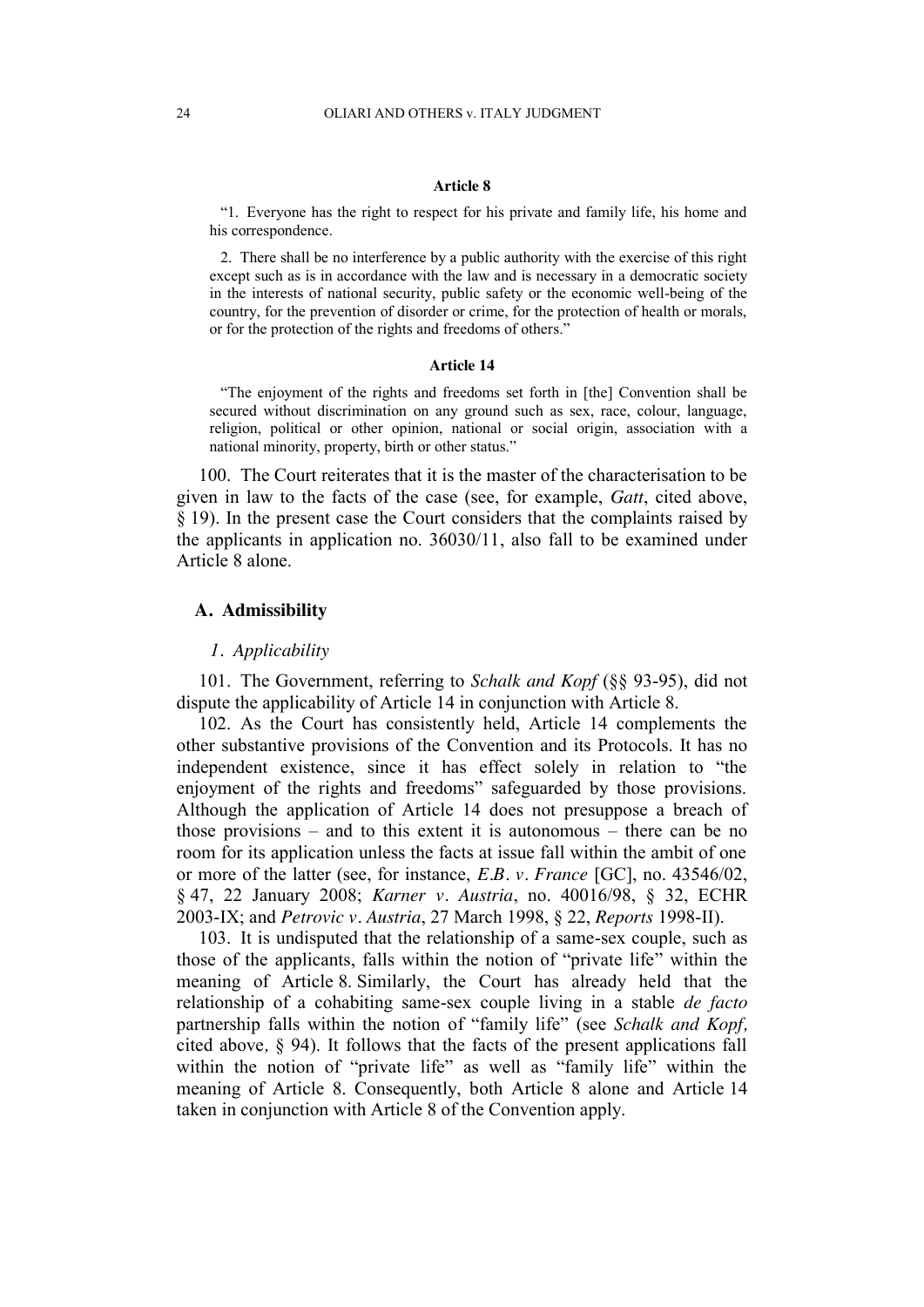#### Article 8

"1. Everyone has the right to respect for his private and family life, his home and his correspondence.

2. There shall be no interference by a public authority with the exercise of this right except such as is in accordance with the law and is necessary in a democratic society in the interests of national security, public safety or the economic well-being of the country, for the prevention of disorder or crime, for the protection of health or morals, or for the protection of the rights and freedoms of others."

#### Article 14

"The enjoyment of the rights and freedoms set forth in [the] Convention shall be secured without discrimination on any ground such as sex, race, colour, language, religion, political or other opinion, national or social origin, association with a national minority, property, birth or other status."

100. The Court reiterates that it is the master of the characterisation to be given in law to the facts of the case (see, for example, *Gatt*, cited above, § 19). In the present case the Court considers that the complaints raised by the applicants in application no. 36030/11, also fall to be examined under Article 8 alone.

## A. Admissibility

### *1. Applicability*

101. The Government, referring to *Schalk and Kopf* (§§ 93-95), did not dispute the applicability of Article 14 in conjunction with Article 8.

102. As the Court has consistently held, Article 14 complements the other substantive provisions of the Convention and its Protocols. It has no independent existence, since it has effect solely in relation to "the enjoyment of the rights and freedoms" safeguarded by those provisions. Although the application of Article 14 does not presuppose a breach of those provisions – and to this extent it is autonomous – there can be no room for its application unless the facts at issue fall within the ambit of one or more of the latter (see, for instance, *E.B. v. France* [GC], no. 43546/02, § 47, 22 January 2008; *Karner v. Austria*, no. 40016/98, § 32, ECHR 2003-IX; and *Petrovic v. Austria*, 27 March 1998, § 22, *Reports* 1998-II).

103. It is undisputed that the relationship of a same-sex couple, such as those of the applicants, falls within the notion of "private life" within the meaning of Article 8. Similarly, the Court has already held that the relationship of a cohabiting same-sex couple living in a stable *de facto* partnership falls within the notion of "family life" (see *Schalk and Kopf,* cited above, § 94). It follows that the facts of the present applications fall within the notion of "private life" as well as "family life" within the meaning of Article 8. Consequently, both Article 8 alone and Article 14 taken in conjunction with Article 8 of the Convention apply.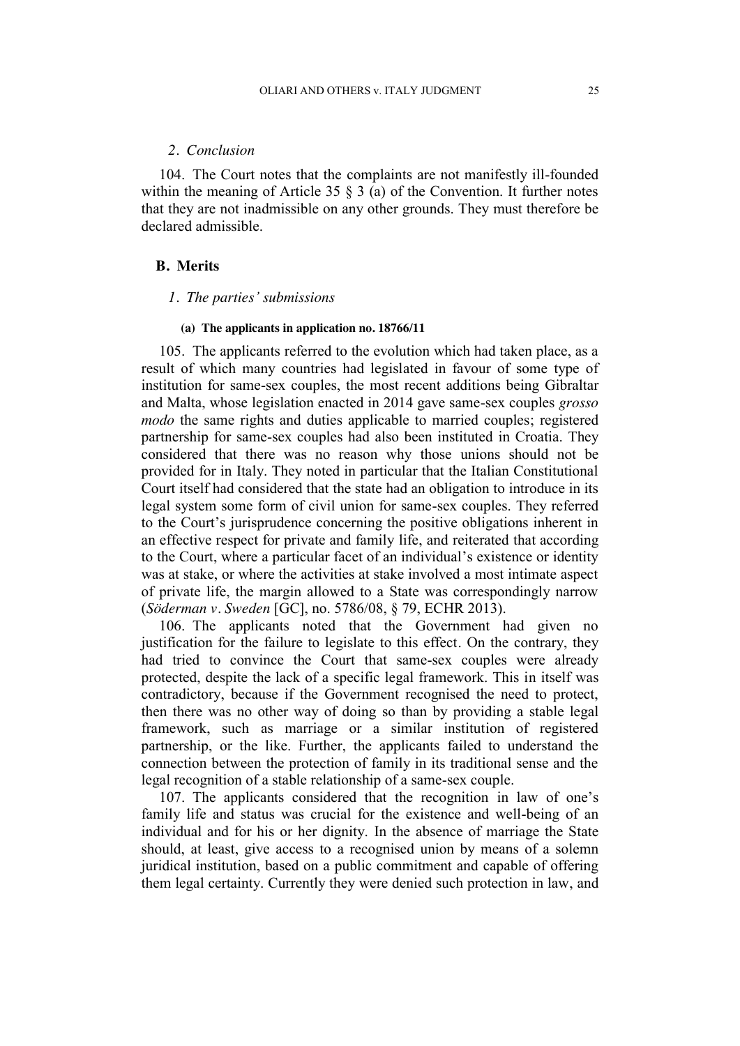### 2. *Conclusion*

104. The Court notes that the complaints are not manifestly ill-founded within the meaning of Article 35 § 3 (a) of the Convention. It further notes that they are not inadmissible on any other grounds. They must therefore be declared admissible.

## B. Merits

### 1. *The parties' submissions*

#### (a) The applicants in application no. 18766/11

105. The applicants referred to the evolution which had taken place, as a result of which many countries had legislated in favour of some type of institution for same-sex couples, the most recent additions being Gibraltar and Malta, whose legislation enacted in 2014 gave same-sex couples *grosso modo* the same rights and duties applicable to married couples; registered partnership for same-sex couples had also been instituted in Croatia. They considered that there was no reason why those unions should not be provided for in Italy. They noted in particular that the Italian Constitutional Court itself had considered that the state had an obligation to introduce in its legal system some form of civil union for same-sex couples. They referred to the Court's jurisprudence concerning the positive obligations inherent in an effective respect for private and family life, and reiterated that according to the Court, where a particular facet of an individual's existence or identity was at stake, or where the activities at stake involved a most intimate aspect of private life, the margin allowed to a State was correspondingly narrow (*Söderman v. Sweden* [GC], no. 5786/08, § 79, ECHR 2013).

106. The applicants noted that the Government had given no justification for the failure to legislate to this effect. On the contrary, they had tried to convince the Court that same-sex couples were already protected, despite the lack of a specific legal framework. This in itself was contradictory, because if the Government recognised the need to protect, then there was no other way of doing so than by providing a stable legal framework, such as marriage or a similar institution of registered partnership, or the like. Further, the applicants failed to understand the connection between the protection of family in its traditional sense and the legal recognition of a stable relationship of a same-sex couple.

107. The applicants considered that the recognition in law of one's family life and status was crucial for the existence and well-being of an individual and for his or her dignity. In the absence of marriage the State should, at least, give access to a recognised union by means of a solemn juridical institution, based on a public commitment and capable of offering them legal certainty. Currently they were denied such protection in law, and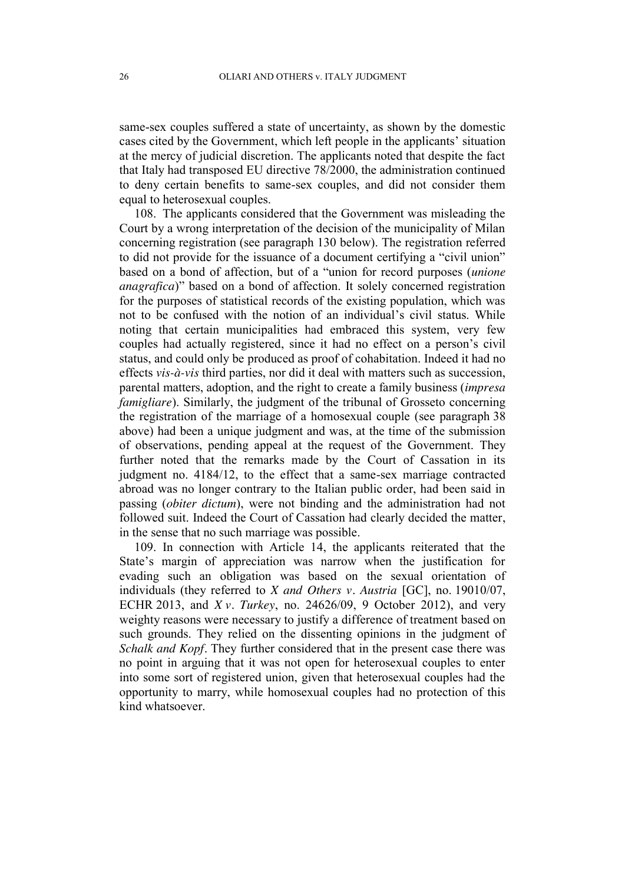same-sex couples suffered a state of uncertainty, as shown by the domestic cases cited by the Government, which left people in the applicants' situation at the mercy of judicial discretion. The applicants noted that despite the fact that Italy had transposed EU directive 78/2000, the administration continued to deny certain benefits to same-sex couples, and did not consider them equal to heterosexual couples.

108. The applicants considered that the Government was misleading the Court by a wrong interpretation of the decision of the municipality of Milan concerning registration (see paragraph 130 below). The registration referred to did not provide for the issuance of a document certifying a "civil union" based on a bond of affection, but of a "union for record purposes (*unione anagrafica*)" based on a bond of affection. It solely concerned registration for the purposes of statistical records of the existing population, which was not to be confused with the notion of an individual's civil status. While noting that certain municipalities had embraced this system, very few couples had actually registered, since it had no effect on a person's civil status, and could only be produced as proof of cohabitation. Indeed it had no effects *vis-à-vis* third parties, nor did it deal with matters such as succession, parental matters, adoption, and the right to create a family business (*impresa famigliare*). Similarly, the judgment of the tribunal of Grosseto concerning the registration of the marriage of a homosexual couple (see paragraph 38 above) had been a unique judgment and was, at the time of the submission of observations, pending appeal at the request of the Government. They further noted that the remarks made by the Court of Cassation in its judgment no. 4184/12, to the effect that a same-sex marriage contracted abroad was no longer contrary to the Italian public order, had been said in passing (*obiter dictum*), were not binding and the administration had not followed suit. Indeed the Court of Cassation had clearly decided the matter, in the sense that no such marriage was possible.

109. In connection with Article 14, the applicants reiterated that the State's margin of appreciation was narrow when the justification for evading such an obligation was based on the sexual orientation of individuals (they referred to *X and Others v. Austria* [GC], no. 19010/07, ECHR 2013, and *X v. Turkey*, no. 24626/09, 9 October 2012), and very weighty reasons were necessary to justify a difference of treatment based on such grounds. They relied on the dissenting opinions in the judgment of *Schalk and Kopf*. They further considered that in the present case there was no point in arguing that it was not open for heterosexual couples to enter into some sort of registered union, given that heterosexual couples had the opportunity to marry, while homosexual couples had no protection of this kind whatsoever.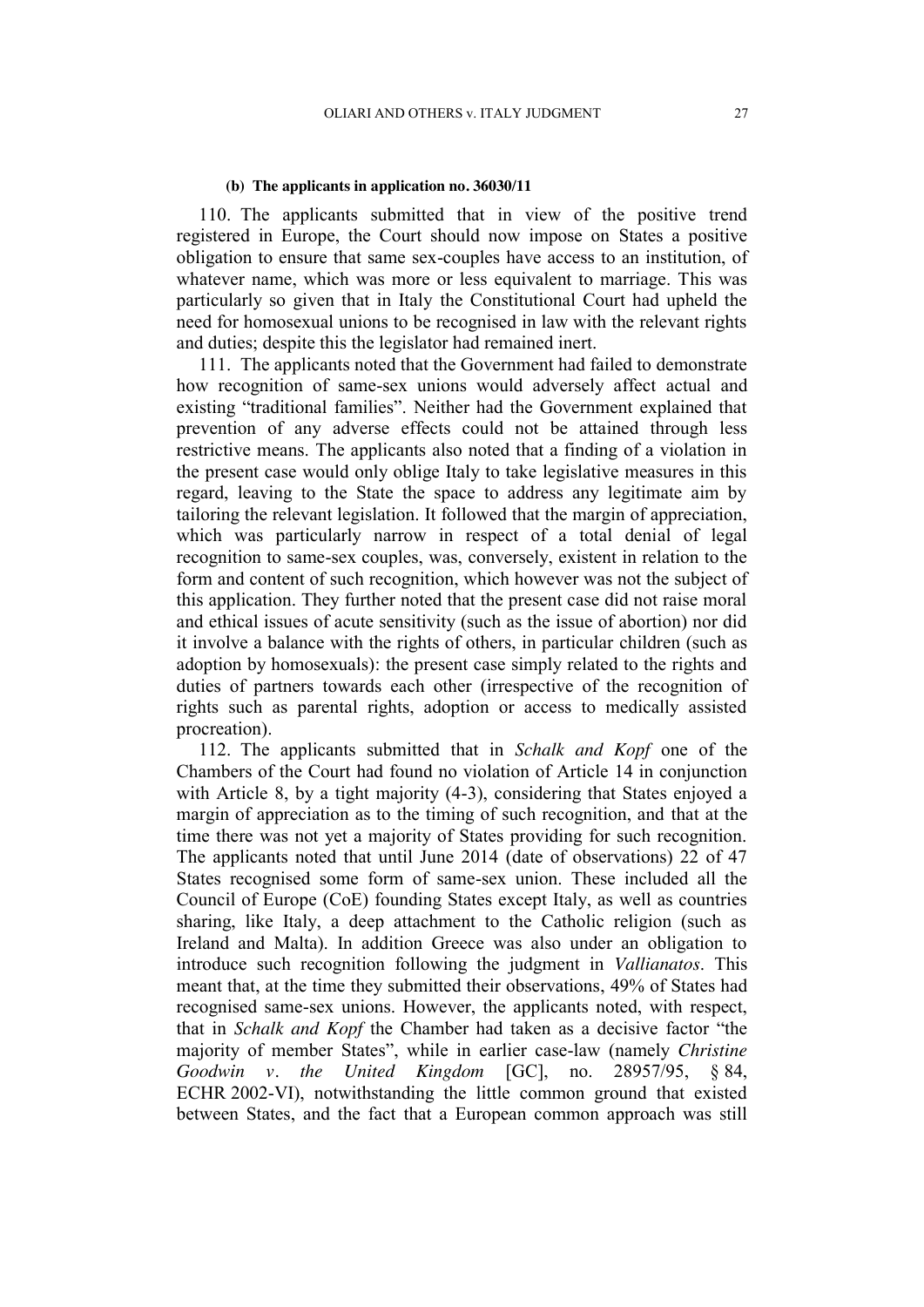#### (b) The applicants in application no. 36030/11

110. The applicants submitted that in view of the positive trend registered in Europe, the Court should now impose on States a positive obligation to ensure that same sex-couples have access to an institution, of whatever name, which was more or less equivalent to marriage. This was particularly so given that in Italy the Constitutional Court had upheld the need for homosexual unions to be recognised in law with the relevant rights and duties; despite this the legislator had remained inert.

111. The applicants noted that the Government had failed to demonstrate how recognition of same-sex unions would adversely affect actual and existing "traditional families". Neither had the Government explained that prevention of any adverse effects could not be attained through less restrictive means. The applicants also noted that a finding of a violation in the present case would only oblige Italy to take legislative measures in this regard, leaving to the State the space to address any legitimate aim by tailoring the relevant legislation. It followed that the margin of appreciation, which was particularly narrow in respect of a total denial of legal recognition to same-sex couples, was, conversely, existent in relation to the form and content of such recognition, which however was not the subject of this application. They further noted that the present case did not raise moral and ethical issues of acute sensitivity (such as the issue of abortion) nor did it involve a balance with the rights of others, in particular children (such as adoption by homosexuals): the present case simply related to the rights and duties of partners towards each other (irrespective of the recognition of rights such as parental rights, adoption or access to medically assisted procreation).

112. The applicants submitted that in *Schalk and Kopf* one of the Chambers of the Court had found no violation of Article 14 in conjunction with Article 8, by a tight majority (4-3), considering that States enjoyed a margin of appreciation as to the timing of such recognition, and that at the time there was not yet a majority of States providing for such recognition. The applicants noted that until June 2014 (date of observations) 22 of 47 States recognised some form of same-sex union. These included all the Council of Europe (CoE) founding States except Italy, as well as countries sharing, like Italy, a deep attachment to the Catholic religion (such as Ireland and Malta). In addition Greece was also under an obligation to introduce such recognition following the judgment in *Vallianatos*. This meant that, at the time they submitted their observations, 49% of States had recognised same-sex unions. However, the applicants noted, with respect, that in *Schalk and Kopf* the Chamber had taken as a decisive factor "the majority of member States", while in earlier case-law (namely *Christine Goodwin v. the United Kingdom* [GC], no. 28957/95, § 84, ECHR 2002-VI), notwithstanding the little common ground that existed between States, and the fact that a European common approach was still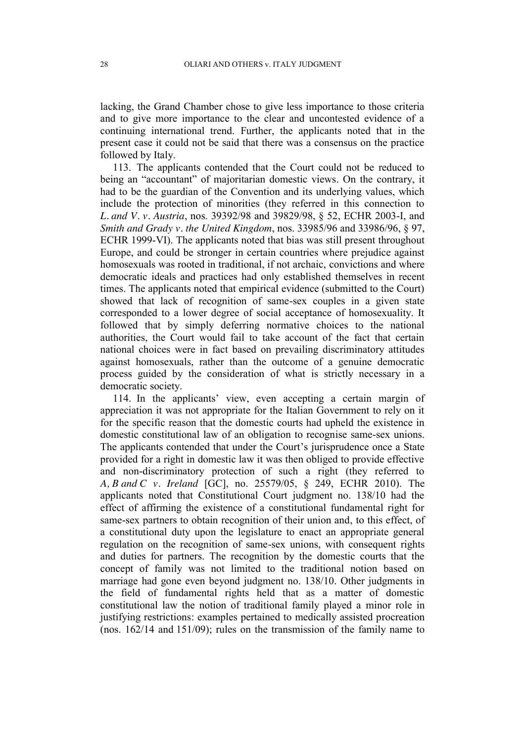lacking, the Grand Chamber chose to give less importance to those criteria and to give more importance to the clear and uncontested evidence of a continuing international trend. Further, the applicants noted that in the present case it could not be said that there was a consensus on the practice followed by Italy.

113. The applicants contended that the Court could not be reduced to being an "accountant" of majoritarian domestic views. On the contrary, it had to be the guardian of the Convention and its underlying values, which include the protection of minorities (they referred in this connection to *L. and V. v. Austria*, nos. 39392/98 and 39829/98, § 52, ECHR 2003-I, and *Smith and Grady v. the United Kingdom*, nos. 33985/96 and 33986/96, § 97, ECHR 1999-VI). The applicants noted that bias was still present throughout Europe, and could be stronger in certain countries where prejudice against homosexuals was rooted in traditional, if not archaic, convictions and where democratic ideals and practices had only established themselves in recent times. The applicants noted that empirical evidence (submitted to the Court) showed that lack of recognition of same-sex couples in a given state corresponded to a lower degree of social acceptance of homosexuality. It followed that by simply deferring normative choices to the national authorities, the Court would fail to take account of the fact that certain national choices were in fact based on prevailing discriminatory attitudes against homosexuals, rather than the outcome of a genuine democratic process guided by the consideration of what is strictly necessary in a democratic society.

114. In the applicants' view, even accepting a certain margin of appreciation it was not appropriate for the Italian Government to rely on it for the specific reason that the domestic courts had upheld the existence in domestic constitutional law of an obligation to recognise same-sex unions. The applicants contended that under the Court's jurisprudence once a State provided for a right in domestic law it was then obliged to provide effective and non-discriminatory protection of such a right (they referred to *A, B and C v. Ireland* [GC], no. 25579/05, § 249, ECHR 2010). The applicants noted that Constitutional Court judgment no. 138/10 had the effect of affirming the existence of a constitutional fundamental right for same-sex partners to obtain recognition of their union and, to this effect, of a constitutional duty upon the legislature to enact an appropriate general regulation on the recognition of same-sex unions, with consequent rights and duties for partners. The recognition by the domestic courts that the concept of family was not limited to the traditional notion based on marriage had gone even beyond judgment no. 138/10. Other judgments in the field of fundamental rights held that as a matter of domestic constitutional law the notion of traditional family played a minor role in justifying restrictions: examples pertained to medically assisted procreation (nos. 162/14 and 151/09); rules on the transmission of the family name to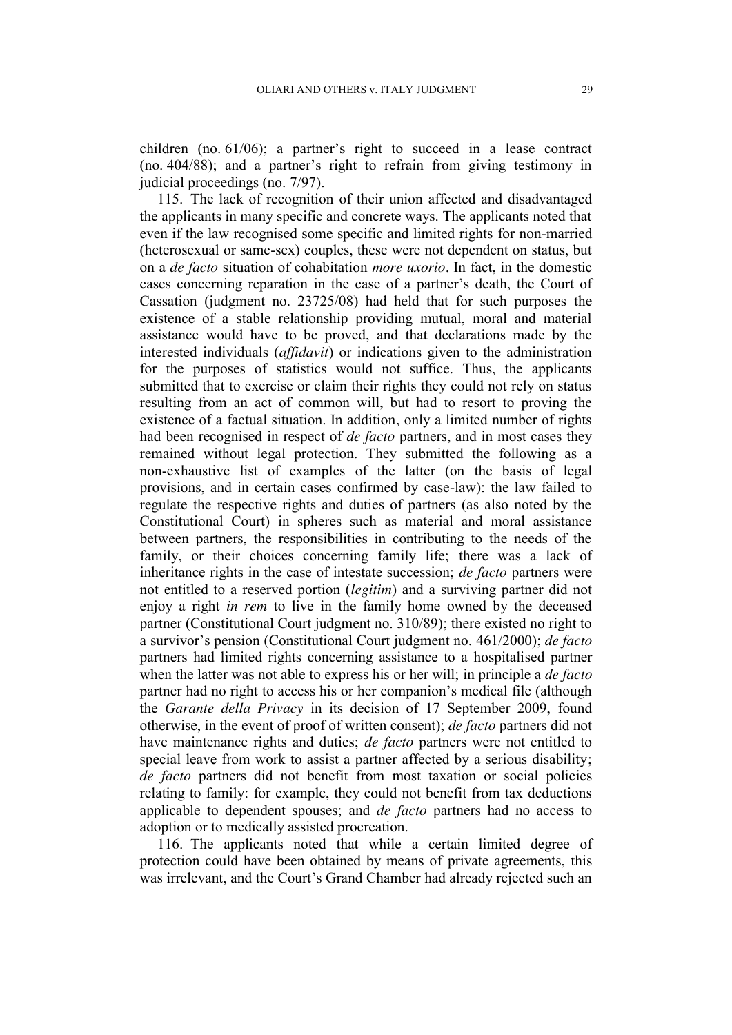children (no. 61/06); a partner's right to succeed in a lease contract (no. 404/88); and a partner's right to refrain from giving testimony in judicial proceedings (no. 7/97).

115. The lack of recognition of their union affected and disadvantaged the applicants in many specific and concrete ways. The applicants noted that even if the law recognised some specific and limited rights for non-married (heterosexual or same-sex) couples, these were not dependent on status, but on a *de facto* situation of cohabitation *more uxorio*. In fact, in the domestic cases concerning reparation in the case of a partner's death, the Court of Cassation (judgment no. 23725/08) had held that for such purposes the existence of a stable relationship providing mutual, moral and material assistance would have to be proved, and that declarations made by the interested individuals (*affidavit*) or indications given to the administration for the purposes of statistics would not suffice. Thus, the applicants submitted that to exercise or claim their rights they could not rely on status resulting from an act of common will, but had to resort to proving the existence of a factual situation. In addition, only a limited number of rights had been recognised in respect of *de facto* partners, and in most cases they remained without legal protection. They submitted the following as a non-exhaustive list of examples of the latter (on the basis of legal provisions, and in certain cases confirmed by case-law): the law failed to regulate the respective rights and duties of partners (as also noted by the Constitutional Court) in spheres such as material and moral assistance between partners, the responsibilities in contributing to the needs of the family, or their choices concerning family life; there was a lack of inheritance rights in the case of intestate succession; *de facto* partners were not entitled to a reserved portion (*legitim*) and a surviving partner did not enjoy a right *in rem* to live in the family home owned by the deceased partner (Constitutional Court judgment no. 310/89); there existed no right to a survivor's pension (Constitutional Court judgment no. 461/2000); *de facto* partners had limited rights concerning assistance to a hospitalised partner when the latter was not able to express his or her will; in principle a *de facto* partner had no right to access his or her companion's medical file (although the *Garante della Privacy* in its decision of 17 September 2009, found otherwise, in the event of proof of written consent); *de facto* partners did not have maintenance rights and duties; *de facto* partners were not entitled to special leave from work to assist a partner affected by a serious disability; *de facto* partners did not benefit from most taxation or social policies relating to family: for example, they could not benefit from tax deductions applicable to dependent spouses; and *de facto* partners had no access to adoption or to medically assisted procreation.

116. The applicants noted that while a certain limited degree of protection could have been obtained by means of private agreements, this was irrelevant, and the Court's Grand Chamber had already rejected such an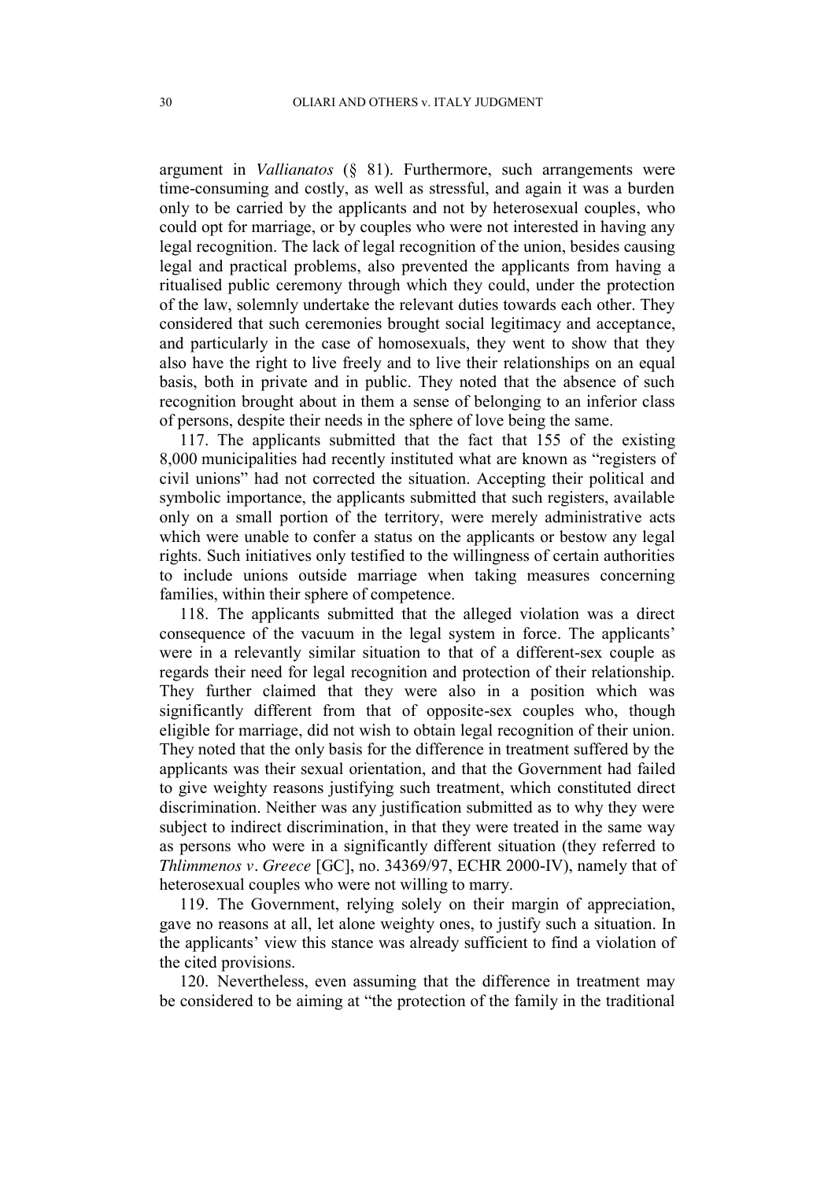argument in *Vallianatos* (§ 81). Furthermore, such arrangements were time-consuming and costly, as well as stressful, and again it was a burden only to be carried by the applicants and not by heterosexual couples, who could opt for marriage, or by couples who were not interested in having any legal recognition. The lack of legal recognition of the union, besides causing legal and practical problems, also prevented the applicants from having a ritualised public ceremony through which they could, under the protection of the law, solemnly undertake the relevant duties towards each other. They considered that such ceremonies brought social legitimacy and acceptance, and particularly in the case of homosexuals, they went to show that they also have the right to live freely and to live their relationships on an equal basis, both in private and in public. They noted that the absence of such recognition brought about in them a sense of belonging to an inferior class of persons, despite their needs in the sphere of love being the same.

117. The applicants submitted that the fact that 155 of the existing 8,000 municipalities had recently instituted what are known as "registers of civil unions" had not corrected the situation. Accepting their political and symbolic importance, the applicants submitted that such registers, available only on a small portion of the territory, were merely administrative acts which were unable to confer a status on the applicants or bestow any legal rights. Such initiatives only testified to the willingness of certain authorities to include unions outside marriage when taking measures concerning families, within their sphere of competence.

118. The applicants submitted that the alleged violation was a direct consequence of the vacuum in the legal system in force. The applicants' were in a relevantly similar situation to that of a different-sex couple as regards their need for legal recognition and protection of their relationship. They further claimed that they were also in a position which was significantly different from that of opposite-sex couples who, though eligible for marriage, did not wish to obtain legal recognition of their union. They noted that the only basis for the difference in treatment suffered by the applicants was their sexual orientation, and that the Government had failed to give weighty reasons justifying such treatment, which constituted direct discrimination. Neither was any justification submitted as to why they were subject to indirect discrimination, in that they were treated in the same way as persons who were in a significantly different situation (they referred to *Thlimmenos v. Greece* [GC], no. 34369/97, ECHR 2000-IV), namely that of heterosexual couples who were not willing to marry.

119. The Government, relying solely on their margin of appreciation, gave no reasons at all, let alone weighty ones, to justify such a situation. In the applicants' view this stance was already sufficient to find a violation of the cited provisions.

120. Nevertheless, even assuming that the difference in treatment may be considered to be aiming at "the protection of the family in the traditional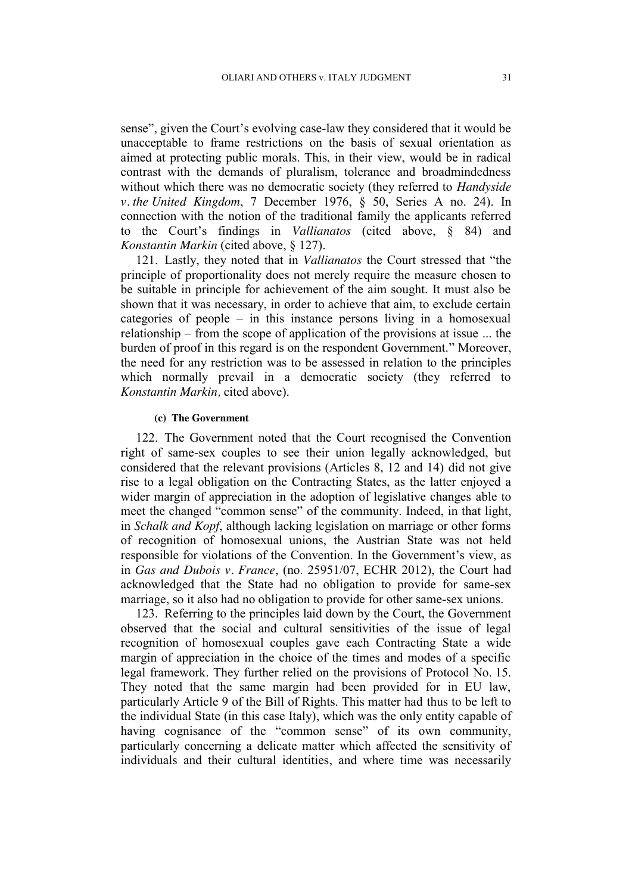sense", given the Court's evolving case-law they considered that it would be unacceptable to frame restrictions on the basis of sexual orientation as aimed at protecting public morals. This, in their view, would be in radical contrast with the demands of pluralism, tolerance and broadmindedness without which there was no democratic society (they referred to *Handyside v. the United Kingdom*, 7 December 1976, § 50, Series A no. 24). In connection with the notion of the traditional family the applicants referred to the Court's findings in *Vallianatos* (cited above, § 84) and *Konstantin Markin* (cited above, § 127).

121. Lastly, they noted that in *Vallianatos* the Court stressed that "the principle of proportionality does not merely require the measure chosen to be suitable in principle for achievement of the aim sought. It must also be shown that it was necessary, in order to achieve that aim, to exclude certain categories of people – in this instance persons living in a homosexual relationship – from the scope of application of the provisions at issue ... the burden of proof in this regard is on the respondent Government." Moreover, the need for any restriction was to be assessed in relation to the principles which normally prevail in a democratic society (they referred to *Konstantin Markin,* cited above).

#### (c) The Government

122. The Government noted that the Court recognised the Convention right of same-sex couples to see their union legally acknowledged, but considered that the relevant provisions (Articles 8, 12 and 14) did not give rise to a legal obligation on the Contracting States, as the latter enjoyed a wider margin of appreciation in the adoption of legislative changes able to meet the changed "common sense" of the community. Indeed, in that light, in *Schalk and Kopf*, although lacking legislation on marriage or other forms of recognition of homosexual unions, the Austrian State was not held responsible for violations of the Convention. In the Government's view, as in *Gas and Dubois v. France*, (no. 25951/07, ECHR 2012), the Court had acknowledged that the State had no obligation to provide for same-sex marriage, so it also had no obligation to provide for other same-sex unions.

123. Referring to the principles laid down by the Court, the Government observed that the social and cultural sensitivities of the issue of legal recognition of homosexual couples gave each Contracting State a wide margin of appreciation in the choice of the times and modes of a specific legal framework. They further relied on the provisions of Protocol No. 15. They noted that the same margin had been provided for in EU law, particularly Article 9 of the Bill of Rights. This matter had thus to be left to the individual State (in this case Italy), which was the only entity capable of having cognisance of the "common sense" of its own community, particularly concerning a delicate matter which affected the sensitivity of individuals and their cultural identities, and where time was necessarily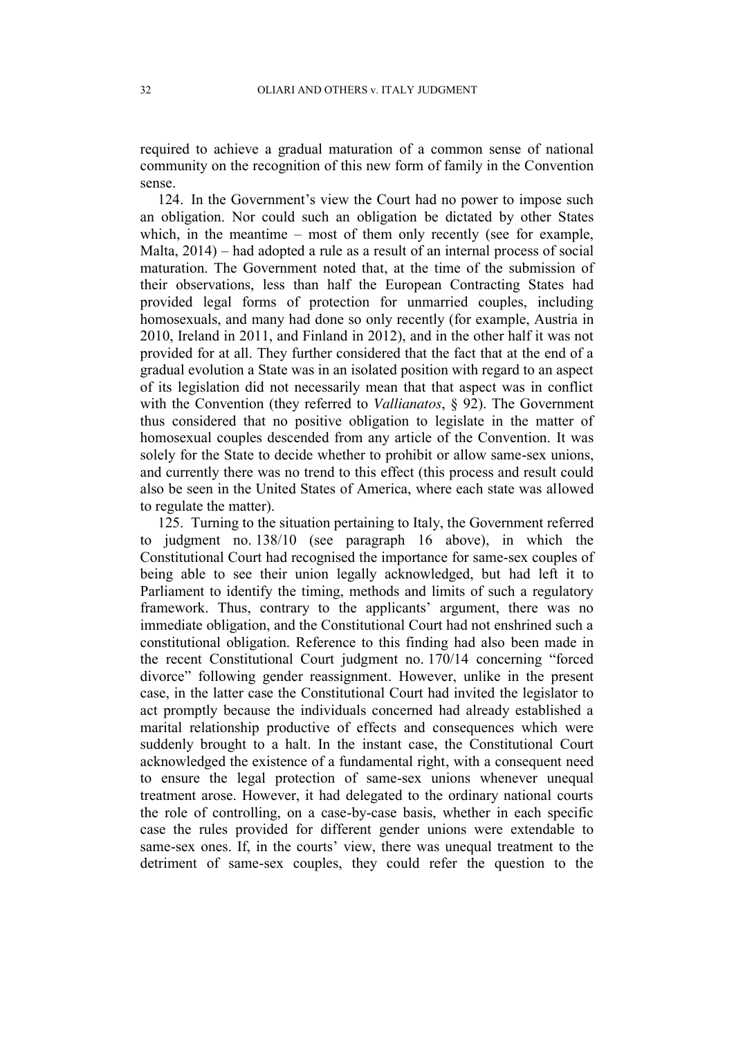required to achieve a gradual maturation of a common sense of national community on the recognition of this new form of family in the Convention sense.

124. In the Government's view the Court had no power to impose such an obligation. Nor could such an obligation be dictated by other States which, in the meantime – most of them only recently (see for example, Malta, 2014) – had adopted a rule as a result of an internal process of social maturation. The Government noted that, at the time of the submission of their observations, less than half the European Contracting States had provided legal forms of protection for unmarried couples, including homosexuals, and many had done so only recently (for example, Austria in 2010, Ireland in 2011, and Finland in 2012), and in the other half it was not provided for at all. They further considered that the fact that at the end of a gradual evolution a State was in an isolated position with regard to an aspect of its legislation did not necessarily mean that that aspect was in conflict with the Convention (they referred to *Vallianatos*, § 92). The Government thus considered that no positive obligation to legislate in the matter of homosexual couples descended from any article of the Convention. It was solely for the State to decide whether to prohibit or allow same-sex unions, and currently there was no trend to this effect (this process and result could also be seen in the United States of America, where each state was allowed to regulate the matter).

125. Turning to the situation pertaining to Italy, the Government referred to judgment no. 138/10 (see paragraph 16 above), in which the Constitutional Court had recognised the importance for same-sex couples of being able to see their union legally acknowledged, but had left it to Parliament to identify the timing, methods and limits of such a regulatory framework. Thus, contrary to the applicants' argument, there was no immediate obligation, and the Constitutional Court had not enshrined such a constitutional obligation. Reference to this finding had also been made in the recent Constitutional Court judgment no. 170/14 concerning "forced divorce" following gender reassignment. However, unlike in the present case, in the latter case the Constitutional Court had invited the legislator to act promptly because the individuals concerned had already established a marital relationship productive of effects and consequences which were suddenly brought to a halt. In the instant case, the Constitutional Court acknowledged the existence of a fundamental right, with a consequent need to ensure the legal protection of same-sex unions whenever unequal treatment arose. However, it had delegated to the ordinary national courts the role of controlling, on a case-by-case basis, whether in each specific case the rules provided for different gender unions were extendable to same-sex ones. If, in the courts' view, there was unequal treatment to the detriment of same-sex couples, they could refer the question to the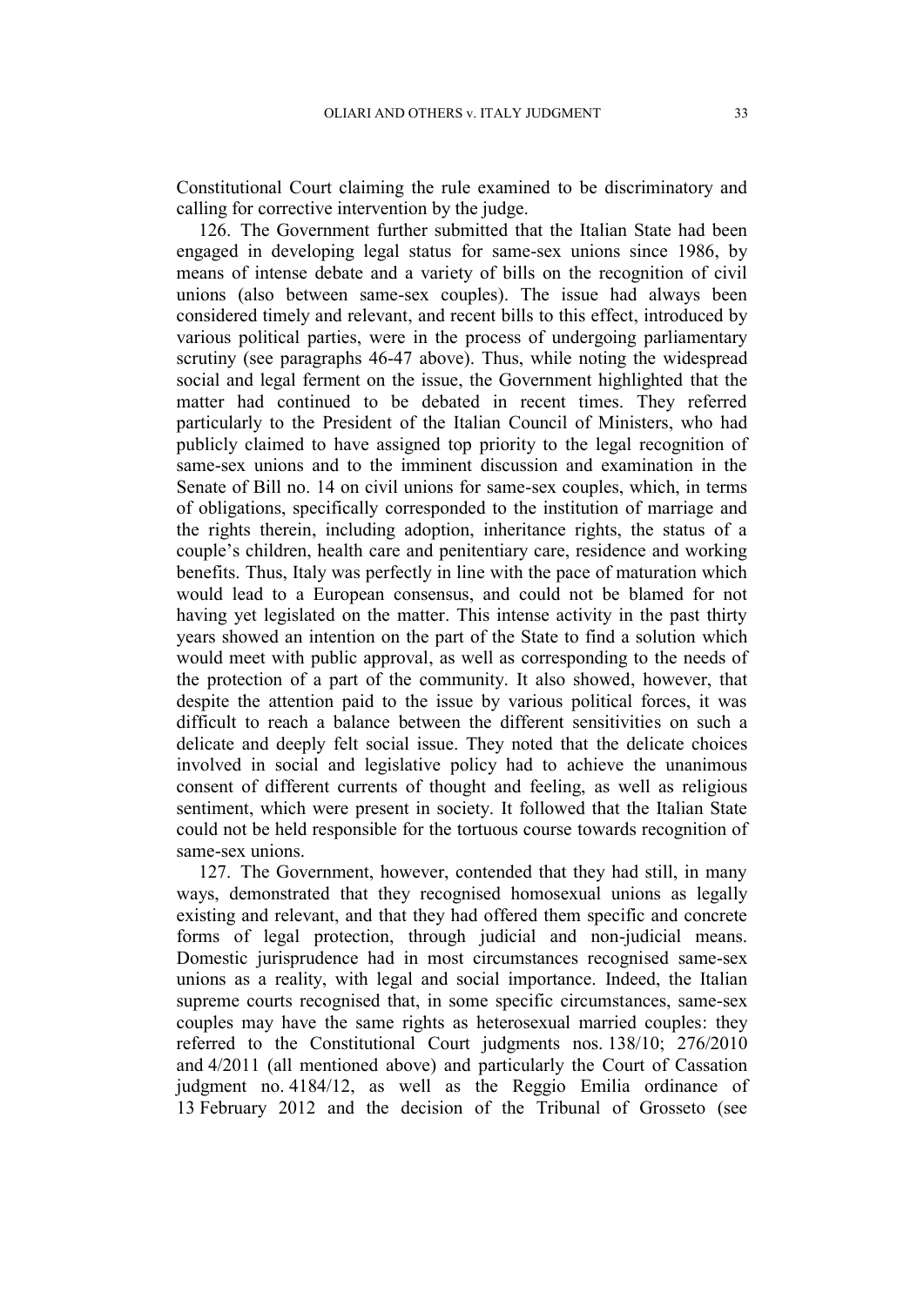Constitutional Court claiming the rule examined to be discriminatory and calling for corrective intervention by the judge.

126. The Government further submitted that the Italian State had been engaged in developing legal status for same-sex unions since 1986, by means of intense debate and a variety of bills on the recognition of civil unions (also between same-sex couples). The issue had always been considered timely and relevant, and recent bills to this effect, introduced by various political parties, were in the process of undergoing parliamentary scrutiny (see paragraphs 46-47 above). Thus, while noting the widespread social and legal ferment on the issue, the Government highlighted that the matter had continued to be debated in recent times. They referred particularly to the President of the Italian Council of Ministers, who had publicly claimed to have assigned top priority to the legal recognition of same-sex unions and to the imminent discussion and examination in the Senate of Bill no. 14 on civil unions for same-sex couples, which, in terms of obligations, specifically corresponded to the institution of marriage and the rights therein, including adoption, inheritance rights, the status of a couple's children, health care and penitentiary care, residence and working benefits. Thus, Italy was perfectly in line with the pace of maturation which would lead to a European consensus, and could not be blamed for not having yet legislated on the matter. This intense activity in the past thirty years showed an intention on the part of the State to find a solution which would meet with public approval, as well as corresponding to the needs of the protection of a part of the community. It also showed, however, that despite the attention paid to the issue by various political forces, it was difficult to reach a balance between the different sensitivities on such a delicate and deeply felt social issue. They noted that the delicate choices involved in social and legislative policy had to achieve the unanimous consent of different currents of thought and feeling, as well as religious sentiment, which were present in society. It followed that the Italian State could not be held responsible for the tortuous course towards recognition of same-sex unions.

127. The Government, however, contended that they had still, in many ways, demonstrated that they recognised homosexual unions as legally existing and relevant, and that they had offered them specific and concrete forms of legal protection, through judicial and non-judicial means. Domestic jurisprudence had in most circumstances recognised same-sex unions as a reality, with legal and social importance. Indeed, the Italian supreme courts recognised that, in some specific circumstances, same-sex couples may have the same rights as heterosexual married couples: they referred to the Constitutional Court judgments nos. 138/10; 276/2010 and 4/2011 (all mentioned above) and particularly the Court of Cassation judgment no. 4184/12, as well as the Reggio Emilia ordinance of 13 February 2012 and the decision of the Tribunal of Grosseto (see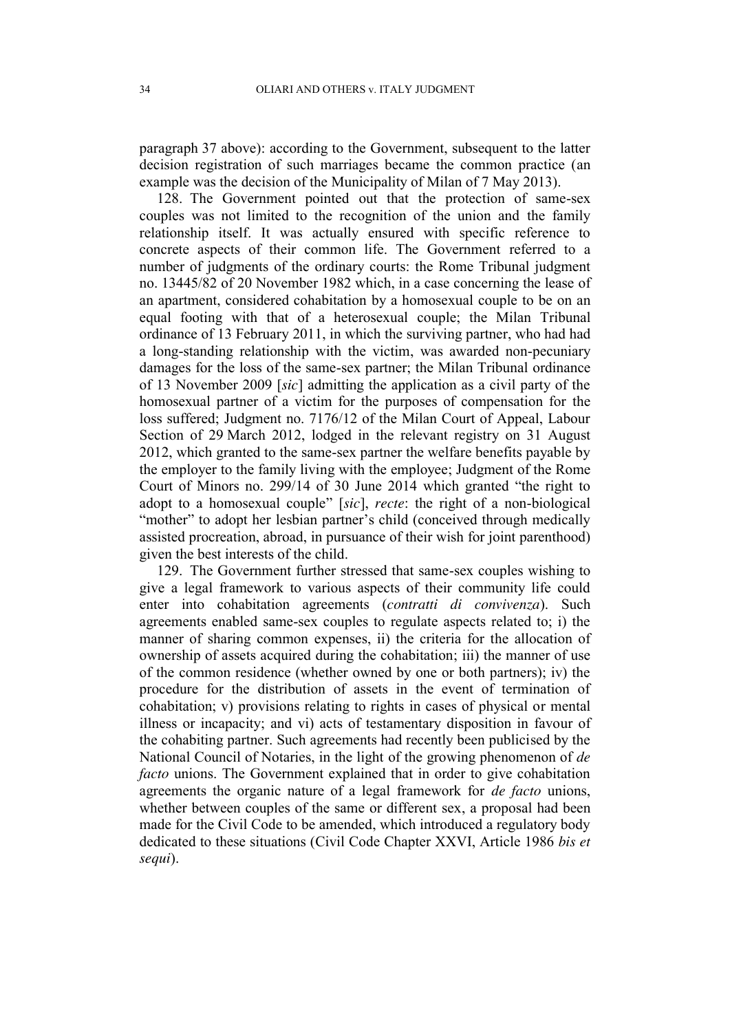paragraph 37 above): according to the Government, subsequent to the latter decision registration of such marriages became the common practice (an example was the decision of the Municipality of Milan of 7 May 2013).

128. The Government pointed out that the protection of same-sex couples was not limited to the recognition of the union and the family relationship itself. It was actually ensured with specific reference to concrete aspects of their common life. The Government referred to a number of judgments of the ordinary courts: the Rome Tribunal judgment no. 13445/82 of 20 November 1982 which, in a case concerning the lease of an apartment, considered cohabitation by a homosexual couple to be on an equal footing with that of a heterosexual couple; the Milan Tribunal ordinance of 13 February 2011, in which the surviving partner, who had had a long-standing relationship with the victim, was awarded non-pecuniary damages for the loss of the same-sex partner; the Milan Tribunal ordinance of 13 November 2009 [*sic*] admitting the application as a civil party of the homosexual partner of a victim for the purposes of compensation for the loss suffered; Judgment no. 7176/12 of the Milan Court of Appeal, Labour Section of 29 March 2012, lodged in the relevant registry on 31 August 2012, which granted to the same-sex partner the welfare benefits payable by the employer to the family living with the employee; Judgment of the Rome Court of Minors no. 299/14 of 30 June 2014 which granted "the right to adopt to a homosexual couple" [*sic*], *recte*: the right of a non-biological "mother" to adopt her lesbian partner's child (conceived through medically assisted procreation, abroad, in pursuance of their wish for joint parenthood) given the best interests of the child.

129. The Government further stressed that same-sex couples wishing to give a legal framework to various aspects of their community life could enter into cohabitation agreements (*contratti di convivenza*). Such agreements enabled same-sex couples to regulate aspects related to; i) the manner of sharing common expenses, ii) the criteria for the allocation of ownership of assets acquired during the cohabitation; iii) the manner of use of the common residence (whether owned by one or both partners); iv) the procedure for the distribution of assets in the event of termination of cohabitation; v) provisions relating to rights in cases of physical or mental illness or incapacity; and vi) acts of testamentary disposition in favour of the cohabiting partner. Such agreements had recently been publicised by the National Council of Notaries, in the light of the growing phenomenon of *de facto* unions. The Government explained that in order to give cohabitation agreements the organic nature of a legal framework for *de facto* unions, whether between couples of the same or different sex, a proposal had been made for the Civil Code to be amended, which introduced a regulatory body dedicated to these situations (Civil Code Chapter XXVI, Article 1986 *bis et sequi*).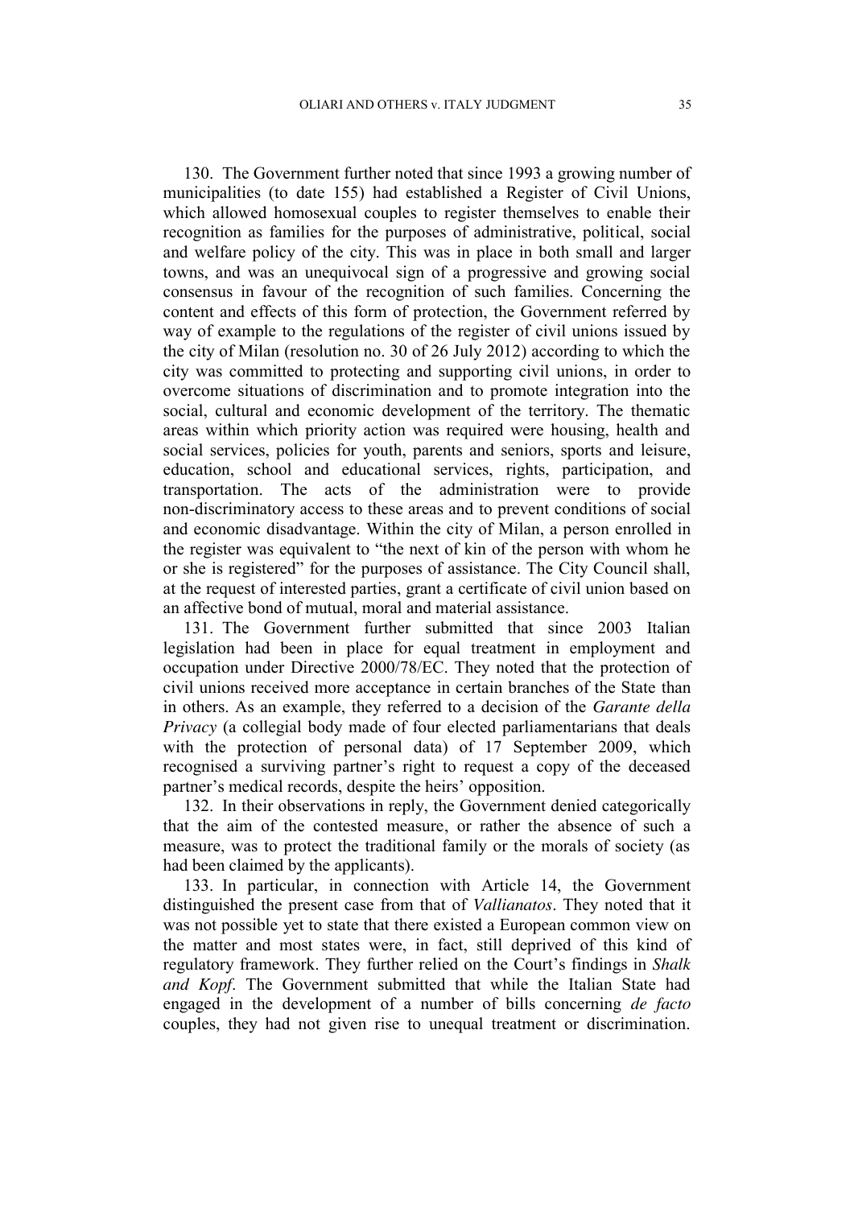130. The Government further noted that since 1993 a growing number of municipalities (to date 155) had established a Register of Civil Unions, which allowed homosexual couples to register themselves to enable their recognition as families for the purposes of administrative, political, social and welfare policy of the city. This was in place in both small and larger towns, and was an unequivocal sign of a progressive and growing social consensus in favour of the recognition of such families. Concerning the content and effects of this form of protection, the Government referred by way of example to the regulations of the register of civil unions issued by the city of Milan (resolution no. 30 of 26 July 2012) according to which the city was committed to protecting and supporting civil unions, in order to overcome situations of discrimination and to promote integration into the social, cultural and economic development of the territory. The thematic areas within which priority action was required were housing, health and social services, policies for youth, parents and seniors, sports and leisure, education, school and educational services, rights, participation, and transportation. The acts of the administration were to provide non-discriminatory access to these areas and to prevent conditions of social and economic disadvantage. Within the city of Milan, a person enrolled in the register was equivalent to "the next of kin of the person with whom he or she is registered" for the purposes of assistance. The City Council shall, at the request of interested parties, grant a certificate of civil union based on an affective bond of mutual, moral and material assistance.

131. The Government further submitted that since 2003 Italian legislation had been in place for equal treatment in employment and occupation under Directive 2000/78/EC. They noted that the protection of civil unions received more acceptance in certain branches of the State than in others. As an example, they referred to a decision of the *Garante della Privacy* (a collegial body made of four elected parliamentarians that deals with the protection of personal data) of 17 September 2009, which recognised a surviving partner's right to request a copy of the deceased partner's medical records, despite the heirs' opposition.

132. In their observations in reply, the Government denied categorically that the aim of the contested measure, or rather the absence of such a measure, was to protect the traditional family or the morals of society (as had been claimed by the applicants).

133. In particular, in connection with Article 14, the Government distinguished the present case from that of *Vallianatos*. They noted that it was not possible yet to state that there existed a European common view on the matter and most states were, in fact, still deprived of this kind of regulatory framework. They further relied on the Court's findings in *Shalk and Kopf*. The Government submitted that while the Italian State had engaged in the development of a number of bills concerning *de facto* couples, they had not given rise to unequal treatment or discrimination.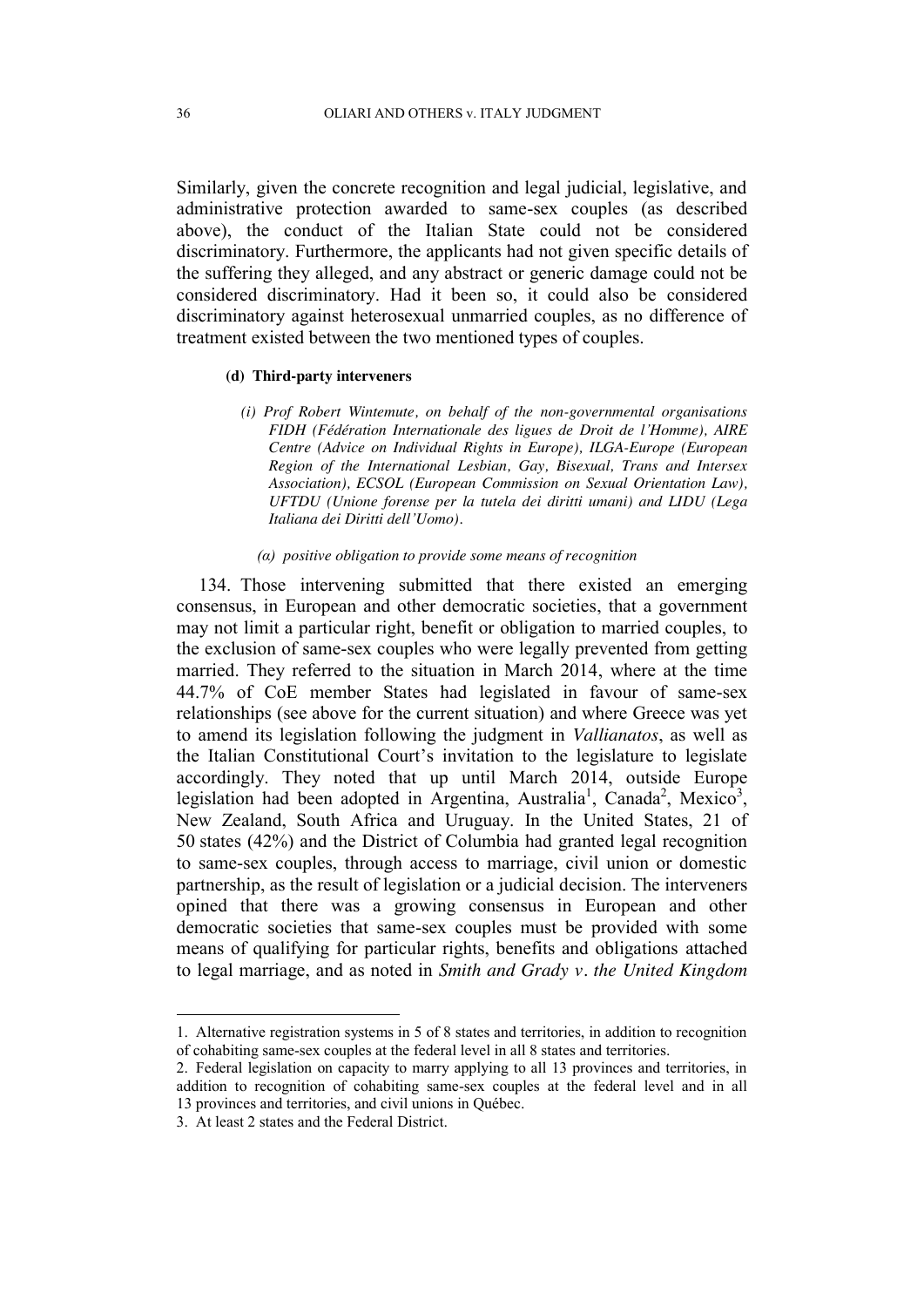Similarly, given the concrete recognition and legal judicial, legislative, and administrative protection awarded to same-sex couples (as described above), the conduct of the Italian State could not be considered discriminatory. Furthermore, the applicants had not given specific details of the suffering they alleged, and any abstract or generic damage could not be considered discriminatory. Had it been so, it could also be considered discriminatory against heterosexual unmarried couples, as no difference of treatment existed between the two mentioned types of couples.

#### (d) Third-party interveners

*(i) Prof Robert Wintemute, on behalf of the non-governmental organisations FIDH (Fédération Internationale des ligues de Droit de l'Homme), AIRE Centre (Advice on Individual Rights in Europe), ILGA-Europe (European Region of the International Lesbian, Gay, Bisexual, Trans and Intersex Association), ECSOL (European Commission on Sexual Orientation Law), UFTDU (Unione forense per la tutela dei diritti umani) and LIDU (Lega Italiana dei Diritti dell'Uomo).*

*(α) positive obligation to provide some means of recognition*

134. Those intervening submitted that there existed an emerging consensus, in European and other democratic societies, that a government may not limit a particular right, benefit or obligation to married couples, to the exclusion of same-sex couples who were legally prevented from getting married. They referred to the situation in March 2014, where at the time 44.7% of CoE member States had legislated in favour of same-sex relationships (see above for the current situation) and where Greece was yet to amend its legislation following the judgment in *Vallianatos*, as well as the Italian Constitutional Court's invitation to the legislature to legislate accordingly. They noted that up until March 2014, outside Europe legislation had been adopted in Argentina, Australia[1], Canada[2], Mexico[3], New Zealand, South Africa and Uruguay. In the United States, 21 of 50 states (42%) and the District of Columbia had granted legal recognition to same-sex couples, through access to marriage, civil union or domestic partnership, as the result of legislation or a judicial decision. The interveners opined that there was a growing consensus in European and other democratic societies that same-sex couples must be provided with some means of qualifying for particular rights, benefits and obligations attached to legal marriage, and as noted in *Smith and Grady v. the United Kingdom*

---

1. Alternative registration systems in 5 of 8 states and territories, in addition to recognition of cohabiting same-sex couples at the federal level in all 8 states and territories.

2. Federal legislation on capacity to marry applying to all 13 provinces and territories, in addition to recognition of cohabiting same-sex couples at the federal level and in all 13 provinces and territories, and civil unions in Québec.

3. At least 2 states and the Federal District.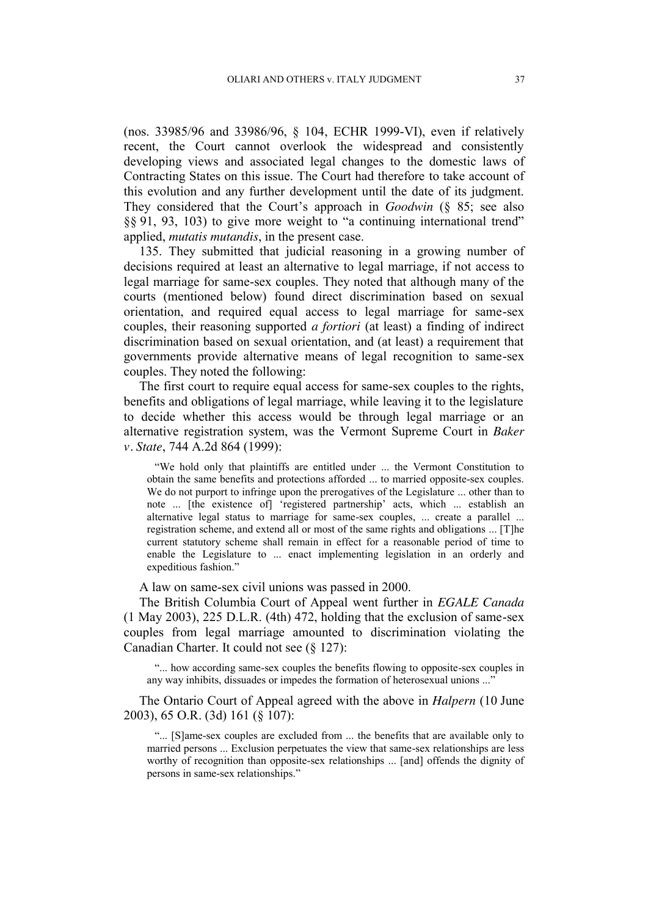(nos. 33985/96 and 33986/96, § 104, ECHR 1999-VI), even if relatively recent, the Court cannot overlook the widespread and consistently developing views and associated legal changes to the domestic laws of Contracting States on this issue. The Court had therefore to take account of this evolution and any further development until the date of its judgment. They considered that the Court's approach in *Goodwin* (§ 85; see also §§ 91, 93, 103) to give more weight to "a continuing international trend" applied, *mutatis mutandis*, in the present case.

135. They submitted that judicial reasoning in a growing number of decisions required at least an alternative to legal marriage, if not access to legal marriage for same-sex couples. They noted that although many of the courts (mentioned below) found direct discrimination based on sexual orientation, and required equal access to legal marriage for same-sex couples, their reasoning supported *a fortiori* (at least) a finding of indirect discrimination based on sexual orientation, and (at least) a requirement that governments provide alternative means of legal recognition to same-sex couples. They noted the following:

The first court to require equal access for same-sex couples to the rights, benefits and obligations of legal marriage, while leaving it to the legislature to decide whether this access would be through legal marriage or an alternative registration system, was the Vermont Supreme Court in *Baker v. State*, 744 A.2d 864 (1999):

> "We hold only that plaintiffs are entitled under ... the Vermont Constitution to obtain the same benefits and protections afforded ... to married opposite-sex couples. We do not purport to infringe upon the prerogatives of the Legislature ... other than to note ... [the existence of] 'registered partnership' acts, which ... establish an alternative legal status to marriage for same-sex couples, ... create a parallel ... registration scheme, and extend all or most of the same rights and obligations ... [T]he current statutory scheme shall remain in effect for a reasonable period of time to enable the Legislature to ... enact implementing legislation in an orderly and expeditious fashion."

A law on same-sex civil unions was passed in 2000.

The British Columbia Court of Appeal went further in *EGALE Canada* (1 May 2003), 225 D.L.R. (4th) 472, holding that the exclusion of same-sex couples from legal marriage amounted to discrimination violating the Canadian Charter. It could not see (§ 127):

> "... how according same-sex couples the benefits flowing to opposite-sex couples in any way inhibits, dissuades or impedes the formation of heterosexual unions ..."

The Ontario Court of Appeal agreed with the above in *Halpern* (10 June 2003), 65 O.R. (3d) 161 (§ 107):

> "... [S]ame-sex couples are excluded from ... the benefits that are available only to married persons ... Exclusion perpetuates the view that same-sex relationships are less worthy of recognition than opposite-sex relationships ... [and] offends the dignity of persons in same-sex relationships."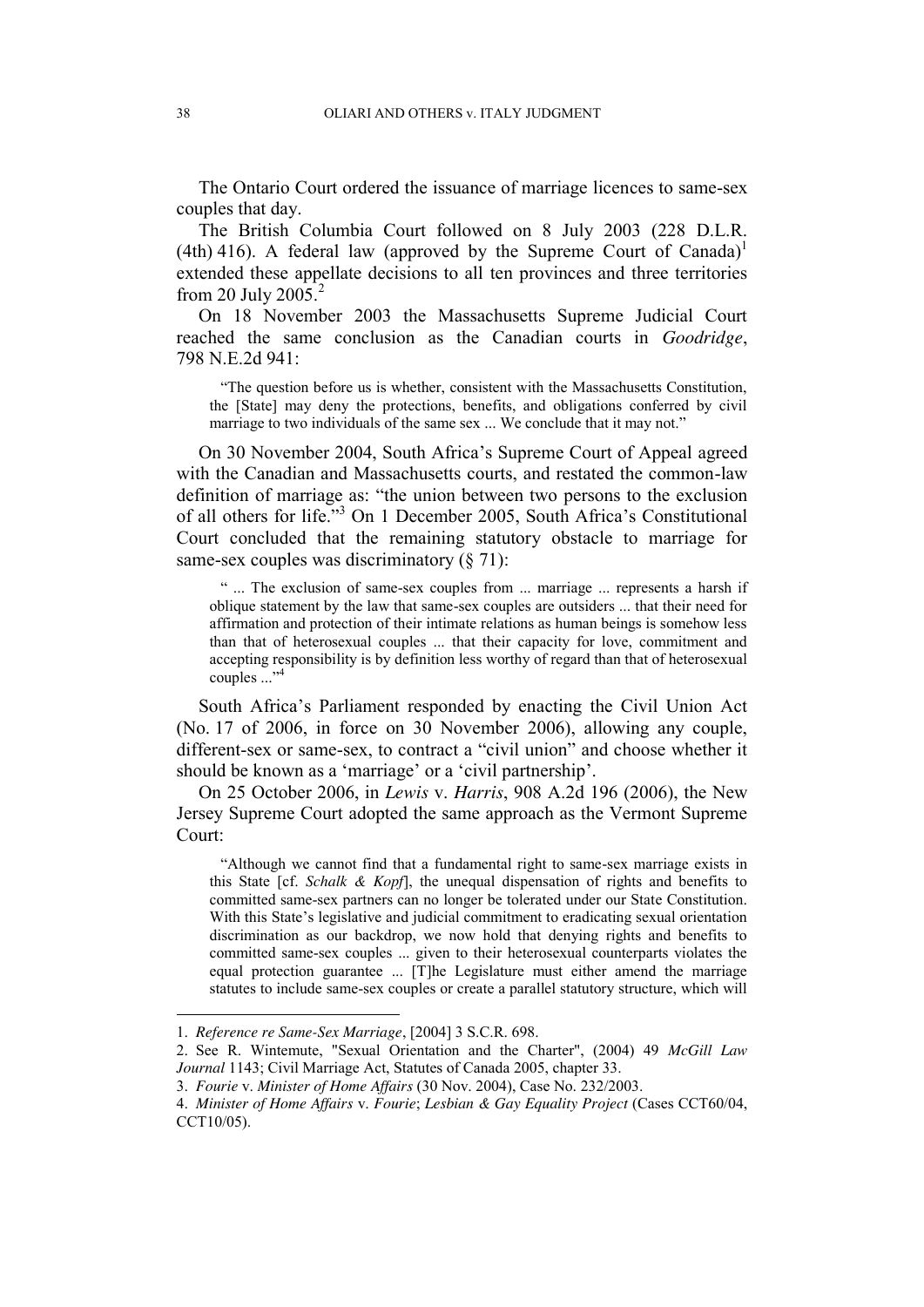The Ontario Court ordered the issuance of marriage licences to same-sex couples that day.

The British Columbia Court followed on 8 July 2003 (228 D.L.R. (4th) 416). A federal law (approved by the Supreme Court of Canada)[1] extended these appellate decisions to all ten provinces and three territories from 20 July 2005.[2]

On 18 November 2003 the Massachusetts Supreme Judicial Court reached the same conclusion as the Canadian courts in *Goodridge*, 798 N.E.2d 941:

> "The question before us is whether, consistent with the Massachusetts Constitution, the [State] may deny the protections, benefits, and obligations conferred by civil marriage to two individuals of the same sex ... We conclude that it may not."

On 30 November 2004, South Africa's Supreme Court of Appeal agreed with the Canadian and Massachusetts courts, and restated the common-law definition of marriage as: "the union between two persons to the exclusion of all others for life."[3] On 1 December 2005, South Africa's Constitutional Court concluded that the remaining statutory obstacle to marriage for same-sex couples was discriminatory (§ 71):

> " ... The exclusion of same-sex couples from ... marriage ... represents a harsh if oblique statement by the law that same-sex couples are outsiders ... that their need for affirmation and protection of their intimate relations as human beings is somehow less than that of heterosexual couples ... that their capacity for love, commitment and accepting responsibility is by definition less worthy of regard than that of heterosexual couples ..."[4]

South Africa's Parliament responded by enacting the Civil Union Act (No. 17 of 2006, in force on 30 November 2006), allowing any couple, different-sex or same-sex, to contract a "civil union" and choose whether it should be known as a 'marriage' or a 'civil partnership'.

On 25 October 2006, in *Lewis* v. *Harris*, 908 A.2d 196 (2006), the New Jersey Supreme Court adopted the same approach as the Vermont Supreme Court:

> "Although we cannot find that a fundamental right to same-sex marriage exists in this State [cf. *Schalk & Kopf*], the unequal dispensation of rights and benefits to committed same-sex partners can no longer be tolerated under our State Constitution. With this State's legislative and judicial commitment to eradicating sexual orientation discrimination as our backdrop, we now hold that denying rights and benefits to committed same-sex couples ... given to their heterosexual counterparts violates the equal protection guarantee ... [T]he Legislature must either amend the marriage statutes to include same-sex couples or create a parallel statutory structure, which will

---

1. *Reference re Same-Sex Marriage*, [2004] 3 S.C.R. 698.
2. See R. Wintemute, "Sexual Orientation and the Charter", (2004) 49 *McGill Law Journal* 1143; Civil Marriage Act, Statutes of Canada 2005, chapter 33.
3. *Fourie* v. *Minister of Home Affairs* (30 Nov. 2004), Case No. 232/2003.
4. *Minister of Home Affairs* v. *Fourie*; *Lesbian & Gay Equality Project* (Cases CCT60/04, CCT10/05).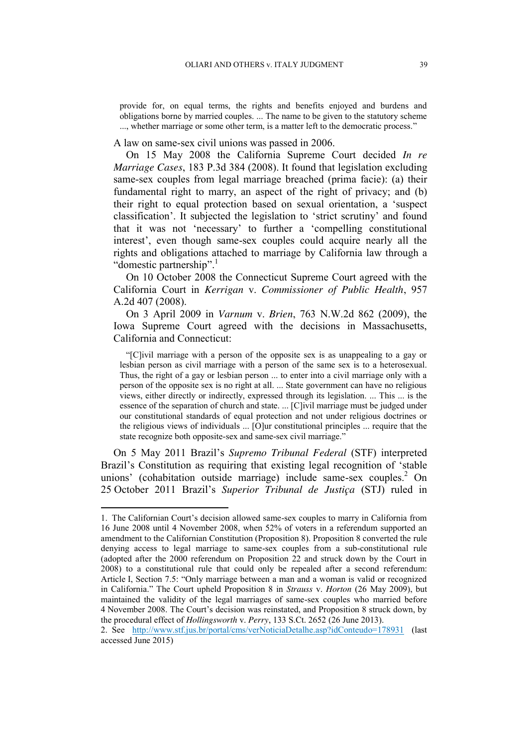provide for, on equal terms, the rights and benefits enjoyed and burdens and obligations borne by married couples. ... The name to be given to the statutory scheme ..., whether marriage or some other term, is a matter left to the democratic process."

A law on same-sex civil unions was passed in 2006.

On 15 May 2008 the California Supreme Court decided *In re Marriage Cases*, 183 P.3d 384 (2008). It found that legislation excluding same-sex couples from legal marriage breached (prima facie): (a) their fundamental right to marry, an aspect of the right of privacy; and (b) their right to equal protection based on sexual orientation, a 'suspect classification'. It subjected the legislation to 'strict scrutiny' and found that it was not 'necessary' to further a 'compelling constitutional interest', even though same-sex couples could acquire nearly all the rights and obligations attached to marriage by California law through a "domestic partnership".[1]

On 10 October 2008 the Connecticut Supreme Court agreed with the California Court in *Kerrigan* v. *Commissioner of Public Health*, 957 A.2d 407 (2008).

On 3 April 2009 in *Varnum* v. *Brien*, 763 N.W.2d 862 (2009), the Iowa Supreme Court agreed with the decisions in Massachusetts, California and Connecticut:

> "[C]ivil marriage with a person of the opposite sex is as unappealing to a gay or lesbian person as civil marriage with a person of the same sex is to a heterosexual. Thus, the right of a gay or lesbian person ... to enter into a civil marriage only with a person of the opposite sex is no right at all. ... State government can have no religious views, either directly or indirectly, expressed through its legislation. ... This ... is the essence of the separation of church and state. ... [C]ivil marriage must be judged under our constitutional standards of equal protection and not under religious doctrines or the religious views of individuals ... [O]ur constitutional principles ... require that the state recognize both opposite-sex and same-sex civil marriage."

On 5 May 2011 Brazil's *Supremo Tribunal Federal* (STF) interpreted Brazil's Constitution as requiring that existing legal recognition of 'stable unions' (cohabitation outside marriage) include same-sex couples.[2] On 25 October 2011 Brazil's *Superior Tribunal de Justiça* (STJ) ruled in

---

1. The Californian Court's decision allowed same-sex couples to marry in California from 16 June 2008 until 4 November 2008, when 52% of voters in a referendum supported an amendment to the Californian Constitution (Proposition 8). Proposition 8 converted the rule denying access to legal marriage to same-sex couples from a sub-constitutional rule (adopted after the 2000 referendum on Proposition 22 and struck down by the Court in 2008) to a constitutional rule that could only be repealed after a second referendum: Article I, Section 7.5: "Only marriage between a man and a woman is valid or recognized in California." The Court upheld Proposition 8 in *Strauss* v. *Horton* (26 May 2009), but maintained the validity of the legal marriages of same-sex couples who married before 4 November 2008. The Court's decision was reinstated, and Proposition 8 struck down, by the procedural effect of *Hollingsworth* v. *Perry*, 133 S.Ct. 2652 (26 June 2013).

2. See http://www.stf.jus.br/portal/cms/verNoticiaDetalhe.asp?idConteudo=178931 (last accessed June 2015)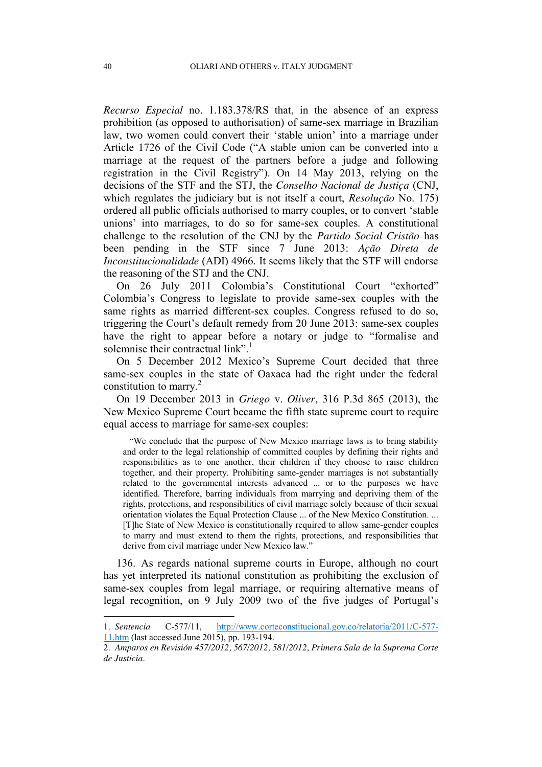*Recurso Especial* no. 1.183.378/RS that, in the absence of an express prohibition (as opposed to authorisation) of same-sex marriage in Brazilian law, two women could convert their 'stable union' into a marriage under Article 1726 of the Civil Code ("A stable union can be converted into a marriage at the request of the partners before a judge and following registration in the Civil Registry"). On 14 May 2013, relying on the decisions of the STF and the STJ, the *Conselho Nacional de Justiça* (CNJ, which regulates the judiciary but is not itself a court, *Resolução* No. 175) ordered all public officials authorised to marry couples, or to convert 'stable unions' into marriages, to do so for same-sex couples. A constitutional challenge to the resolution of the CNJ by the *Partido Social Cristão* has been pending in the STF since 7 June 2013: *Ação Direta de Inconstitucionalidade* (ADI) 4966. It seems likely that the STF will endorse the reasoning of the STJ and the CNJ.

On 26 July 2011 Colombia's Constitutional Court "exhorted" Colombia's Congress to legislate to provide same-sex couples with the same rights as married different-sex couples. Congress refused to do so, triggering the Court's default remedy from 20 June 2013: same-sex couples have the right to appear before a notary or judge to "formalise and solemnise their contractual link".[1]

On 5 December 2012 Mexico's Supreme Court decided that three same-sex couples in the state of Oaxaca had the right under the federal constitution to marry.[2]

On 19 December 2013 in *Griego* v. *Oliver*, 316 P.3d 865 (2013), the New Mexico Supreme Court became the fifth state supreme court to require equal access to marriage for same-sex couples:

> "We conclude that the purpose of New Mexico marriage laws is to bring stability and order to the legal relationship of committed couples by defining their rights and responsibilities as to one another, their children if they choose to raise children together, and their property. Prohibiting same-gender marriages is not substantially related to the governmental interests advanced ... or to the purposes we have identified. Therefore, barring individuals from marrying and depriving them of the rights, protections, and responsibilities of civil marriage solely because of their sexual orientation violates the Equal Protection Clause ... of the New Mexico Constitution. ... [T]he State of New Mexico is constitutionally required to allow same-gender couples to marry and must extend to them the rights, protections, and responsibilities that derive from civil marriage under New Mexico law."

136. As regards national supreme courts in Europe, although no court has yet interpreted its national constitution as prohibiting the exclusion of same-sex couples from legal marriage, or requiring alternative means of legal recognition, on 9 July 2009 two of the five judges of Portugal's

---

1. *Sentencia* C-577/11, http://www.corteconstitucional.gov.co/relatoria/2011/C-577-11.htm (last accessed June 2015), pp. 193-194.

2. *Amparos en Revisión 457/2012, 567/2012, 581/2012, Primera Sala de la Suprema Corte de Justicia*.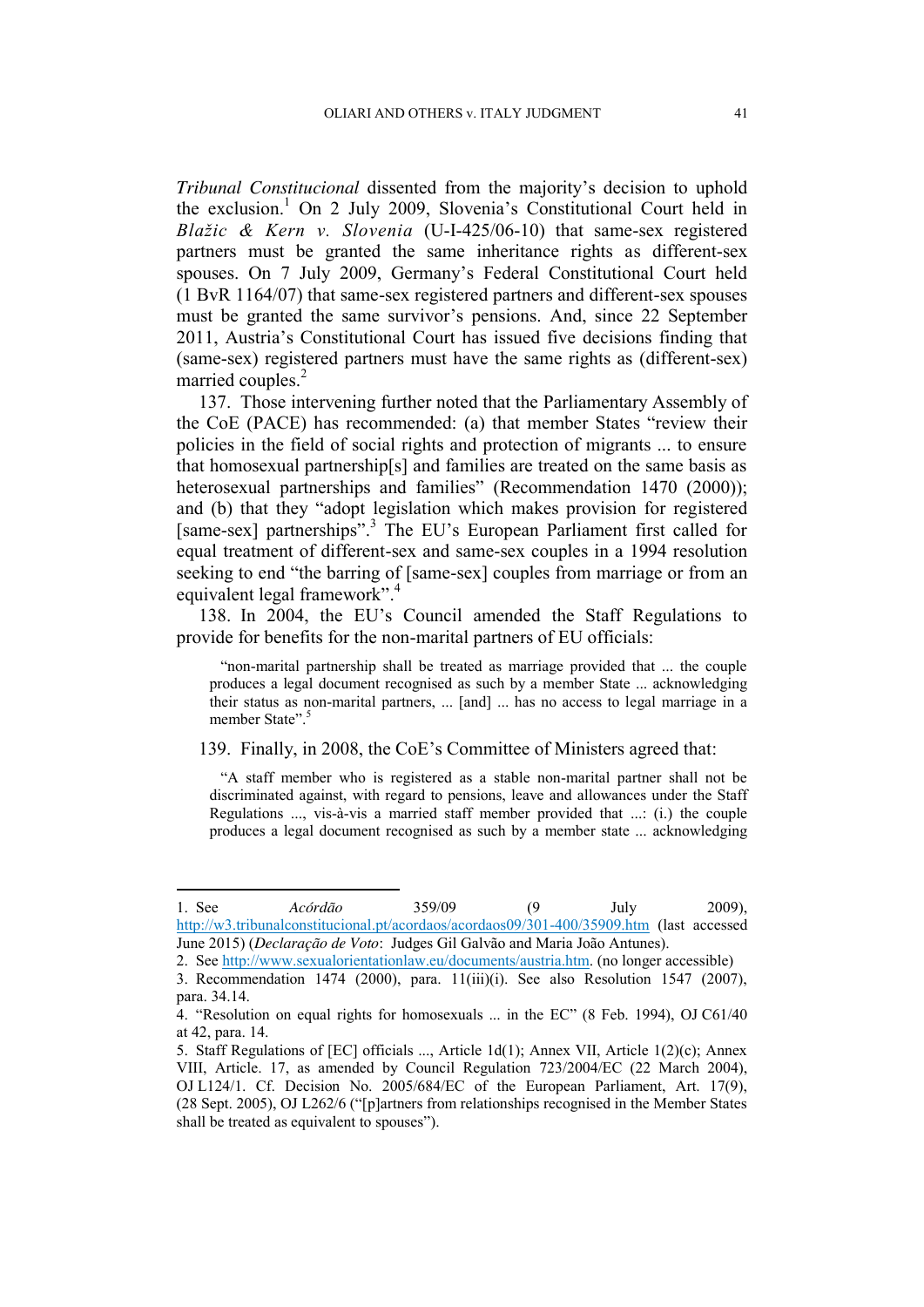*Tribunal Constitucional* dissented from the majority's decision to uphold the exclusion.[1] On 2 July 2009, Slovenia's Constitutional Court held in *Blažic & Kern v. Slovenia* (U-I-425/06-10) that same-sex registered partners must be granted the same inheritance rights as different-sex spouses. On 7 July 2009, Germany's Federal Constitutional Court held (1 BvR 1164/07) that same-sex registered partners and different-sex spouses must be granted the same survivor's pensions. And, since 22 September 2011, Austria's Constitutional Court has issued five decisions finding that (same-sex) registered partners must have the same rights as (different-sex) married couples.[2]

137. Those intervening further noted that the Parliamentary Assembly of the CoE (PACE) has recommended: (a) that member States "review their policies in the field of social rights and protection of migrants ... to ensure that homosexual partnership[s] and families are treated on the same basis as heterosexual partnerships and families" (Recommendation 1470 (2000)); and (b) that they "adopt legislation which makes provision for registered [same-sex] partnerships".[3] The EU's European Parliament first called for equal treatment of different-sex and same-sex couples in a 1994 resolution seeking to end "the barring of [same-sex] couples from marriage or from an equivalent legal framework".[4]

138. In 2004, the EU's Council amended the Staff Regulations to provide for benefits for the non-marital partners of EU officials:

> "non-marital partnership shall be treated as marriage provided that ... the couple produces a legal document recognised as such by a member State ... acknowledging their status as non-marital partners, ... [and] ... has no access to legal marriage in a member State".[5]

139. Finally, in 2008, the CoE's Committee of Ministers agreed that:

> "A staff member who is registered as a stable non-marital partner shall not be discriminated against, with regard to pensions, leave and allowances under the Staff Regulations ..., vis-à-vis a married staff member provided that ...: (i.) the couple produces a legal document recognised as such by a member state ... acknowledging

---

1. See *Acórdão* 359/09 (9 July 2009), http://w3.tribunalconstitucional.pt/acordaos/acordaos09/301-400/35909.htm (last accessed June 2015) (*Declaração de Voto*: Judges Gil Galvão and Maria João Antunes).

2. See http://www.sexualorientationlaw.eu/documents/austria.htm. (no longer accessible)

3. Recommendation 1474 (2000), para. 11(iii)(i). See also Resolution 1547 (2007), para. 34.14.

4. "Resolution on equal rights for homosexuals ... in the EC" (8 Feb. 1994), OJ C61/40 at 42, para. 14.

5. Staff Regulations of [EC] officials ..., Article 1d(1); Annex VII, Article 1(2)(c); Annex VIII, Article. 17, as amended by Council Regulation 723/2004/EC (22 March 2004), OJ L124/1. Cf. Decision No. 2005/684/EC of the European Parliament, Art. 17(9), (28 Sept. 2005), OJ L262/6 ("[p]artners from relationships recognised in the Member States shall be treated as equivalent to spouses").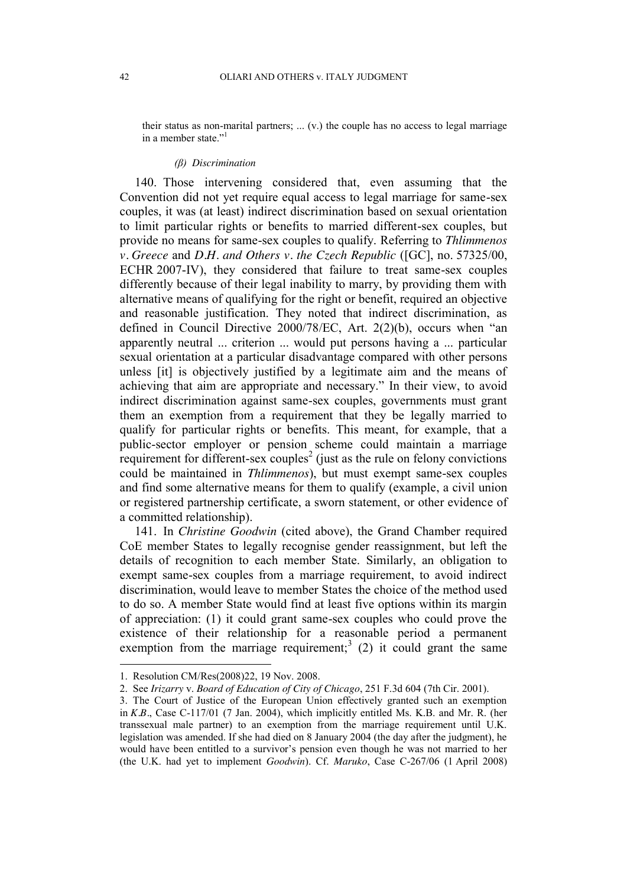their status as non-marital partners; ... (v.) the couple has no access to legal marriage in a member state."[1]

*(β) Discrimination*

140. Those intervening considered that, even assuming that the Convention did not yet require equal access to legal marriage for same-sex couples, it was (at least) indirect discrimination based on sexual orientation to limit particular rights or benefits to married different-sex couples, but provide no means for same-sex couples to qualify. Referring to *Thlimmenos v. Greece* and *D.H. and Others v. the Czech Republic* ([GC], no. 57325/00, ECHR 2007-IV), they considered that failure to treat same-sex couples differently because of their legal inability to marry, by providing them with alternative means of qualifying for the right or benefit, required an objective and reasonable justification. They noted that indirect discrimination, as defined in Council Directive 2000/78/EC, Art. 2(2)(b), occurs when "an apparently neutral ... criterion ... would put persons having a ... particular sexual orientation at a particular disadvantage compared with other persons unless [it] is objectively justified by a legitimate aim and the means of achieving that aim are appropriate and necessary." In their view, to avoid indirect discrimination against same-sex couples, governments must grant them an exemption from a requirement that they be legally married to qualify for particular rights or benefits. This meant, for example, that a public-sector employer or pension scheme could maintain a marriage requirement for different-sex couples[2] (just as the rule on felony convictions could be maintained in *Thlimmenos*), but must exempt same-sex couples and find some alternative means for them to qualify (example, a civil union or registered partnership certificate, a sworn statement, or other evidence of a committed relationship).

141. In *Christine Goodwin* (cited above), the Grand Chamber required CoE member States to legally recognise gender reassignment, but left the details of recognition to each member State. Similarly, an obligation to exempt same-sex couples from a marriage requirement, to avoid indirect discrimination, would leave to member States the choice of the method used to do so. A member State would find at least five options within its margin of appreciation: (1) it could grant same-sex couples who could prove the existence of their relationship for a reasonable period a permanent exemption from the marriage requirement;[3] (2) it could grant the same

1. Resolution CM/Res(2008)22, 19 Nov. 2008.

2. See *Irizarry* v. *Board of Education of City of Chicago*, 251 F.3d 604 (7th Cir. 2001).

3. The Court of Justice of the European Union effectively granted such an exemption in *K.B.*, Case C-117/01 (7 Jan. 2004), which implicitly entitled Ms. K.B. and Mr. R. (her transsexual male partner) to an exemption from the marriage requirement until U.K. legislation was amended. If she had died on 8 January 2004 (the day after the judgment), he would have been entitled to a survivor's pension even though he was not married to her (the U.K. had yet to implement *Goodwin*). Cf. *Maruko*, Case C-267/06 (1 April 2008)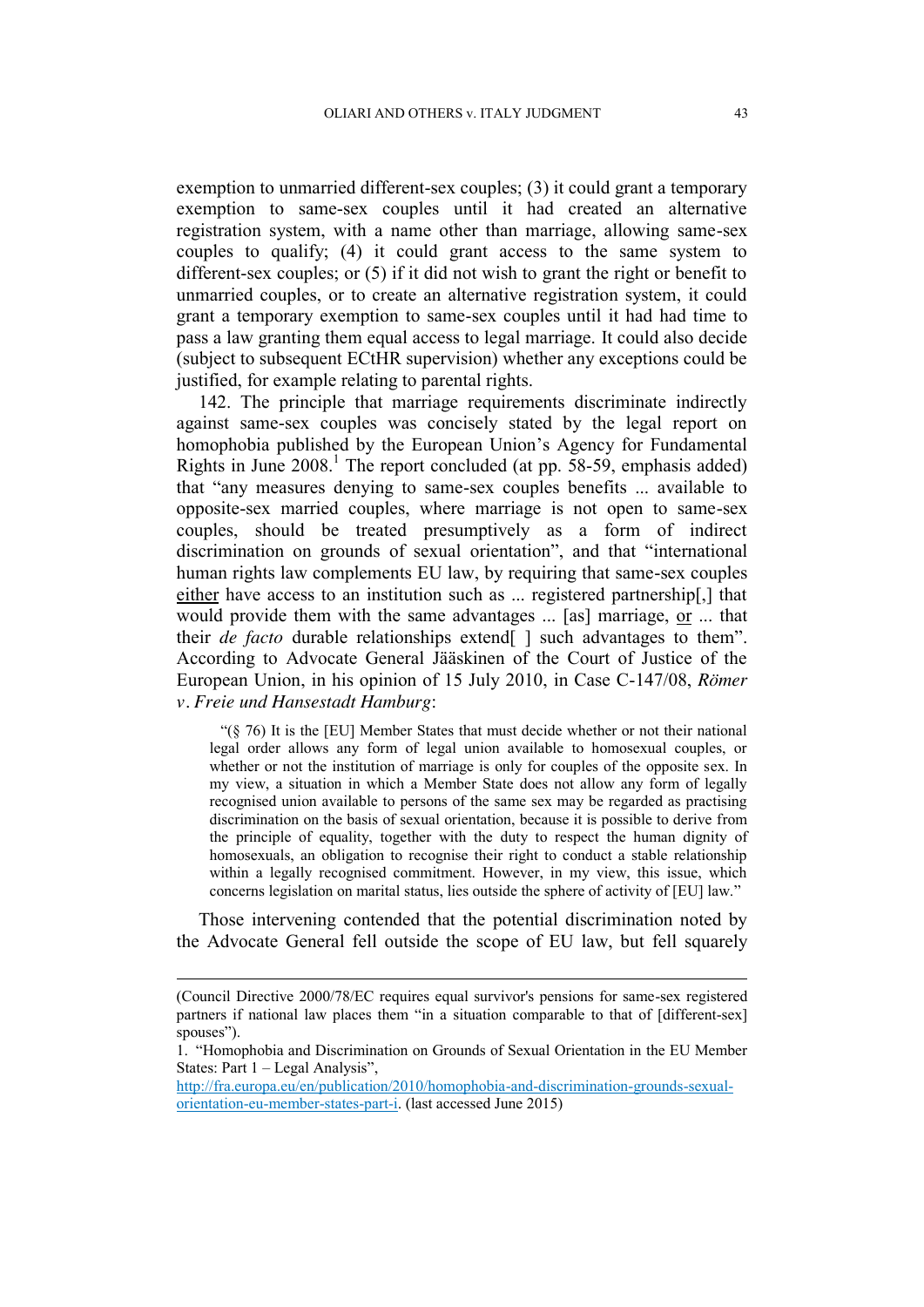exemption to unmarried different-sex couples; (3) it could grant a temporary exemption to same-sex couples until it had created an alternative registration system, with a name other than marriage, allowing same-sex couples to qualify; (4) it could grant access to the same system to different-sex couples; or (5) if it did not wish to grant the right or benefit to unmarried couples, or to create an alternative registration system, it could grant a temporary exemption to same-sex couples until it had had time to pass a law granting them equal access to legal marriage. It could also decide (subject to subsequent ECtHR supervision) whether any exceptions could be justified, for example relating to parental rights.

142. The principle that marriage requirements discriminate indirectly against same-sex couples was concisely stated by the legal report on homophobia published by the European Union's Agency for Fundamental Rights in June 2008.[1] The report concluded (at pp. 58-59, emphasis added) that "any measures denying to same-sex couples benefits ... available to opposite-sex married couples, where marriage is not open to same-sex couples, should be treated presumptively as a form of indirect discrimination on grounds of sexual orientation", and that "international human rights law complements EU law, by requiring that same-sex couples <u>either</u> have access to an institution such as ... registered partnership[,] that would provide them with the same advantages ... [as] marriage, <u>or</u> ... that their *de facto* durable relationships extend[ ] such advantages to them". According to Advocate General Jääskinen of the Court of Justice of the European Union, in his opinion of 15 July 2010, in Case C-147/08, *Römer v. Freie und Hansestadt Hamburg*:

> "(§ 76) It is the [EU] Member States that must decide whether or not their national legal order allows any form of legal union available to homosexual couples, or whether or not the institution of marriage is only for couples of the opposite sex. In my view, a situation in which a Member State does not allow any form of legally recognised union available to persons of the same sex may be regarded as practising discrimination on the basis of sexual orientation, because it is possible to derive from the principle of equality, together with the duty to respect the human dignity of homosexuals, an obligation to recognise their right to conduct a stable relationship within a legally recognised commitment. However, in my view, this issue, which concerns legislation on marital status, lies outside the sphere of activity of [EU] law."

Those intervening contended that the potential discrimination noted by the Advocate General fell outside the scope of EU law, but fell squarely

---

(Council Directive 2000/78/EC requires equal survivor's pensions for same-sex registered partners if national law places them "in a situation comparable to that of [different-sex] spouses").

1. "Homophobia and Discrimination on Grounds of Sexual Orientation in the EU Member States: Part 1 – Legal Analysis", http://fra.europa.eu/en/publication/2010/homophobia-and-discrimination-grounds-sexual-orientation-eu-member-states-part-i. (last accessed June 2015)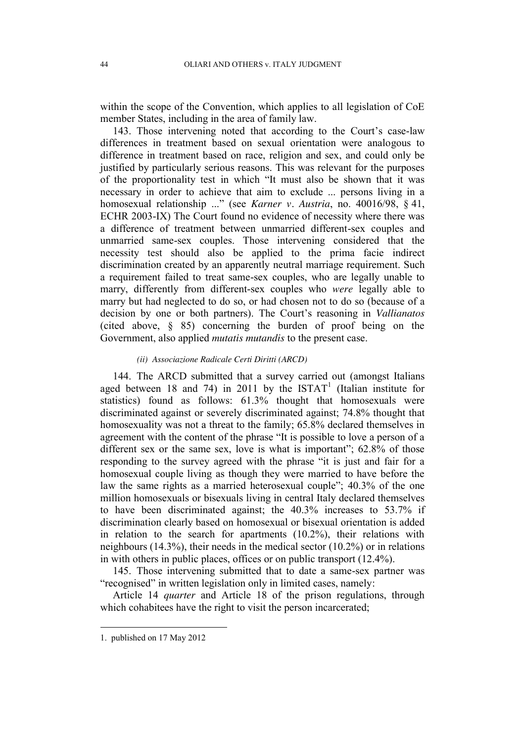within the scope of the Convention, which applies to all legislation of CoE member States, including in the area of family law.

143. Those intervening noted that according to the Court's case-law differences in treatment based on sexual orientation were analogous to difference in treatment based on race, religion and sex, and could only be justified by particularly serious reasons. This was relevant for the purposes of the proportionality test in which "It must also be shown that it was necessary in order to achieve that aim to exclude ... persons living in a homosexual relationship ..." (see *Karner v. Austria*, no. 40016/98, § 41, ECHR 2003-IX) The Court found no evidence of necessity where there was a difference of treatment between unmarried different-sex couples and unmarried same-sex couples. Those intervening considered that the necessity test should also be applied to the prima facie indirect discrimination created by an apparently neutral marriage requirement. Such a requirement failed to treat same-sex couples, who are legally unable to marry, differently from different-sex couples who *were* legally able to marry but had neglected to do so, or had chosen not to do so (because of a decision by one or both partners). The Court's reasoning in *Vallianatos* (cited above, § 85) concerning the burden of proof being on the Government, also applied *mutatis mutandis* to the present case.

#### *(ii) Associazione Radicale Certi Diritti (ARCD)*

144. The ARCD submitted that a survey carried out (amongst Italians aged between 18 and 74) in 2011 by the ISTAT[1] (Italian institute for statistics) found as follows: 61.3% thought that homosexuals were discriminated against or severely discriminated against; 74.8% thought that homosexuality was not a threat to the family; 65.8% declared themselves in agreement with the content of the phrase "It is possible to love a person of a different sex or the same sex, love is what is important"; 62.8% of those responding to the survey agreed with the phrase "it is just and fair for a homosexual couple living as though they were married to have before the law the same rights as a married heterosexual couple"; 40.3% of the one million homosexuals or bisexuals living in central Italy declared themselves to have been discriminated against; the 40.3% increases to 53.7% if discrimination clearly based on homosexual or bisexual orientation is added in relation to the search for apartments (10.2%), their relations with neighbours (14.3%), their needs in the medical sector (10.2%) or in relations in with others in public places, offices or on public transport (12.4%).

145. Those intervening submitted that to date a same-sex partner was "recognised" in written legislation only in limited cases, namely:

Article 14 *quarter* and Article 18 of the prison regulations, through which cohabitees have the right to visit the person incarcerated;

1. published on 17 May 2012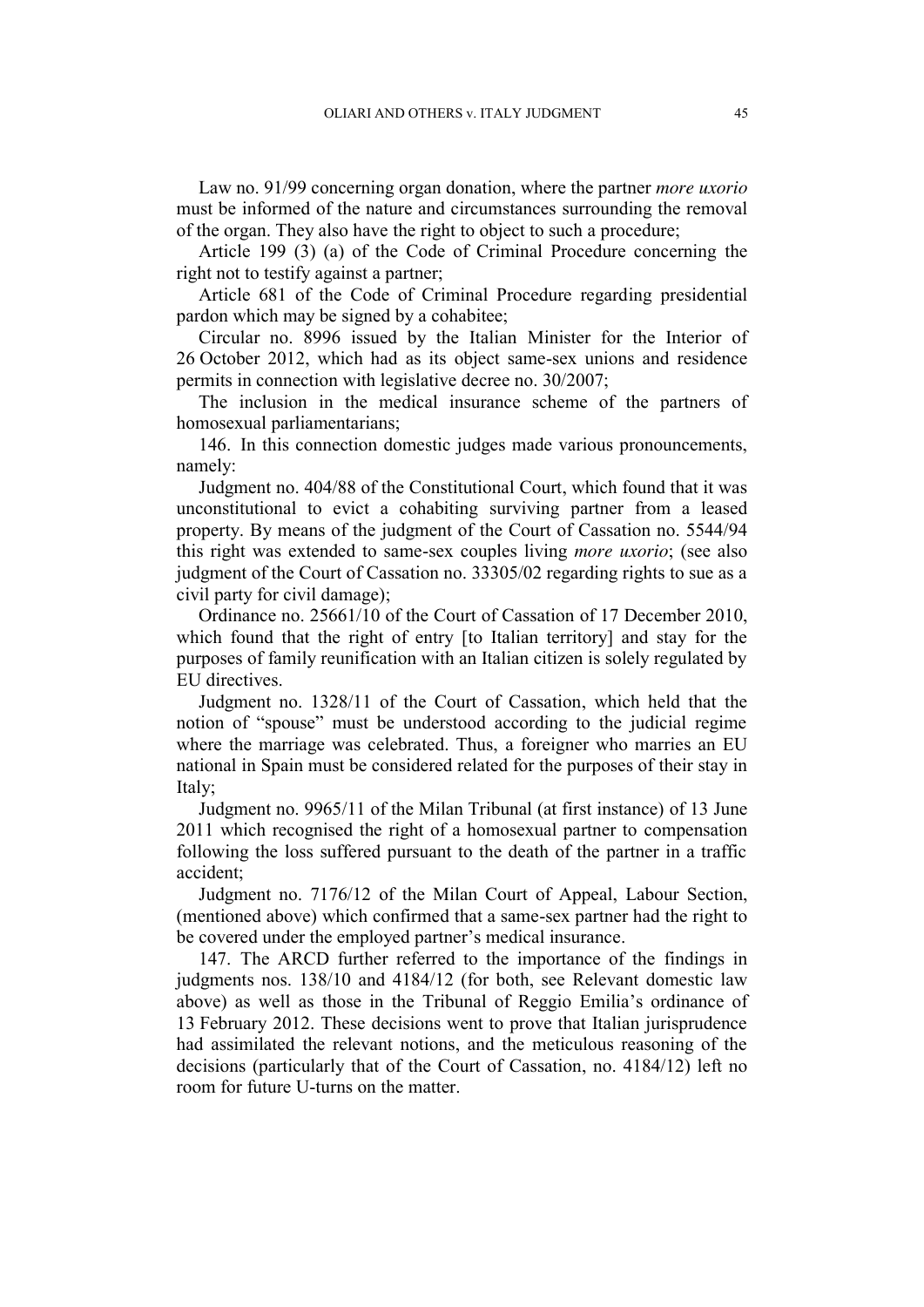Law no. 91/99 concerning organ donation, where the partner *more uxorio* must be informed of the nature and circumstances surrounding the removal of the organ. They also have the right to object to such a procedure;

Article 199 (3) (a) of the Code of Criminal Procedure concerning the right not to testify against a partner;

Article 681 of the Code of Criminal Procedure regarding presidential pardon which may be signed by a cohabitee;

Circular no. 8996 issued by the Italian Minister for the Interior of 26 October 2012, which had as its object same-sex unions and residence permits in connection with legislative decree no. 30/2007;

The inclusion in the medical insurance scheme of the partners of homosexual parliamentarians;

146. In this connection domestic judges made various pronouncements, namely:

Judgment no. 404/88 of the Constitutional Court, which found that it was unconstitutional to evict a cohabiting surviving partner from a leased property. By means of the judgment of the Court of Cassation no. 5544/94 this right was extended to same-sex couples living *more uxorio*; (see also judgment of the Court of Cassation no. 33305/02 regarding rights to sue as a civil party for civil damage);

Ordinance no. 25661/10 of the Court of Cassation of 17 December 2010, which found that the right of entry [to Italian territory] and stay for the purposes of family reunification with an Italian citizen is solely regulated by EU directives.

Judgment no. 1328/11 of the Court of Cassation, which held that the notion of "spouse" must be understood according to the judicial regime where the marriage was celebrated. Thus, a foreigner who marries an EU national in Spain must be considered related for the purposes of their stay in Italy;

Judgment no. 9965/11 of the Milan Tribunal (at first instance) of 13 June 2011 which recognised the right of a homosexual partner to compensation following the loss suffered pursuant to the death of the partner in a traffic accident;

Judgment no. 7176/12 of the Milan Court of Appeal, Labour Section, (mentioned above) which confirmed that a same-sex partner had the right to be covered under the employed partner's medical insurance.

147. The ARCD further referred to the importance of the findings in judgments nos. 138/10 and 4184/12 (for both, see Relevant domestic law above) as well as those in the Tribunal of Reggio Emilia's ordinance of 13 February 2012. These decisions went to prove that Italian jurisprudence had assimilated the relevant notions, and the meticulous reasoning of the decisions (particularly that of the Court of Cassation, no. 4184/12) left no room for future U-turns on the matter.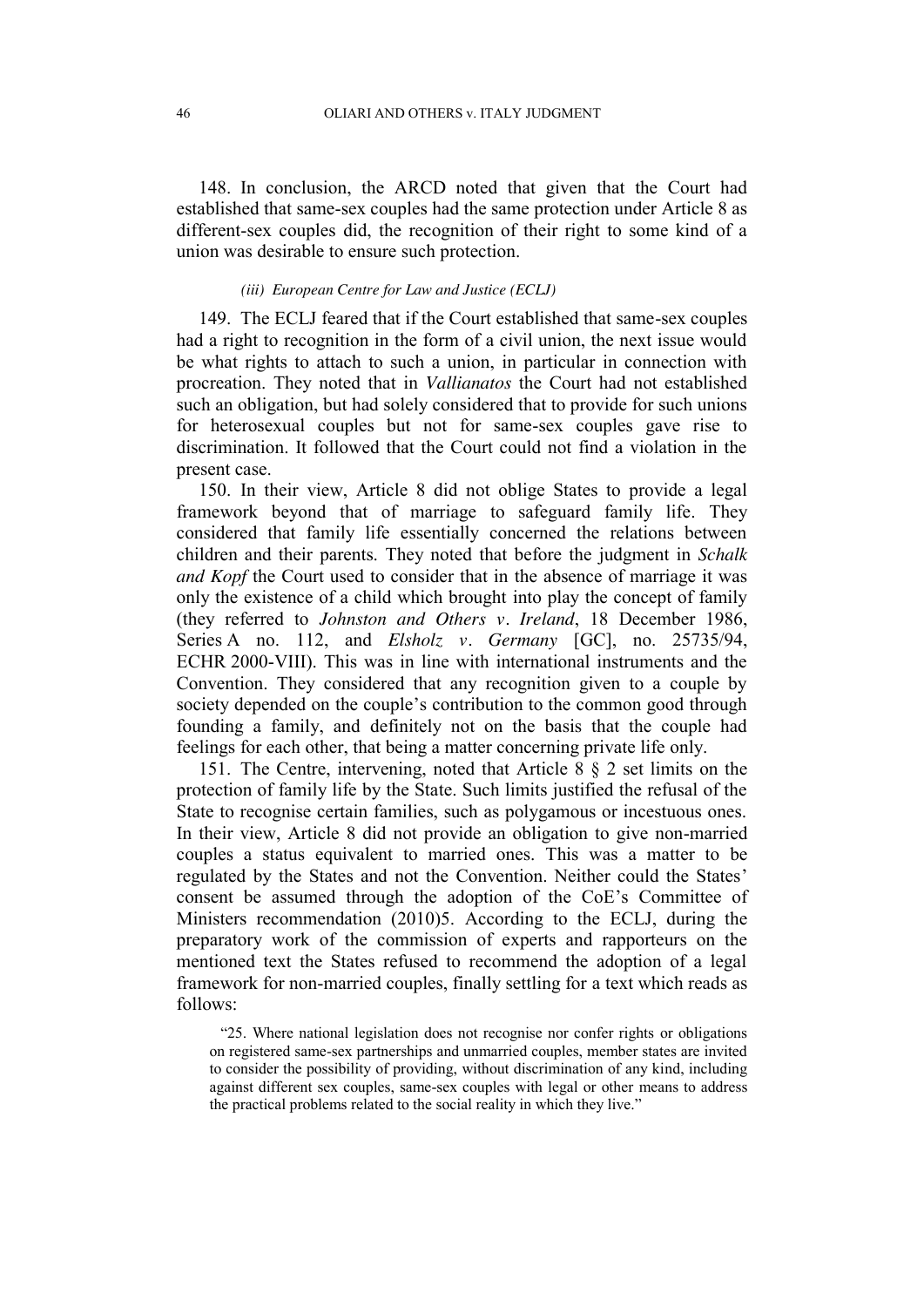148. In conclusion, the ARCD noted that given that the Court had established that same-sex couples had the same protection under Article 8 as different-sex couples did, the recognition of their right to some kind of a union was desirable to ensure such protection.

#### *(iii) European Centre for Law and Justice (ECLJ)*

149. The ECLJ feared that if the Court established that same-sex couples had a right to recognition in the form of a civil union, the next issue would be what rights to attach to such a union, in particular in connection with procreation. They noted that in *Vallianatos* the Court had not established such an obligation, but had solely considered that to provide for such unions for heterosexual couples but not for same-sex couples gave rise to discrimination. It followed that the Court could not find a violation in the present case.

150. In their view, Article 8 did not oblige States to provide a legal framework beyond that of marriage to safeguard family life. They considered that family life essentially concerned the relations between children and their parents. They noted that before the judgment in *Schalk and Kopf* the Court used to consider that in the absence of marriage it was only the existence of a child which brought into play the concept of family (they referred to *Johnston and Others v. Ireland*, 18 December 1986, Series A no. 112, and *Elsholz v. Germany* [GC], no. 25735/94, ECHR 2000-VIII). This was in line with international instruments and the Convention. They considered that any recognition given to a couple by society depended on the couple's contribution to the common good through founding a family, and definitely not on the basis that the couple had feelings for each other, that being a matter concerning private life only.

151. The Centre, intervening, noted that Article 8 § 2 set limits on the protection of family life by the State. Such limits justified the refusal of the State to recognise certain families, such as polygamous or incestuous ones. In their view, Article 8 did not provide an obligation to give non-married couples a status equivalent to married ones. This was a matter to be regulated by the States and not the Convention. Neither could the States' consent be assumed through the adoption of the CoE's Committee of Ministers recommendation (2010)5. According to the ECLJ, during the preparatory work of the commission of experts and rapporteurs on the mentioned text the States refused to recommend the adoption of a legal framework for non-married couples, finally settling for a text which reads as follows:

> "25. Where national legislation does not recognise nor confer rights or obligations on registered same-sex partnerships and unmarried couples, member states are invited to consider the possibility of providing, without discrimination of any kind, including against different sex couples, same-sex couples with legal or other means to address the practical problems related to the social reality in which they live."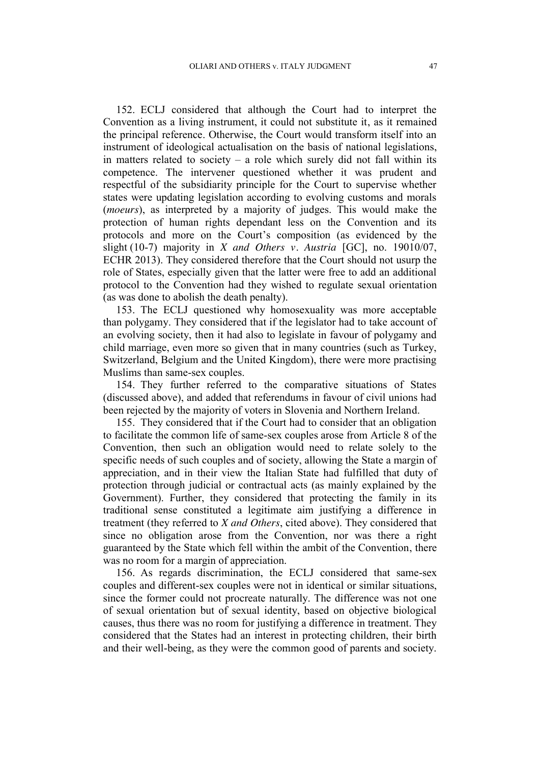152. ECLJ considered that although the Court had to interpret the Convention as a living instrument, it could not substitute it, as it remained the principal reference. Otherwise, the Court would transform itself into an instrument of ideological actualisation on the basis of national legislations, in matters related to society – a role which surely did not fall within its competence. The intervener questioned whether it was prudent and respectful of the subsidiarity principle for the Court to supervise whether states were updating legislation according to evolving customs and morals (*moeurs*), as interpreted by a majority of judges. This would make the protection of human rights dependant less on the Convention and its protocols and more on the Court's composition (as evidenced by the slight (10-7) majority in *X and Others v. Austria* [GC], no. 19010/07, ECHR 2013). They considered therefore that the Court should not usurp the role of States, especially given that the latter were free to add an additional protocol to the Convention had they wished to regulate sexual orientation (as was done to abolish the death penalty).

153. The ECLJ questioned why homosexuality was more acceptable than polygamy. They considered that if the legislator had to take account of an evolving society, then it had also to legislate in favour of polygamy and child marriage, even more so given that in many countries (such as Turkey, Switzerland, Belgium and the United Kingdom), there were more practising Muslims than same-sex couples.

154. They further referred to the comparative situations of States (discussed above), and added that referendums in favour of civil unions had been rejected by the majority of voters in Slovenia and Northern Ireland.

155. They considered that if the Court had to consider that an obligation to facilitate the common life of same-sex couples arose from Article 8 of the Convention, then such an obligation would need to relate solely to the specific needs of such couples and of society, allowing the State a margin of appreciation, and in their view the Italian State had fulfilled that duty of protection through judicial or contractual acts (as mainly explained by the Government). Further, they considered that protecting the family in its traditional sense constituted a legitimate aim justifying a difference in treatment (they referred to *X and Others*, cited above). They considered that since no obligation arose from the Convention, nor was there a right guaranteed by the State which fell within the ambit of the Convention, there was no room for a margin of appreciation.

156. As regards discrimination, the ECLJ considered that same-sex couples and different-sex couples were not in identical or similar situations, since the former could not procreate naturally. The difference was not one of sexual orientation but of sexual identity, based on objective biological causes, thus there was no room for justifying a difference in treatment. They considered that the States had an interest in protecting children, their birth and their well-being, as they were the common good of parents and society.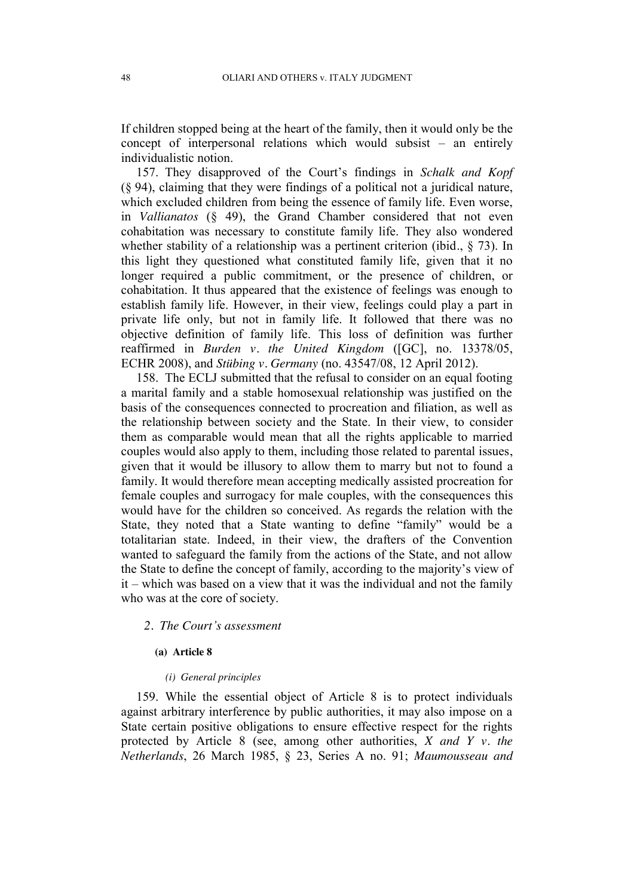If children stopped being at the heart of the family, then it would only be the concept of interpersonal relations which would subsist – an entirely individualistic notion.

157. They disapproved of the Court's findings in *Schalk and Kopf* (§ 94), claiming that they were findings of a political not a juridical nature, which excluded children from being the essence of family life. Even worse, in *Vallianatos* (§ 49), the Grand Chamber considered that not even cohabitation was necessary to constitute family life. They also wondered whether stability of a relationship was a pertinent criterion (ibid., § 73). In this light they questioned what constituted family life, given that it no longer required a public commitment, or the presence of children, or cohabitation. It thus appeared that the existence of feelings was enough to establish family life. However, in their view, feelings could play a part in private life only, but not in family life. It followed that there was no objective definition of family life. This loss of definition was further reaffirmed in *Burden v. the United Kingdom* ([GC], no. 13378/05, ECHR 2008), and *Stübing v. Germany* (no. 43547/08, 12 April 2012).

158. The ECLJ submitted that the refusal to consider on an equal footing a marital family and a stable homosexual relationship was justified on the basis of the consequences connected to procreation and filiation, as well as the relationship between society and the State. In their view, to consider them as comparable would mean that all the rights applicable to married couples would also apply to them, including those related to parental issues, given that it would be illusory to allow them to marry but not to found a family. It would therefore mean accepting medically assisted procreation for female couples and surrogacy for male couples, with the consequences this would have for the children so conceived. As regards the relation with the State, they noted that a State wanting to define "family" would be a totalitarian state. Indeed, in their view, the drafters of the Convention wanted to safeguard the family from the actions of the State, and not allow the State to define the concept of family, according to the majority's view of it – which was based on a view that it was the individual and not the family who was at the core of society.

### 2. *The Court's assessment*

#### (a) Article 8

##### *(i) General principles*

159. While the essential object of Article 8 is to protect individuals against arbitrary interference by public authorities, it may also impose on a State certain positive obligations to ensure effective respect for the rights protected by Article 8 (see, among other authorities, *X and Y v. the Netherlands*, 26 March 1985, § 23, Series A no. 91; *Maumousseau and*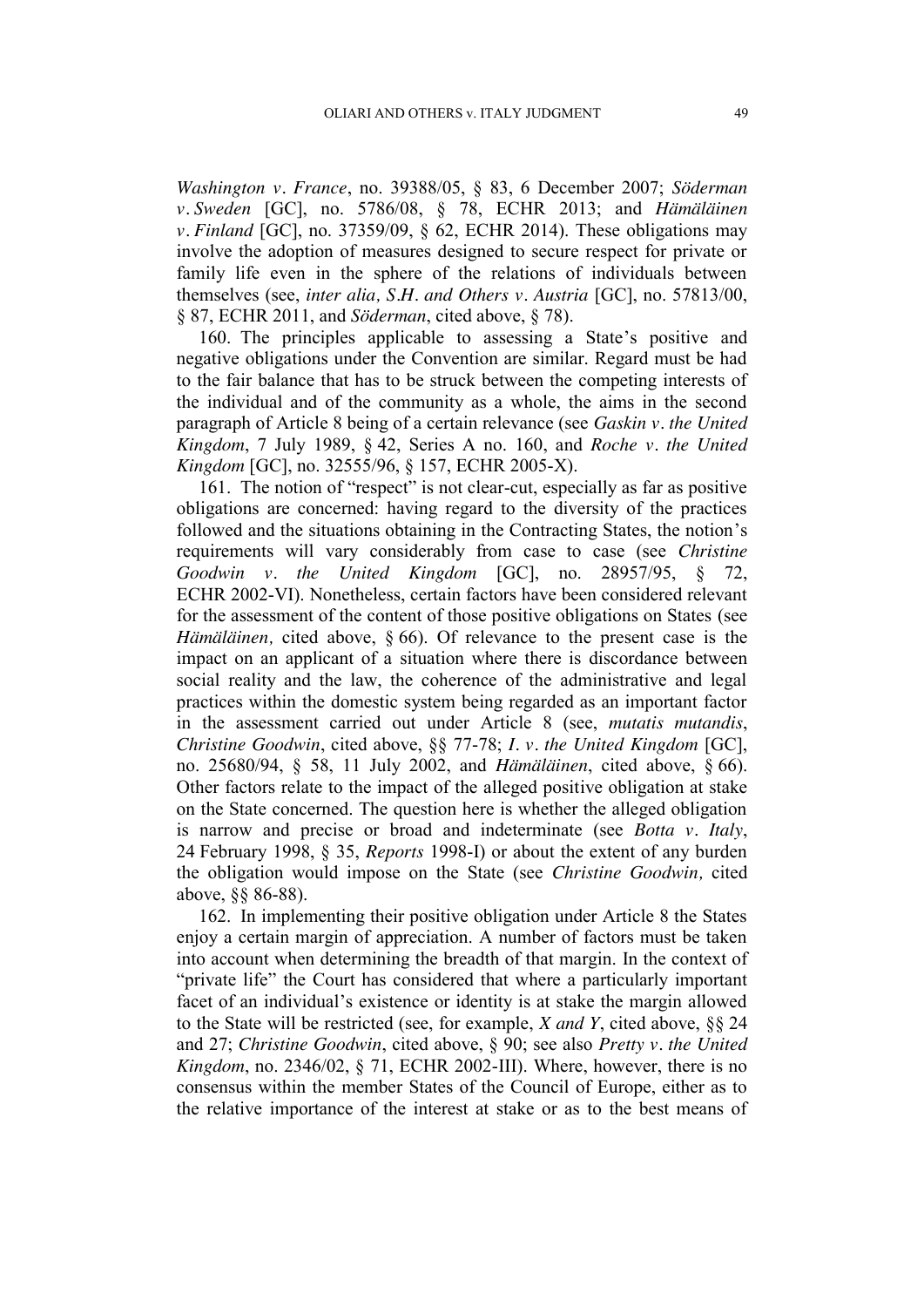*Washington v. France*, no. 39388/05, § 83, 6 December 2007; *Söderman v. Sweden* [GC], no. 5786/08, § 78, ECHR 2013; and *Hämäläinen v. Finland* [GC], no. 37359/09, § 62, ECHR 2014). These obligations may involve the adoption of measures designed to secure respect for private or family life even in the sphere of the relations of individuals between themselves (see, *inter alia, S.H. and Others v. Austria* [GC], no. 57813/00, § 87, ECHR 2011, and *Söderman*, cited above, § 78).

160. The principles applicable to assessing a State's positive and negative obligations under the Convention are similar. Regard must be had to the fair balance that has to be struck between the competing interests of the individual and of the community as a whole, the aims in the second paragraph of Article 8 being of a certain relevance (see *Gaskin v. the United Kingdom*, 7 July 1989, § 42, Series A no. 160, and *Roche v. the United Kingdom* [GC], no. 32555/96, § 157, ECHR 2005-X).

161. The notion of "respect" is not clear-cut, especially as far as positive obligations are concerned: having regard to the diversity of the practices followed and the situations obtaining in the Contracting States, the notion's requirements will vary considerably from case to case (see *Christine Goodwin v. the United Kingdom* [GC], no. 28957/95, § 72, ECHR 2002-VI). Nonetheless, certain factors have been considered relevant for the assessment of the content of those positive obligations on States (see *Hämäläinen,* cited above, § 66). Of relevance to the present case is the impact on an applicant of a situation where there is discordance between social reality and the law, the coherence of the administrative and legal practices within the domestic system being regarded as an important factor in the assessment carried out under Article 8 (see, *mutatis mutandis*, *Christine Goodwin*, cited above, §§ 77-78; *I. v. the United Kingdom* [GC], no. 25680/94, § 58, 11 July 2002, and *Hämäläinen*, cited above, § 66). Other factors relate to the impact of the alleged positive obligation at stake on the State concerned. The question here is whether the alleged obligation is narrow and precise or broad and indeterminate (see *Botta v. Italy*, 24 February 1998, § 35, *Reports* 1998-I) or about the extent of any burden the obligation would impose on the State (see *Christine Goodwin,* cited above, §§ 86-88).

162. In implementing their positive obligation under Article 8 the States enjoy a certain margin of appreciation. A number of factors must be taken into account when determining the breadth of that margin. In the context of "private life" the Court has considered that where a particularly important facet of an individual's existence or identity is at stake the margin allowed to the State will be restricted (see, for example, *X and Y*, cited above, §§ 24 and 27; *Christine Goodwin*, cited above, § 90; see also *Pretty v. the United Kingdom*, no. 2346/02, § 71, ECHR 2002-III). Where, however, there is no consensus within the member States of the Council of Europe, either as to the relative importance of the interest at stake or as to the best means of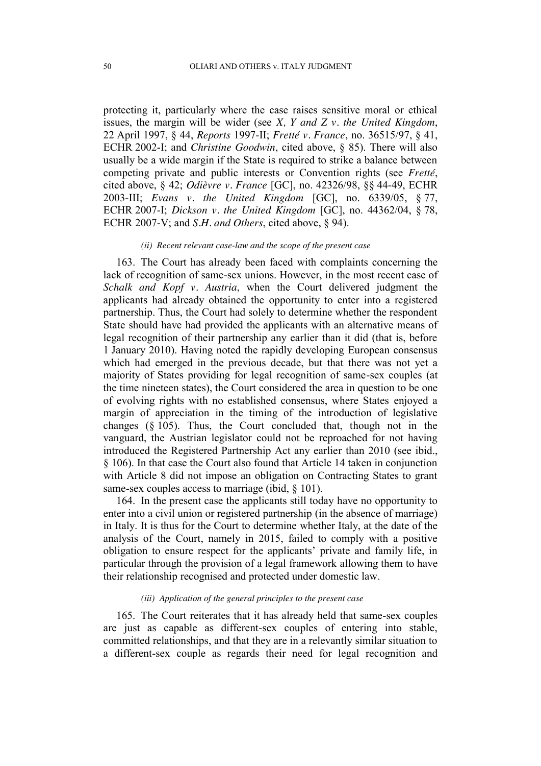protecting it, particularly where the case raises sensitive moral or ethical issues, the margin will be wider (see *X, Y and Z v. the United Kingdom*, 22 April 1997, § 44, *Reports* 1997-II; *Fretté v. France*, no. 36515/97, § 41, ECHR 2002-I; and *Christine Goodwin*, cited above, § 85). There will also usually be a wide margin if the State is required to strike a balance between competing private and public interests or Convention rights (see *Fretté*, cited above, § 42; *Odièvre v. France* [GC], no. 42326/98, §§ 44-49, ECHR 2003-III; *Evans v. the United Kingdom* [GC], no. 6339/05, § 77, ECHR 2007-I; *Dickson v. the United Kingdom* [GC], no. 44362/04, § 78, ECHR 2007-V; and *S.H. and Others*, cited above, § 94).

#### *(ii) Recent relevant case-law and the scope of the present case*

163. The Court has already been faced with complaints concerning the lack of recognition of same-sex unions. However, in the most recent case of *Schalk and Kopf v. Austria*, when the Court delivered judgment the applicants had already obtained the opportunity to enter into a registered partnership. Thus, the Court had solely to determine whether the respondent State should have had provided the applicants with an alternative means of legal recognition of their partnership any earlier than it did (that is, before 1 January 2010). Having noted the rapidly developing European consensus which had emerged in the previous decade, but that there was not yet a majority of States providing for legal recognition of same-sex couples (at the time nineteen states), the Court considered the area in question to be one of evolving rights with no established consensus, where States enjoyed a margin of appreciation in the timing of the introduction of legislative changes (§ 105). Thus, the Court concluded that, though not in the vanguard, the Austrian legislator could not be reproached for not having introduced the Registered Partnership Act any earlier than 2010 (see ibid., § 106). In that case the Court also found that Article 14 taken in conjunction with Article 8 did not impose an obligation on Contracting States to grant same-sex couples access to marriage (ibid, § 101).

164. In the present case the applicants still today have no opportunity to enter into a civil union or registered partnership (in the absence of marriage) in Italy. It is thus for the Court to determine whether Italy, at the date of the analysis of the Court, namely in 2015, failed to comply with a positive obligation to ensure respect for the applicants' private and family life, in particular through the provision of a legal framework allowing them to have their relationship recognised and protected under domestic law.

#### *(iii) Application of the general principles to the present case*

165. The Court reiterates that it has already held that same-sex couples are just as capable as different-sex couples of entering into stable, committed relationships, and that they are in a relevantly similar situation to a different-sex couple as regards their need for legal recognition and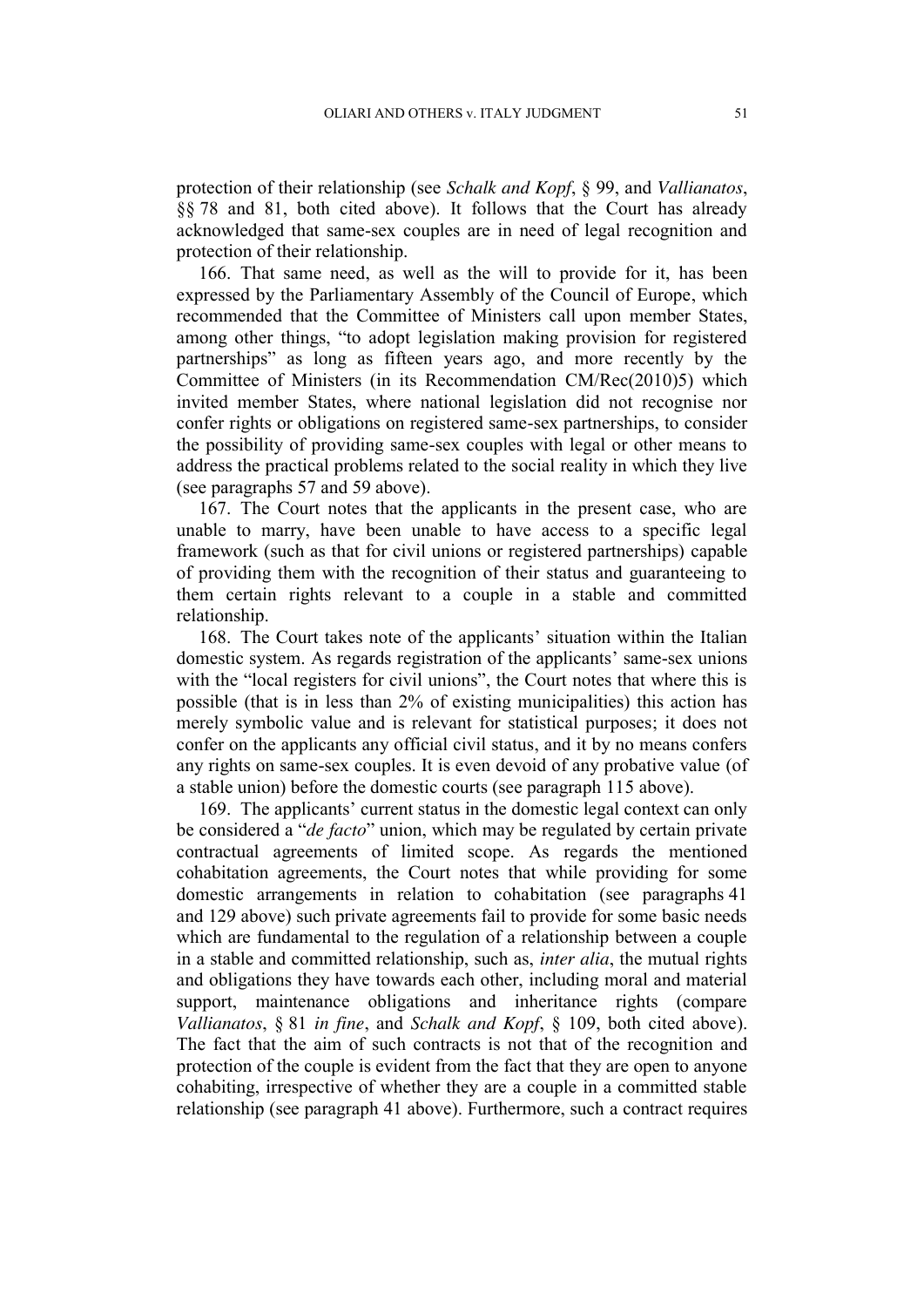protection of their relationship (see *Schalk and Kopf*, § 99, and *Vallianatos*, §§ 78 and 81, both cited above). It follows that the Court has already acknowledged that same-sex couples are in need of legal recognition and protection of their relationship.

166. That same need, as well as the will to provide for it, has been expressed by the Parliamentary Assembly of the Council of Europe, which recommended that the Committee of Ministers call upon member States, among other things, "to adopt legislation making provision for registered partnerships" as long as fifteen years ago, and more recently by the Committee of Ministers (in its Recommendation CM/Rec(2010)5) which invited member States, where national legislation did not recognise nor confer rights or obligations on registered same-sex partnerships, to consider the possibility of providing same-sex couples with legal or other means to address the practical problems related to the social reality in which they live (see paragraphs 57 and 59 above).

167. The Court notes that the applicants in the present case, who are unable to marry, have been unable to have access to a specific legal framework (such as that for civil unions or registered partnerships) capable of providing them with the recognition of their status and guaranteeing to them certain rights relevant to a couple in a stable and committed relationship.

168. The Court takes note of the applicants' situation within the Italian domestic system. As regards registration of the applicants' same-sex unions with the "local registers for civil unions", the Court notes that where this is possible (that is in less than 2% of existing municipalities) this action has merely symbolic value and is relevant for statistical purposes; it does not confer on the applicants any official civil status, and it by no means confers any rights on same-sex couples. It is even devoid of any probative value (of a stable union) before the domestic courts (see paragraph 115 above).

169. The applicants' current status in the domestic legal context can only be considered a "*de facto*" union, which may be regulated by certain private contractual agreements of limited scope. As regards the mentioned cohabitation agreements, the Court notes that while providing for some domestic arrangements in relation to cohabitation (see paragraphs 41 and 129 above) such private agreements fail to provide for some basic needs which are fundamental to the regulation of a relationship between a couple in a stable and committed relationship, such as, *inter alia*, the mutual rights and obligations they have towards each other, including moral and material support, maintenance obligations and inheritance rights (compare *Vallianatos*, § 81 *in fine*, and *Schalk and Kopf*, § 109, both cited above). The fact that the aim of such contracts is not that of the recognition and protection of the couple is evident from the fact that they are open to anyone cohabiting, irrespective of whether they are a couple in a committed stable relationship (see paragraph 41 above). Furthermore, such a contract requires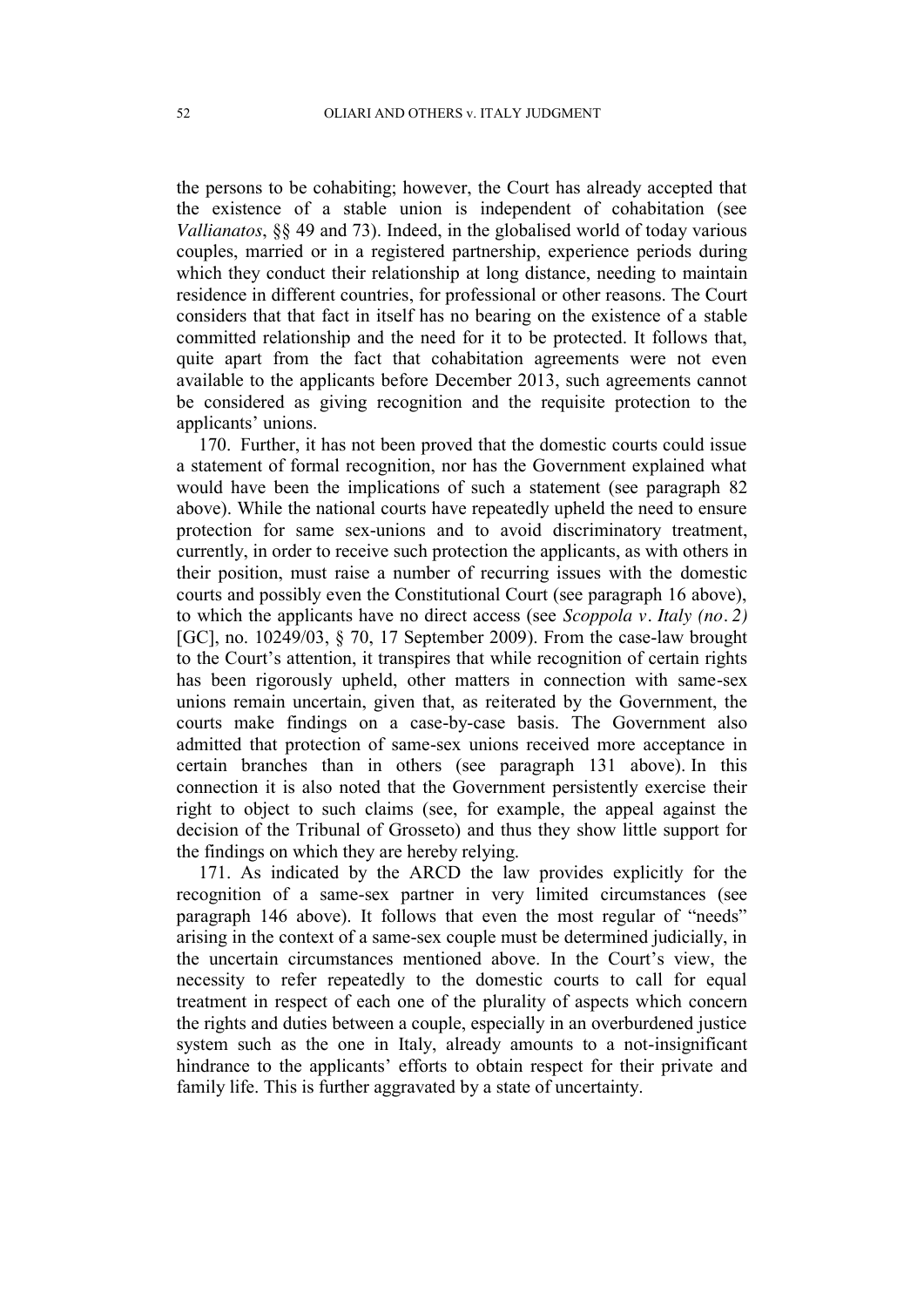the persons to be cohabiting; however, the Court has already accepted that the existence of a stable union is independent of cohabitation (see *Vallianatos*, §§ 49 and 73). Indeed, in the globalised world of today various couples, married or in a registered partnership, experience periods during which they conduct their relationship at long distance, needing to maintain residence in different countries, for professional or other reasons. The Court considers that that fact in itself has no bearing on the existence of a stable committed relationship and the need for it to be protected. It follows that, quite apart from the fact that cohabitation agreements were not even available to the applicants before December 2013, such agreements cannot be considered as giving recognition and the requisite protection to the applicants' unions.

170. Further, it has not been proved that the domestic courts could issue a statement of formal recognition, nor has the Government explained what would have been the implications of such a statement (see paragraph 82 above). While the national courts have repeatedly upheld the need to ensure protection for same sex-unions and to avoid discriminatory treatment, currently, in order to receive such protection the applicants, as with others in their position, must raise a number of recurring issues with the domestic courts and possibly even the Constitutional Court (see paragraph 16 above), to which the applicants have no direct access (see *Scoppola v. Italy (no. 2)* [GC], no. 10249/03, § 70, 17 September 2009). From the case-law brought to the Court's attention, it transpires that while recognition of certain rights has been rigorously upheld, other matters in connection with same-sex unions remain uncertain, given that, as reiterated by the Government, the courts make findings on a case-by-case basis. The Government also admitted that protection of same-sex unions received more acceptance in certain branches than in others (see paragraph 131 above). In this connection it is also noted that the Government persistently exercise their right to object to such claims (see, for example, the appeal against the decision of the Tribunal of Grosseto) and thus they show little support for the findings on which they are hereby relying.

171. As indicated by the ARCD the law provides explicitly for the recognition of a same-sex partner in very limited circumstances (see paragraph 146 above). It follows that even the most regular of "needs" arising in the context of a same-sex couple must be determined judicially, in the uncertain circumstances mentioned above. In the Court's view, the necessity to refer repeatedly to the domestic courts to call for equal treatment in respect of each one of the plurality of aspects which concern the rights and duties between a couple, especially in an overburdened justice system such as the one in Italy, already amounts to a not-insignificant hindrance to the applicants' efforts to obtain respect for their private and family life. This is further aggravated by a state of uncertainty.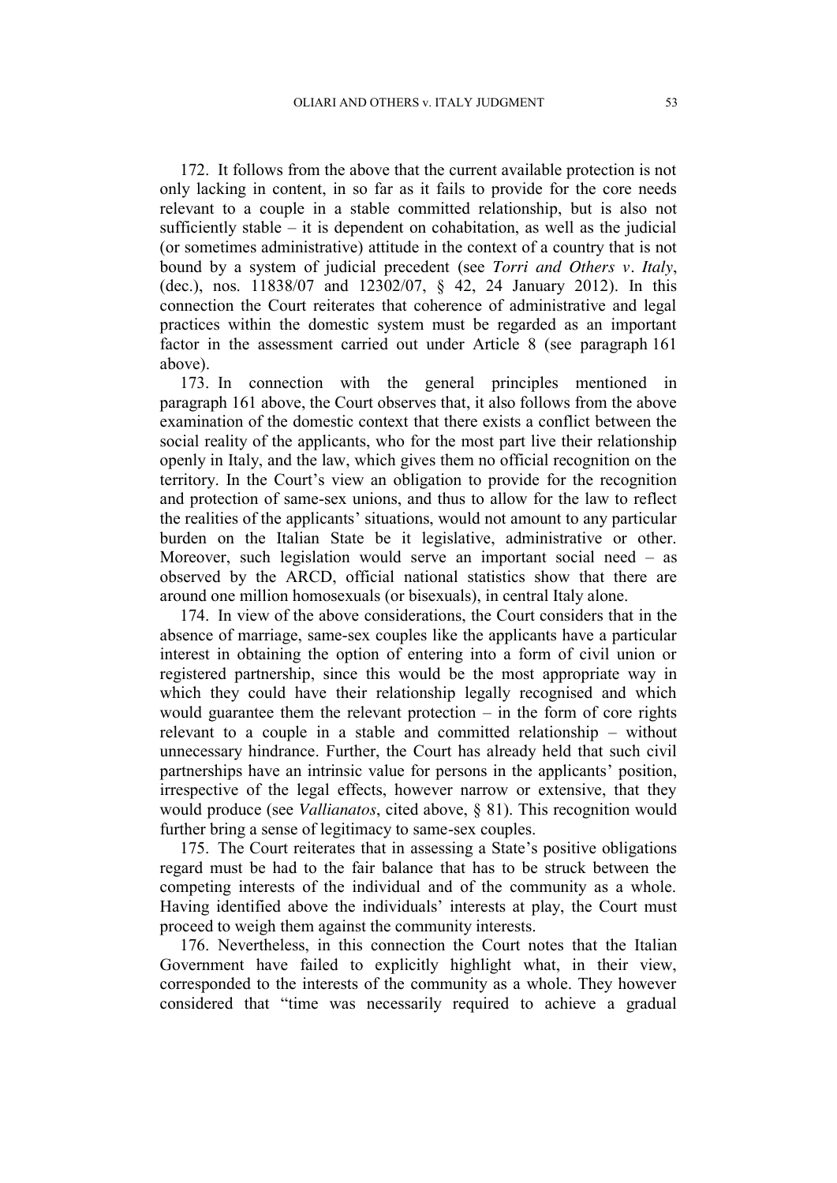172. It follows from the above that the current available protection is not only lacking in content, in so far as it fails to provide for the core needs relevant to a couple in a stable committed relationship, but is also not sufficiently stable – it is dependent on cohabitation, as well as the judicial (or sometimes administrative) attitude in the context of a country that is not bound by a system of judicial precedent (see *Torri and Others v. Italy*, (dec.), nos. 11838/07 and 12302/07, § 42, 24 January 2012). In this connection the Court reiterates that coherence of administrative and legal practices within the domestic system must be regarded as an important factor in the assessment carried out under Article 8 (see paragraph 161 above).

173. In connection with the general principles mentioned in paragraph 161 above, the Court observes that, it also follows from the above examination of the domestic context that there exists a conflict between the social reality of the applicants, who for the most part live their relationship openly in Italy, and the law, which gives them no official recognition on the territory. In the Court's view an obligation to provide for the recognition and protection of same-sex unions, and thus to allow for the law to reflect the realities of the applicants' situations, would not amount to any particular burden on the Italian State be it legislative, administrative or other. Moreover, such legislation would serve an important social need – as observed by the ARCD, official national statistics show that there are around one million homosexuals (or bisexuals), in central Italy alone.

174. In view of the above considerations, the Court considers that in the absence of marriage, same-sex couples like the applicants have a particular interest in obtaining the option of entering into a form of civil union or registered partnership, since this would be the most appropriate way in which they could have their relationship legally recognised and which would guarantee them the relevant protection – in the form of core rights relevant to a couple in a stable and committed relationship – without unnecessary hindrance. Further, the Court has already held that such civil partnerships have an intrinsic value for persons in the applicants' position, irrespective of the legal effects, however narrow or extensive, that they would produce (see *Vallianatos*, cited above, § 81). This recognition would further bring a sense of legitimacy to same-sex couples.

175. The Court reiterates that in assessing a State's positive obligations regard must be had to the fair balance that has to be struck between the competing interests of the individual and of the community as a whole. Having identified above the individuals' interests at play, the Court must proceed to weigh them against the community interests.

176. Nevertheless, in this connection the Court notes that the Italian Government have failed to explicitly highlight what, in their view, corresponded to the interests of the community as a whole. They however considered that "time was necessarily required to achieve a gradual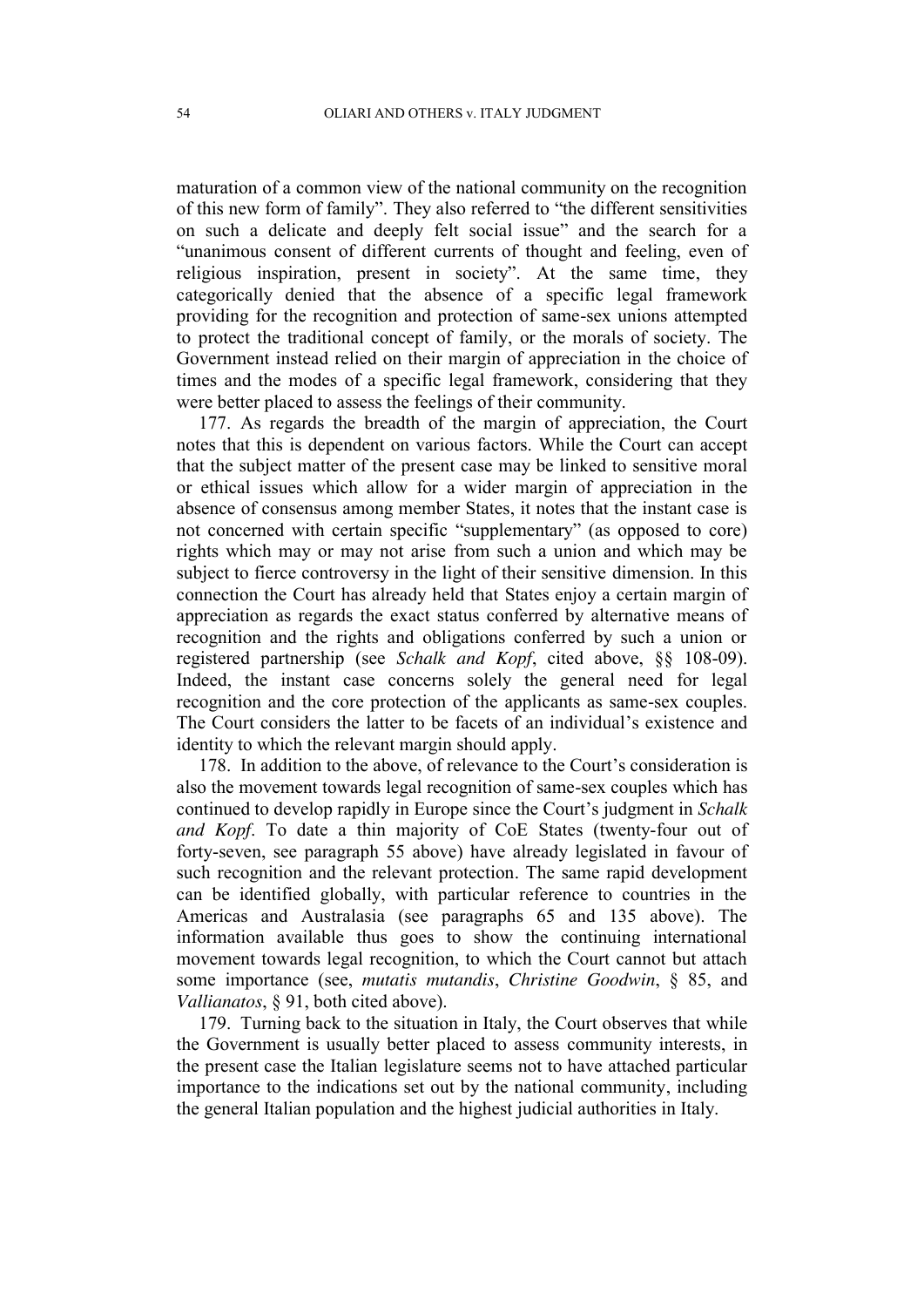maturation of a common view of the national community on the recognition of this new form of family". They also referred to "the different sensitivities on such a delicate and deeply felt social issue" and the search for a "unanimous consent of different currents of thought and feeling, even of religious inspiration, present in society". At the same time, they categorically denied that the absence of a specific legal framework providing for the recognition and protection of same-sex unions attempted to protect the traditional concept of family, or the morals of society. The Government instead relied on their margin of appreciation in the choice of times and the modes of a specific legal framework, considering that they were better placed to assess the feelings of their community.

177. As regards the breadth of the margin of appreciation, the Court notes that this is dependent on various factors. While the Court can accept that the subject matter of the present case may be linked to sensitive moral or ethical issues which allow for a wider margin of appreciation in the absence of consensus among member States, it notes that the instant case is not concerned with certain specific "supplementary" (as opposed to core) rights which may or may not arise from such a union and which may be subject to fierce controversy in the light of their sensitive dimension. In this connection the Court has already held that States enjoy a certain margin of appreciation as regards the exact status conferred by alternative means of recognition and the rights and obligations conferred by such a union or registered partnership (see *Schalk and Kopf*, cited above, §§ 108-09). Indeed, the instant case concerns solely the general need for legal recognition and the core protection of the applicants as same-sex couples. The Court considers the latter to be facets of an individual's existence and identity to which the relevant margin should apply.

178. In addition to the above, of relevance to the Court's consideration is also the movement towards legal recognition of same-sex couples which has continued to develop rapidly in Europe since the Court's judgment in *Schalk and Kopf*. To date a thin majority of CoE States (twenty-four out of forty-seven, see paragraph 55 above) have already legislated in favour of such recognition and the relevant protection. The same rapid development can be identified globally, with particular reference to countries in the Americas and Australasia (see paragraphs 65 and 135 above). The information available thus goes to show the continuing international movement towards legal recognition, to which the Court cannot but attach some importance (see, *mutatis mutandis*, *Christine Goodwin*, § 85, and *Vallianatos*, § 91, both cited above).

179. Turning back to the situation in Italy, the Court observes that while the Government is usually better placed to assess community interests, in the present case the Italian legislature seems not to have attached particular importance to the indications set out by the national community, including the general Italian population and the highest judicial authorities in Italy.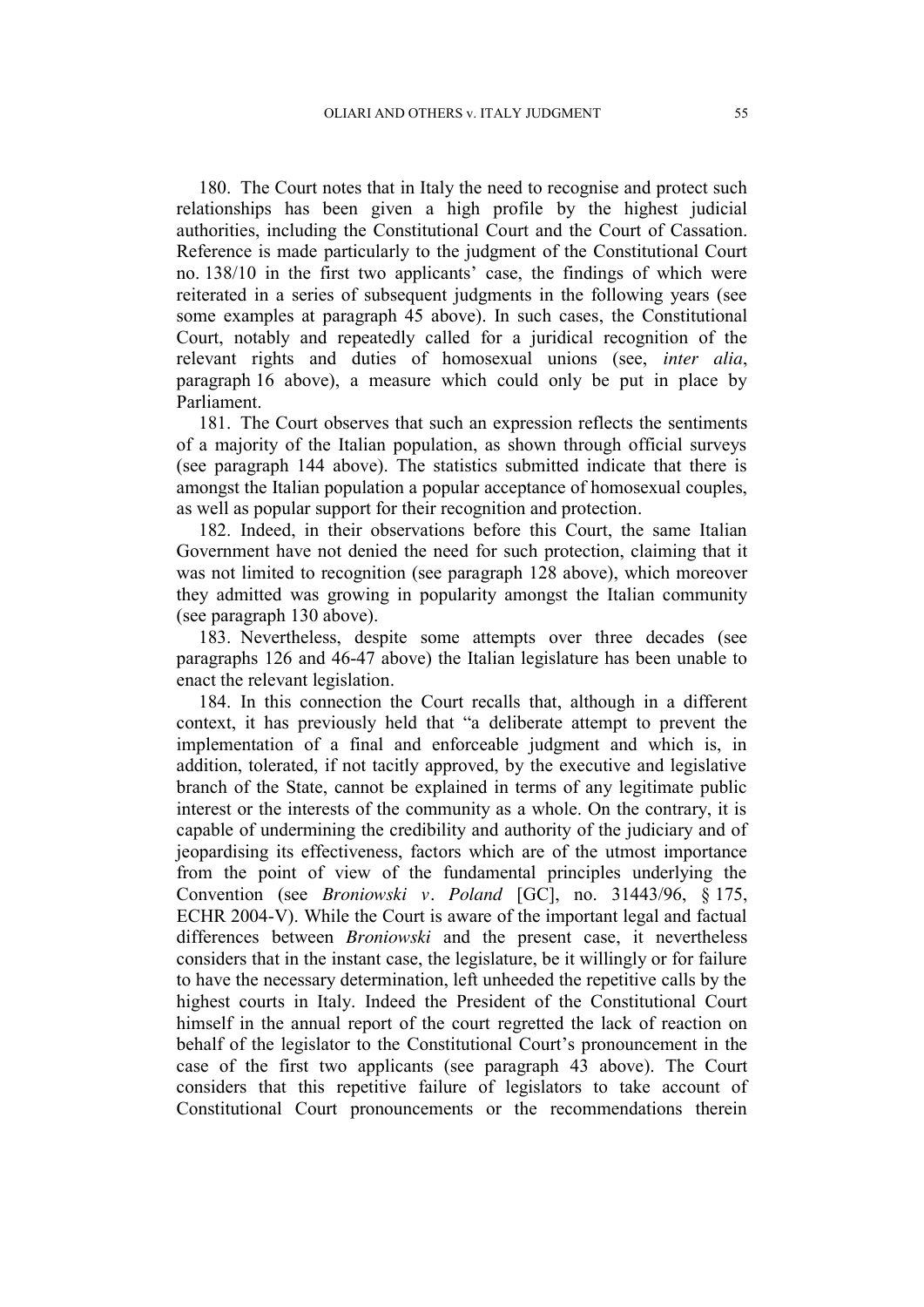180. The Court notes that in Italy the need to recognise and protect such relationships has been given a high profile by the highest judicial authorities, including the Constitutional Court and the Court of Cassation. Reference is made particularly to the judgment of the Constitutional Court no. 138/10 in the first two applicants' case, the findings of which were reiterated in a series of subsequent judgments in the following years (see some examples at paragraph 45 above). In such cases, the Constitutional Court, notably and repeatedly called for a juridical recognition of the relevant rights and duties of homosexual unions (see, *inter alia*, paragraph 16 above), a measure which could only be put in place by Parliament.

181. The Court observes that such an expression reflects the sentiments of a majority of the Italian population, as shown through official surveys (see paragraph 144 above). The statistics submitted indicate that there is amongst the Italian population a popular acceptance of homosexual couples, as well as popular support for their recognition and protection.

182. Indeed, in their observations before this Court, the same Italian Government have not denied the need for such protection, claiming that it was not limited to recognition (see paragraph 128 above), which moreover they admitted was growing in popularity amongst the Italian community (see paragraph 130 above).

183. Nevertheless, despite some attempts over three decades (see paragraphs 126 and 46-47 above) the Italian legislature has been unable to enact the relevant legislation.

184. In this connection the Court recalls that, although in a different context, it has previously held that "a deliberate attempt to prevent the implementation of a final and enforceable judgment and which is, in addition, tolerated, if not tacitly approved, by the executive and legislative branch of the State, cannot be explained in terms of any legitimate public interest or the interests of the community as a whole. On the contrary, it is capable of undermining the credibility and authority of the judiciary and of jeopardising its effectiveness, factors which are of the utmost importance from the point of view of the fundamental principles underlying the Convention (see *Broniowski v. Poland* [GC], no. 31443/96, § 175, ECHR 2004-V). While the Court is aware of the important legal and factual differences between *Broniowski* and the present case, it nevertheless considers that in the instant case, the legislature, be it willingly or for failure to have the necessary determination, left unheeded the repetitive calls by the highest courts in Italy. Indeed the President of the Constitutional Court himself in the annual report of the court regretted the lack of reaction on behalf of the legislator to the Constitutional Court's pronouncement in the case of the first two applicants (see paragraph 43 above). The Court considers that this repetitive failure of legislators to take account of Constitutional Court pronouncements or the recommendations therein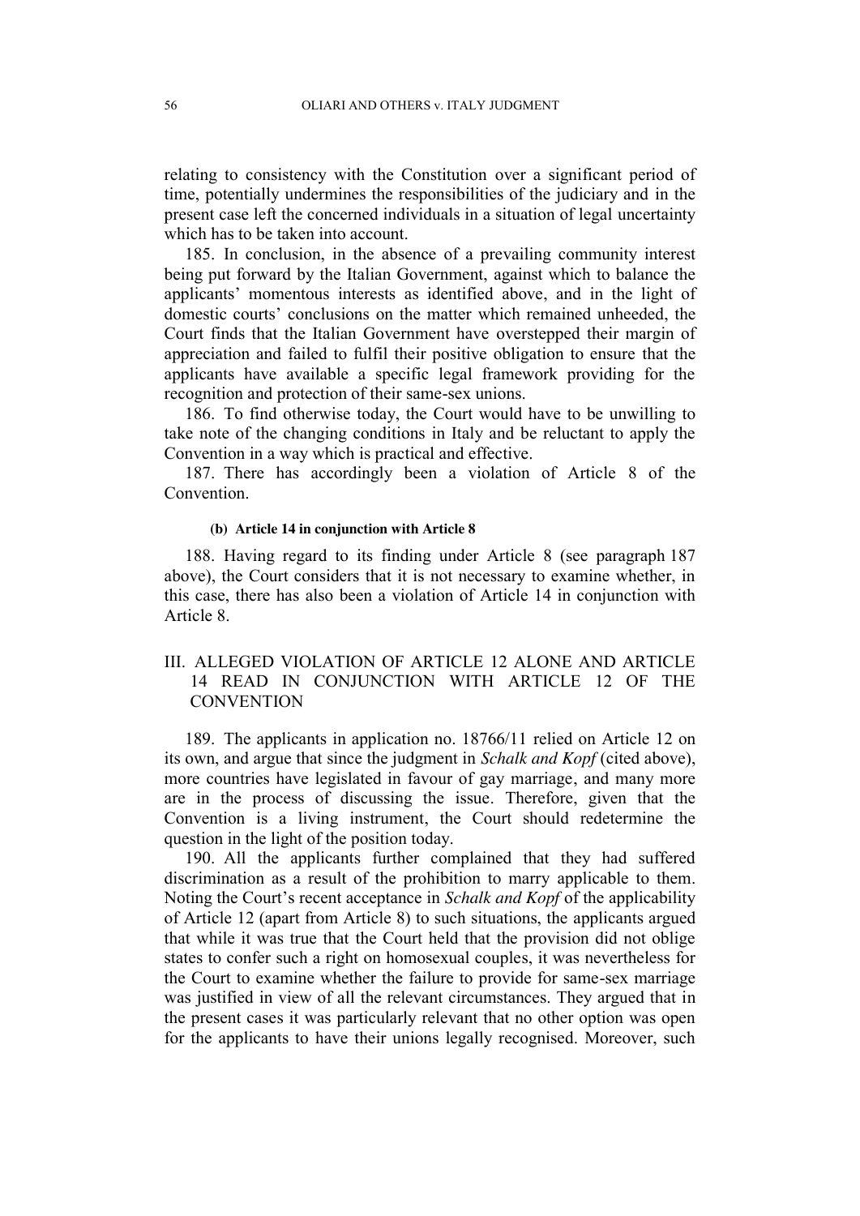relating to consistency with the Constitution over a significant period of time, potentially undermines the responsibilities of the judiciary and in the present case left the concerned individuals in a situation of legal uncertainty which has to be taken into account.

185. In conclusion, in the absence of a prevailing community interest being put forward by the Italian Government, against which to balance the applicants' momentous interests as identified above, and in the light of domestic courts' conclusions on the matter which remained unheeded, the Court finds that the Italian Government have overstepped their margin of appreciation and failed to fulfil their positive obligation to ensure that the applicants have available a specific legal framework providing for the recognition and protection of their same-sex unions.

186. To find otherwise today, the Court would have to be unwilling to take note of the changing conditions in Italy and be reluctant to apply the Convention in a way which is practical and effective.

187. There has accordingly been a violation of Article 8 of the Convention.

#### (b) Article 14 in conjunction with Article 8

188. Having regard to its finding under Article 8 (see paragraph 187 above), the Court considers that it is not necessary to examine whether, in this case, there has also been a violation of Article 14 in conjunction with Article 8.

## III. ALLEGED VIOLATION OF ARTICLE 12 ALONE AND ARTICLE 14 READ IN CONJUNCTION WITH ARTICLE 12 OF THE CONVENTION

189. The applicants in application no. 18766/11 relied on Article 12 on its own, and argue that since the judgment in *Schalk and Kopf* (cited above), more countries have legislated in favour of gay marriage, and many more are in the process of discussing the issue. Therefore, given that the Convention is a living instrument, the Court should redetermine the question in the light of the position today.

190. All the applicants further complained that they had suffered discrimination as a result of the prohibition to marry applicable to them. Noting the Court's recent acceptance in *Schalk and Kopf* of the applicability of Article 12 (apart from Article 8) to such situations, the applicants argued that while it was true that the Court held that the provision did not oblige states to confer such a right on homosexual couples, it was nevertheless for the Court to examine whether the failure to provide for same-sex marriage was justified in view of all the relevant circumstances. They argued that in the present cases it was particularly relevant that no other option was open for the applicants to have their unions legally recognised. Moreover, such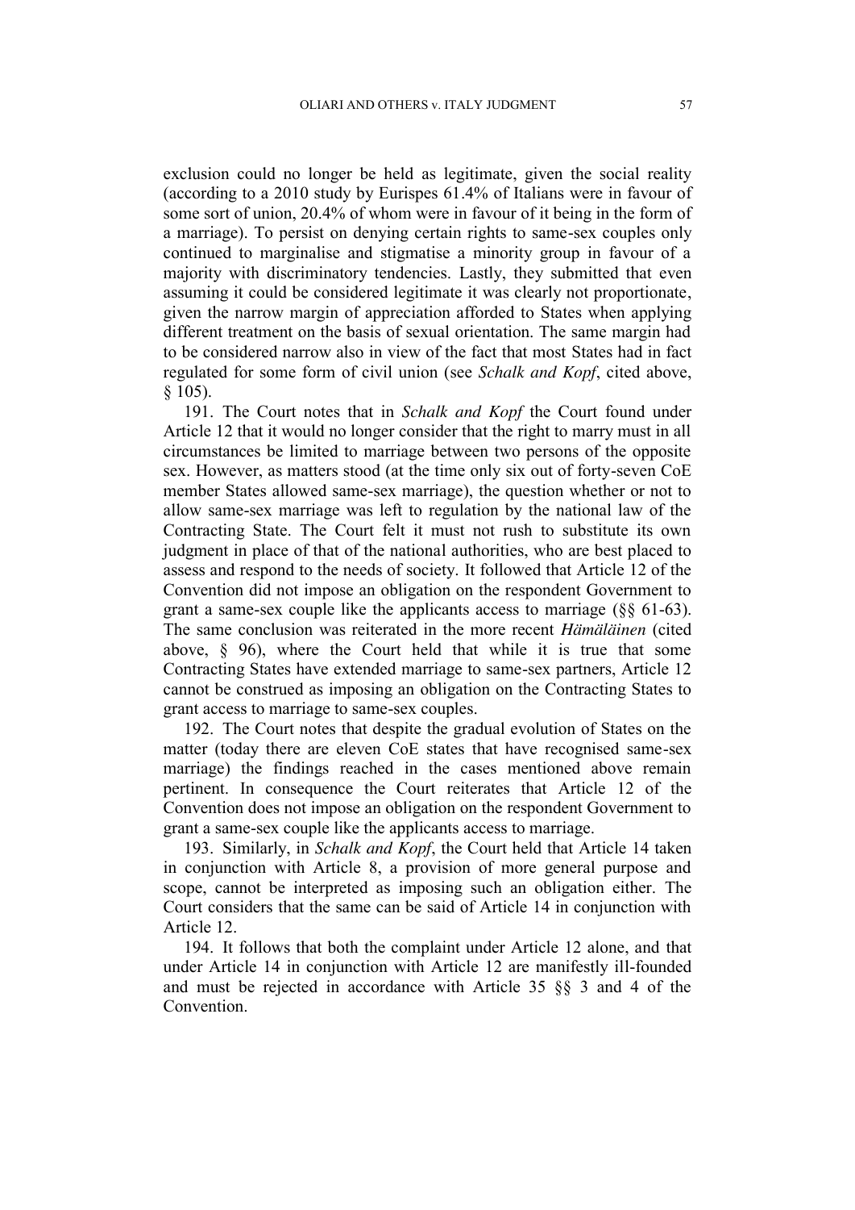exclusion could no longer be held as legitimate, given the social reality (according to a 2010 study by Eurispes 61.4% of Italians were in favour of some sort of union, 20.4% of whom were in favour of it being in the form of a marriage). To persist on denying certain rights to same-sex couples only continued to marginalise and stigmatise a minority group in favour of a majority with discriminatory tendencies. Lastly, they submitted that even assuming it could be considered legitimate it was clearly not proportionate, given the narrow margin of appreciation afforded to States when applying different treatment on the basis of sexual orientation. The same margin had to be considered narrow also in view of the fact that most States had in fact regulated for some form of civil union (see *Schalk and Kopf*, cited above, § 105).

191. The Court notes that in *Schalk and Kopf* the Court found under Article 12 that it would no longer consider that the right to marry must in all circumstances be limited to marriage between two persons of the opposite sex. However, as matters stood (at the time only six out of forty-seven CoE member States allowed same-sex marriage), the question whether or not to allow same-sex marriage was left to regulation by the national law of the Contracting State. The Court felt it must not rush to substitute its own judgment in place of that of the national authorities, who are best placed to assess and respond to the needs of society. It followed that Article 12 of the Convention did not impose an obligation on the respondent Government to grant a same-sex couple like the applicants access to marriage (§§ 61-63). The same conclusion was reiterated in the more recent *Hämäläinen* (cited above, § 96), where the Court held that while it is true that some Contracting States have extended marriage to same-sex partners, Article 12 cannot be construed as imposing an obligation on the Contracting States to grant access to marriage to same-sex couples.

192. The Court notes that despite the gradual evolution of States on the matter (today there are eleven CoE states that have recognised same-sex marriage) the findings reached in the cases mentioned above remain pertinent. In consequence the Court reiterates that Article 12 of the Convention does not impose an obligation on the respondent Government to grant a same-sex couple like the applicants access to marriage.

193. Similarly, in *Schalk and Kopf*, the Court held that Article 14 taken in conjunction with Article 8, a provision of more general purpose and scope, cannot be interpreted as imposing such an obligation either. The Court considers that the same can be said of Article 14 in conjunction with Article 12.

194. It follows that both the complaint under Article 12 alone, and that under Article 14 in conjunction with Article 12 are manifestly ill-founded and must be rejected in accordance with Article 35 §§ 3 and 4 of the Convention.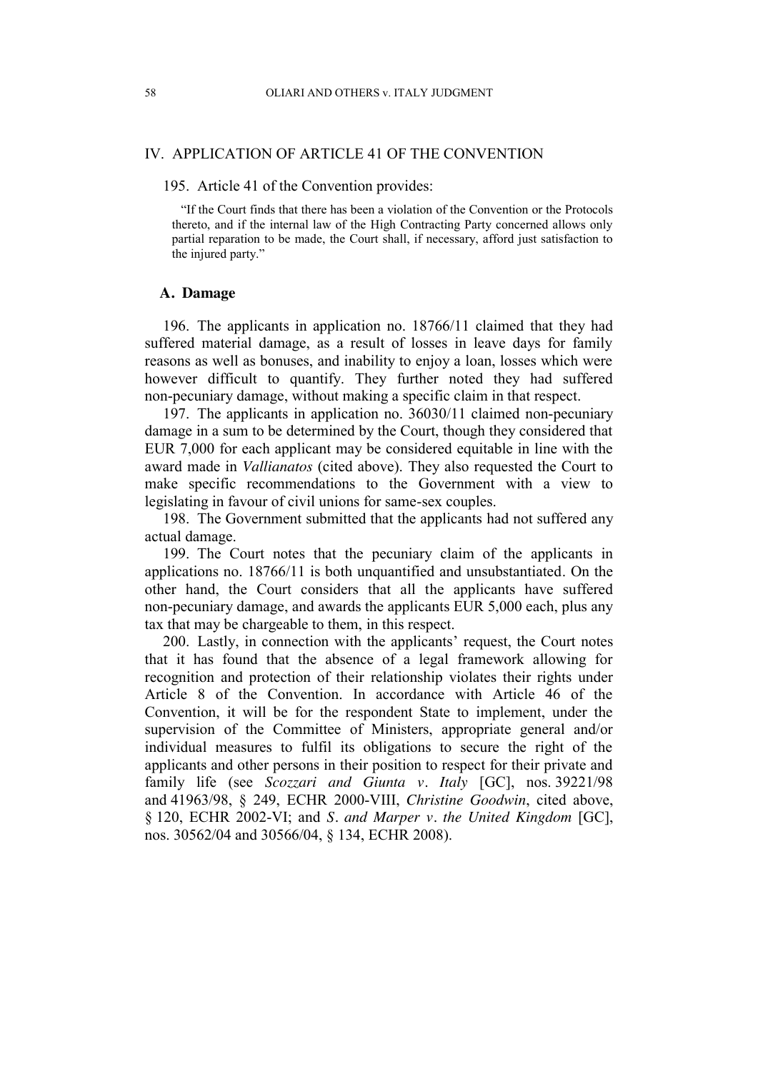## IV. APPLICATION OF ARTICLE 41 OF THE CONVENTION

195. Article 41 of the Convention provides:

> "If the Court finds that there has been a violation of the Convention or the Protocols thereto, and if the internal law of the High Contracting Party concerned allows only partial reparation to be made, the Court shall, if necessary, afford just satisfaction to the injured party."

### A. Damage

196. The applicants in application no. 18766/11 claimed that they had suffered material damage, as a result of losses in leave days for family reasons as well as bonuses, and inability to enjoy a loan, losses which were however difficult to quantify. They further noted they had suffered non-pecuniary damage, without making a specific claim in that respect.

197. The applicants in application no. 36030/11 claimed non-pecuniary damage in a sum to be determined by the Court, though they considered that EUR 7,000 for each applicant may be considered equitable in line with the award made in *Vallianatos* (cited above). They also requested the Court to make specific recommendations to the Government with a view to legislating in favour of civil unions for same-sex couples.

198. The Government submitted that the applicants had not suffered any actual damage.

199. The Court notes that the pecuniary claim of the applicants in applications no. 18766/11 is both unquantified and unsubstantiated. On the other hand, the Court considers that all the applicants have suffered non-pecuniary damage, and awards the applicants EUR 5,000 each, plus any tax that may be chargeable to them, in this respect.

200. Lastly, in connection with the applicants' request, the Court notes that it has found that the absence of a legal framework allowing for recognition and protection of their relationship violates their rights under Article 8 of the Convention. In accordance with Article 46 of the Convention, it will be for the respondent State to implement, under the supervision of the Committee of Ministers, appropriate general and/or individual measures to fulfil its obligations to secure the right of the applicants and other persons in their position to respect for their private and family life (see *Scozzari and Giunta v. Italy* [GC], nos. 39221/98 and 41963/98, § 249, ECHR 2000-VIII, *Christine Goodwin*, cited above, § 120, ECHR 2002-VI; and *S. and Marper v. the United Kingdom* [GC], nos. 30562/04 and 30566/04, § 134, ECHR 2008).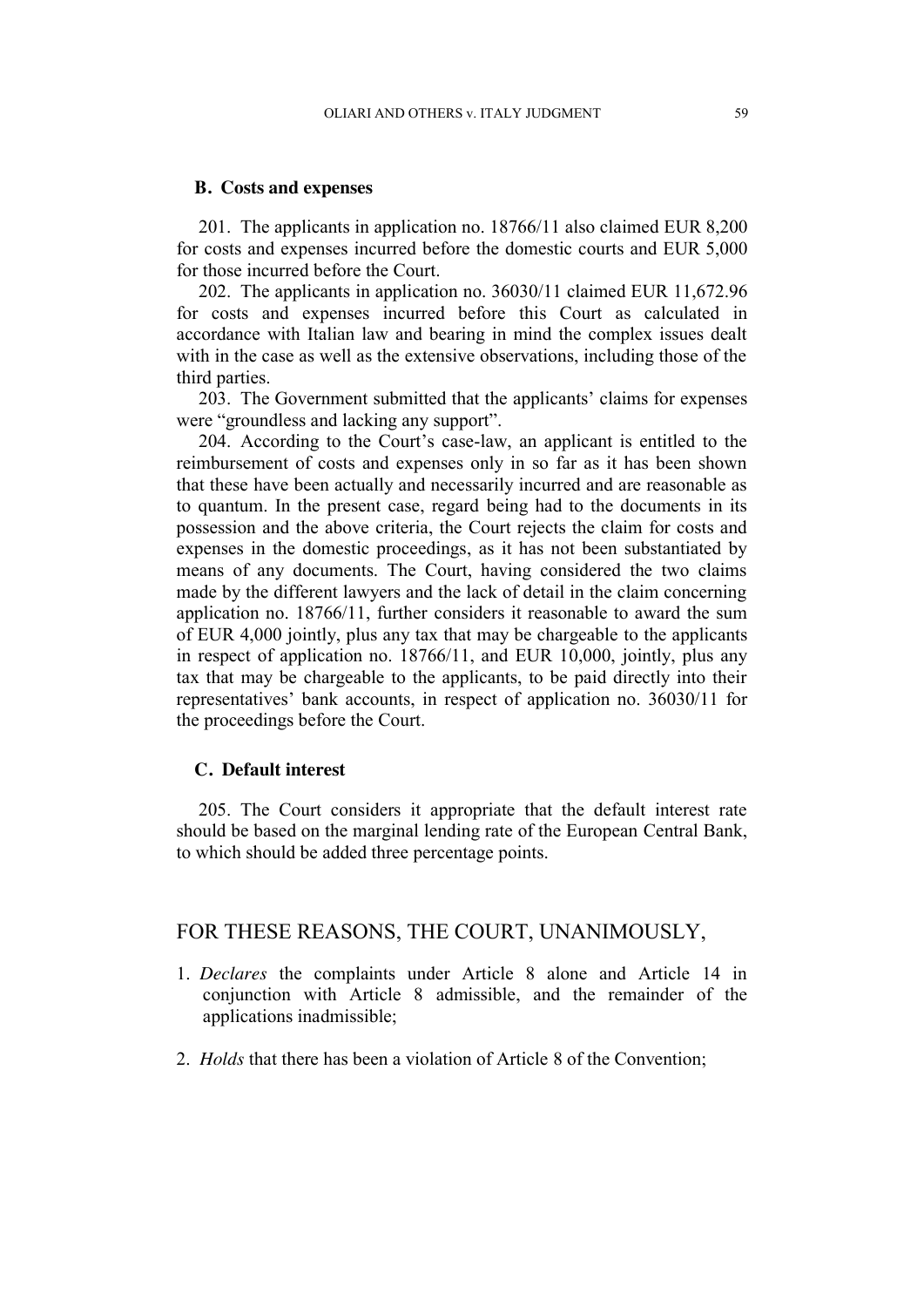### B. Costs and expenses

201. The applicants in application no. 18766/11 also claimed EUR 8,200 for costs and expenses incurred before the domestic courts and EUR 5,000 for those incurred before the Court.

202. The applicants in application no. 36030/11 claimed EUR 11,672.96 for costs and expenses incurred before this Court as calculated in accordance with Italian law and bearing in mind the complex issues dealt with in the case as well as the extensive observations, including those of the third parties.

203. The Government submitted that the applicants' claims for expenses were "groundless and lacking any support".

204. According to the Court's case-law, an applicant is entitled to the reimbursement of costs and expenses only in so far as it has been shown that these have been actually and necessarily incurred and are reasonable as to quantum. In the present case, regard being had to the documents in its possession and the above criteria, the Court rejects the claim for costs and expenses in the domestic proceedings, as it has not been substantiated by means of any documents. The Court, having considered the two claims made by the different lawyers and the lack of detail in the claim concerning application no. 18766/11, further considers it reasonable to award the sum of EUR 4,000 jointly, plus any tax that may be chargeable to the applicants in respect of application no. 18766/11, and EUR 10,000, jointly, plus any tax that may be chargeable to the applicants, to be paid directly into their representatives' bank accounts, in respect of application no. 36030/11 for the proceedings before the Court.

### C. Default interest

205. The Court considers it appropriate that the default interest rate should be based on the marginal lending rate of the European Central Bank, to which should be added three percentage points.

## FOR THESE REASONS, THE COURT, UNANIMOUSLY,

1. *Declares* the complaints under Article 8 alone and Article 14 in conjunction with Article 8 admissible, and the remainder of the applications inadmissible;

2. *Holds* that there has been a violation of Article 8 of the Convention;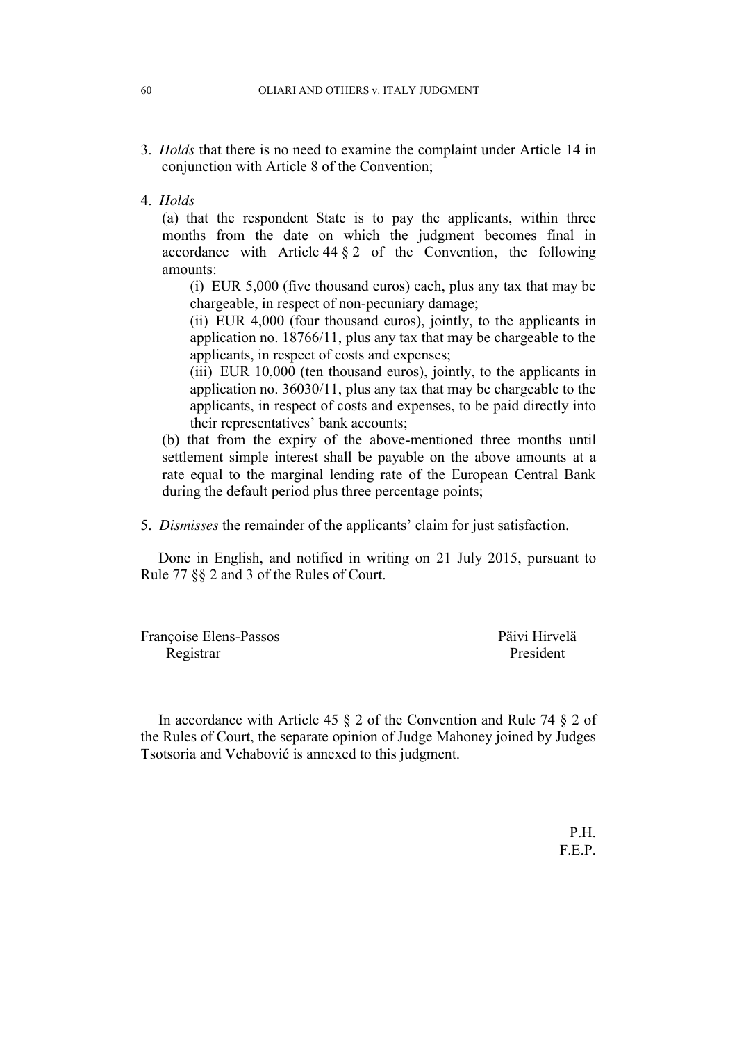3. *Holds* that there is no need to examine the complaint under Article 14 in conjunction with Article 8 of the Convention;

4. *Holds*

   (a) that the respondent State is to pay the applicants, within three months from the date on which the judgment becomes final in accordance with Article 44 § 2 of the Convention, the following amounts:

      (i) EUR 5,000 (five thousand euros) each, plus any tax that may be chargeable, in respect of non-pecuniary damage;

      (ii) EUR 4,000 (four thousand euros), jointly, to the applicants in application no. 18766/11, plus any tax that may be chargeable to the applicants, in respect of costs and expenses;

      (iii) EUR 10,000 (ten thousand euros), jointly, to the applicants in application no. 36030/11, plus any tax that may be chargeable to the applicants, in respect of costs and expenses, to be paid directly into their representatives' bank accounts;

   (b) that from the expiry of the above-mentioned three months until settlement simple interest shall be payable on the above amounts at a rate equal to the marginal lending rate of the European Central Bank during the default period plus three percentage points;

5. *Dismisses* the remainder of the applicants' claim for just satisfaction.

Done in English, and notified in writing on 21 July 2015, pursuant to Rule 77 §§ 2 and 3 of the Rules of Court.

Françoise Elens-Passos
Registrar

Päivi Hirvelä
President

In accordance with Article 45 § 2 of the Convention and Rule 74 § 2 of the Rules of Court, the separate opinion of Judge Mahoney joined by Judges Tsotsoria and Vehabović is annexed to this judgment.

P.H.
F.E.P.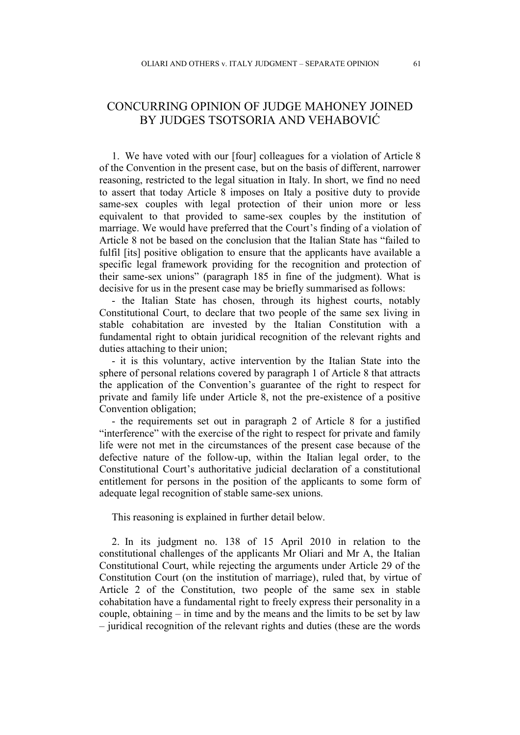# CONCURRING OPINION OF JUDGE MAHONEY JOINED BY JUDGES TSOTSORIA AND VEHABOVIĆ

1. We have voted with our [four] colleagues for a violation of Article 8 of the Convention in the present case, but on the basis of different, narrower reasoning, restricted to the legal situation in Italy. In short, we find no need to assert that today Article 8 imposes on Italy a positive duty to provide same-sex couples with legal protection of their union more or less equivalent to that provided to same-sex couples by the institution of marriage. We would have preferred that the Court's finding of a violation of Article 8 not be based on the conclusion that the Italian State has "failed to fulfil [its] positive obligation to ensure that the applicants have available a specific legal framework providing for the recognition and protection of their same-sex unions" (paragraph 185 in fine of the judgment). What is decisive for us in the present case may be briefly summarised as follows:

- the Italian State has chosen, through its highest courts, notably Constitutional Court, to declare that two people of the same sex living in stable cohabitation are invested by the Italian Constitution with a fundamental right to obtain juridical recognition of the relevant rights and duties attaching to their union;

- it is this voluntary, active intervention by the Italian State into the sphere of personal relations covered by paragraph 1 of Article 8 that attracts the application of the Convention's guarantee of the right to respect for private and family life under Article 8, not the pre-existence of a positive Convention obligation;

- the requirements set out in paragraph 2 of Article 8 for a justified "interference" with the exercise of the right to respect for private and family life were not met in the circumstances of the present case because of the defective nature of the follow-up, within the Italian legal order, to the Constitutional Court's authoritative judicial declaration of a constitutional entitlement for persons in the position of the applicants to some form of adequate legal recognition of stable same-sex unions.

This reasoning is explained in further detail below.

2. In its judgment no. 138 of 15 April 2010 in relation to the constitutional challenges of the applicants Mr Oliari and Mr A, the Italian Constitutional Court, while rejecting the arguments under Article 29 of the Constitution Court (on the institution of marriage), ruled that, by virtue of Article 2 of the Constitution, two people of the same sex in stable cohabitation have a fundamental right to freely express their personality in a couple, obtaining – in time and by the means and the limits to be set by law – juridical recognition of the relevant rights and duties (these are the words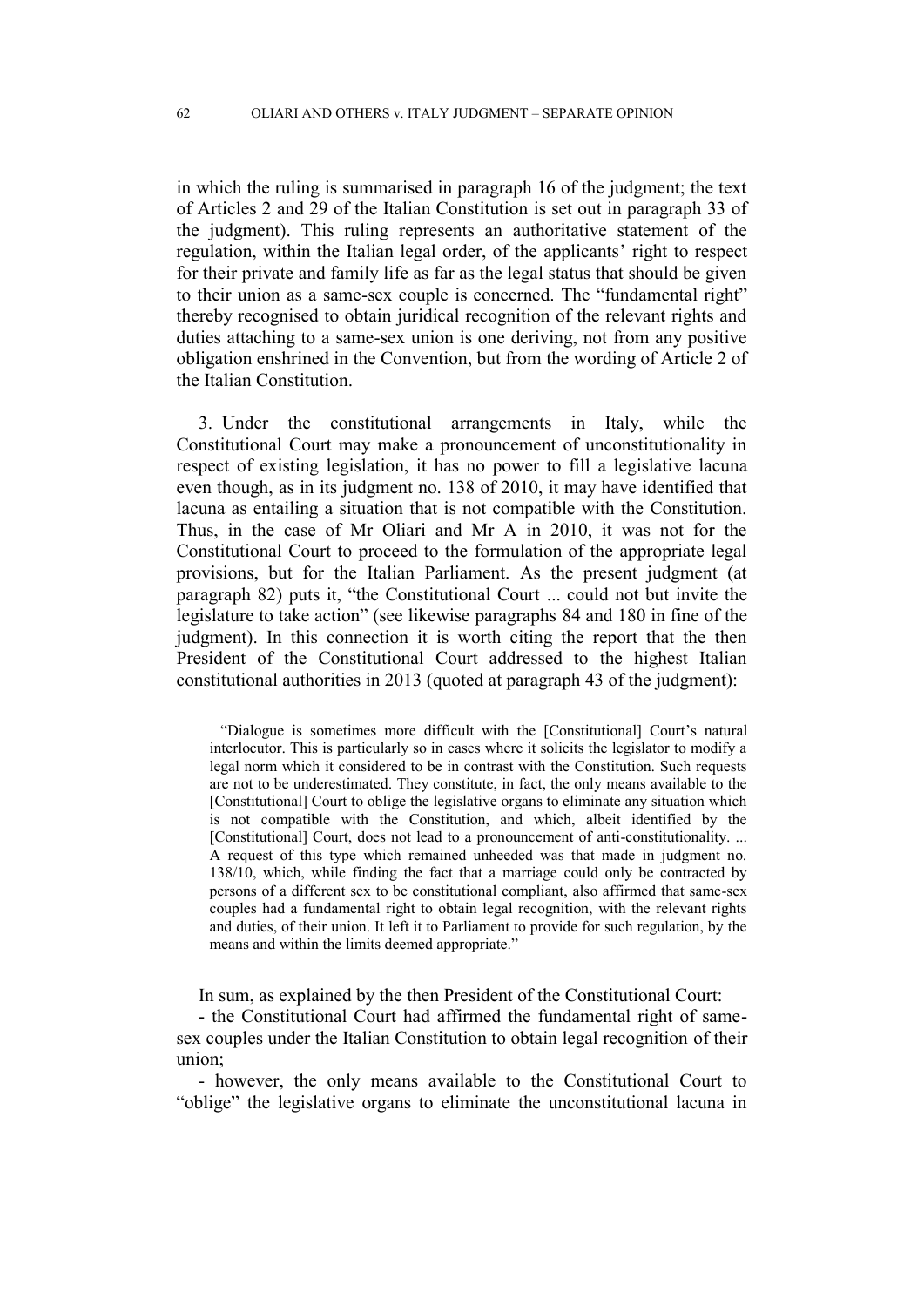in which the ruling is summarised in paragraph 16 of the judgment; the text of Articles 2 and 29 of the Italian Constitution is set out in paragraph 33 of the judgment). This ruling represents an authoritative statement of the regulation, within the Italian legal order, of the applicants' right to respect for their private and family life as far as the legal status that should be given to their union as a same-sex couple is concerned. The "fundamental right" thereby recognised to obtain juridical recognition of the relevant rights and duties attaching to a same-sex union is one deriving, not from any positive obligation enshrined in the Convention, but from the wording of Article 2 of the Italian Constitution.

3. Under the constitutional arrangements in Italy, while the Constitutional Court may make a pronouncement of unconstitutionality in respect of existing legislation, it has no power to fill a legislative lacuna even though, as in its judgment no. 138 of 2010, it may have identified that lacuna as entailing a situation that is not compatible with the Constitution. Thus, in the case of Mr Oliari and Mr A in 2010, it was not for the Constitutional Court to proceed to the formulation of the appropriate legal provisions, but for the Italian Parliament. As the present judgment (at paragraph 82) puts it, "the Constitutional Court ... could not but invite the legislature to take action" (see likewise paragraphs 84 and 180 in fine of the judgment). In this connection it is worth citing the report that the then President of the Constitutional Court addressed to the highest Italian constitutional authorities in 2013 (quoted at paragraph 43 of the judgment):

> "Dialogue is sometimes more difficult with the [Constitutional] Court's natural interlocutor. This is particularly so in cases where it solicits the legislator to modify a legal norm which it considered to be in contrast with the Constitution. Such requests are not to be underestimated. They constitute, in fact, the only means available to the [Constitutional] Court to oblige the legislative organs to eliminate any situation which is not compatible with the Constitution, and which, albeit identified by the [Constitutional] Court, does not lead to a pronouncement of anti-constitutionality. ... A request of this type which remained unheeded was that made in judgment no. 138/10, which, while finding the fact that a marriage could only be contracted by persons of a different sex to be constitutional compliant, also affirmed that same-sex couples had a fundamental right to obtain legal recognition, with the relevant rights and duties, of their union. It left it to Parliament to provide for such regulation, by the means and within the limits deemed appropriate."

In sum, as explained by the then President of the Constitutional Court:

- the Constitutional Court had affirmed the fundamental right of same-sex couples under the Italian Constitution to obtain legal recognition of their union;

- however, the only means available to the Constitutional Court to "oblige" the legislative organs to eliminate the unconstitutional lacuna in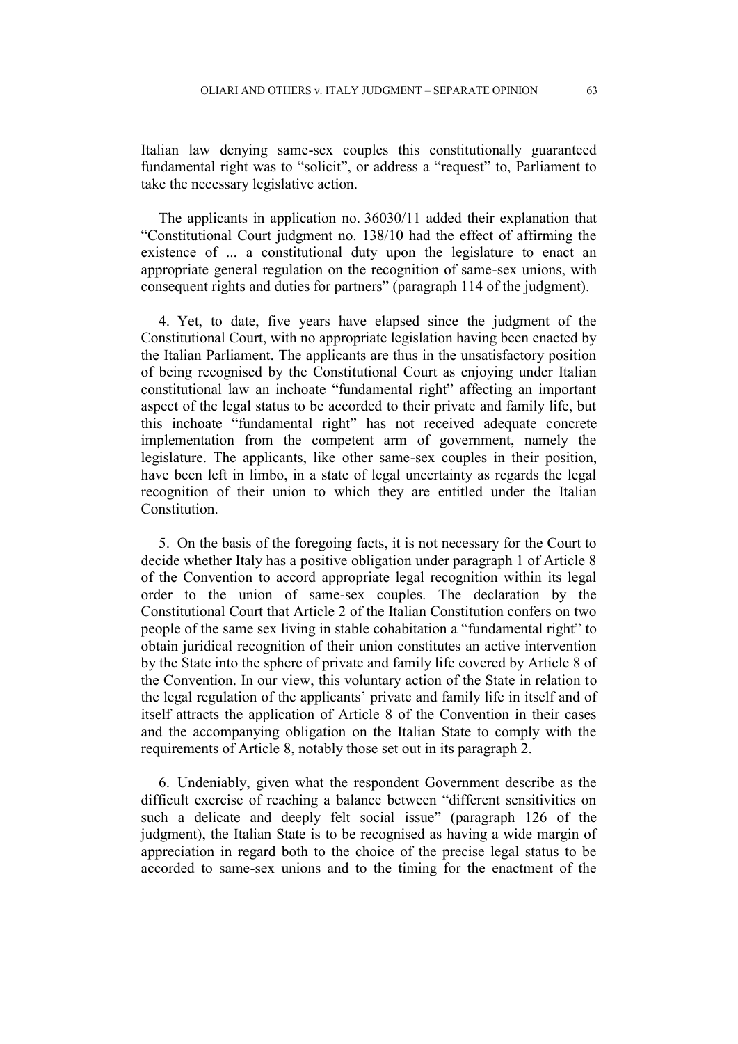Italian law denying same-sex couples this constitutionally guaranteed fundamental right was to "solicit", or address a "request" to, Parliament to take the necessary legislative action.

The applicants in application no. 36030/11 added their explanation that "Constitutional Court judgment no. 138/10 had the effect of affirming the existence of ... a constitutional duty upon the legislature to enact an appropriate general regulation on the recognition of same-sex unions, with consequent rights and duties for partners" (paragraph 114 of the judgment).

4. Yet, to date, five years have elapsed since the judgment of the Constitutional Court, with no appropriate legislation having been enacted by the Italian Parliament. The applicants are thus in the unsatisfactory position of being recognised by the Constitutional Court as enjoying under Italian constitutional law an inchoate "fundamental right" affecting an important aspect of the legal status to be accorded to their private and family life, but this inchoate "fundamental right" has not received adequate concrete implementation from the competent arm of government, namely the legislature. The applicants, like other same-sex couples in their position, have been left in limbo, in a state of legal uncertainty as regards the legal recognition of their union to which they are entitled under the Italian Constitution.

5. On the basis of the foregoing facts, it is not necessary for the Court to decide whether Italy has a positive obligation under paragraph 1 of Article 8 of the Convention to accord appropriate legal recognition within its legal order to the union of same-sex couples. The declaration by the Constitutional Court that Article 2 of the Italian Constitution confers on two people of the same sex living in stable cohabitation a "fundamental right" to obtain juridical recognition of their union constitutes an active intervention by the State into the sphere of private and family life covered by Article 8 of the Convention. In our view, this voluntary action of the State in relation to the legal regulation of the applicants' private and family life in itself and of itself attracts the application of Article 8 of the Convention in their cases and the accompanying obligation on the Italian State to comply with the requirements of Article 8, notably those set out in its paragraph 2.

6. Undeniably, given what the respondent Government describe as the difficult exercise of reaching a balance between "different sensitivities on such a delicate and deeply felt social issue" (paragraph 126 of the judgment), the Italian State is to be recognised as having a wide margin of appreciation in regard both to the choice of the precise legal status to be accorded to same-sex unions and to the timing for the enactment of the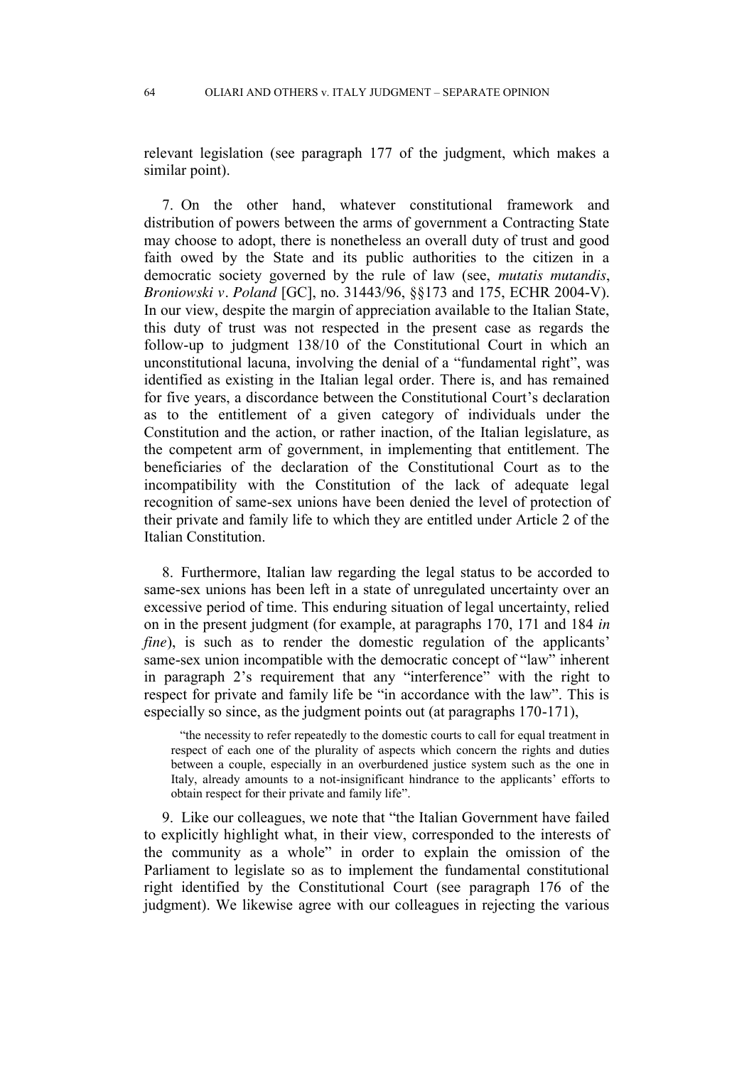relevant legislation (see paragraph 177 of the judgment, which makes a similar point).

7. On the other hand, whatever constitutional framework and distribution of powers between the arms of government a Contracting State may choose to adopt, there is nonetheless an overall duty of trust and good faith owed by the State and its public authorities to the citizen in a democratic society governed by the rule of law (see, *mutatis mutandis*, *Broniowski v. Poland* [GC], no. 31443/96, §§173 and 175, ECHR 2004-V). In our view, despite the margin of appreciation available to the Italian State, this duty of trust was not respected in the present case as regards the follow-up to judgment 138/10 of the Constitutional Court in which an unconstitutional lacuna, involving the denial of a "fundamental right", was identified as existing in the Italian legal order. There is, and has remained for five years, a discordance between the Constitutional Court's declaration as to the entitlement of a given category of individuals under the Constitution and the action, or rather inaction, of the Italian legislature, as the competent arm of government, in implementing that entitlement. The beneficiaries of the declaration of the Constitutional Court as to the incompatibility with the Constitution of the lack of adequate legal recognition of same-sex unions have been denied the level of protection of their private and family life to which they are entitled under Article 2 of the Italian Constitution.

8. Furthermore, Italian law regarding the legal status to be accorded to same-sex unions has been left in a state of unregulated uncertainty over an excessive period of time. This enduring situation of legal uncertainty, relied on in the present judgment (for example, at paragraphs 170, 171 and 184 *in fine*), is such as to render the domestic regulation of the applicants' same-sex union incompatible with the democratic concept of "law" inherent in paragraph 2's requirement that any "interference" with the right to respect for private and family life be "in accordance with the law". This is especially so since, as the judgment points out (at paragraphs 170-171),

> "the necessity to refer repeatedly to the domestic courts to call for equal treatment in respect of each one of the plurality of aspects which concern the rights and duties between a couple, especially in an overburdened justice system such as the one in Italy, already amounts to a not-insignificant hindrance to the applicants' efforts to obtain respect for their private and family life".

9. Like our colleagues, we note that "the Italian Government have failed to explicitly highlight what, in their view, corresponded to the interests of the community as a whole" in order to explain the omission of the Parliament to legislate so as to implement the fundamental constitutional right identified by the Constitutional Court (see paragraph 176 of the judgment). We likewise agree with our colleagues in rejecting the various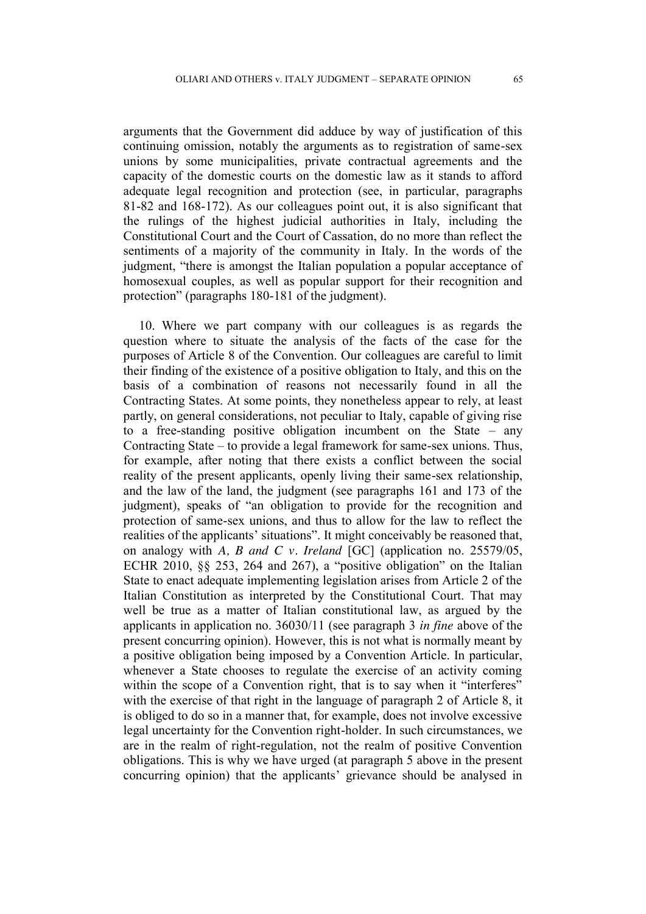arguments that the Government did adduce by way of justification of this continuing omission, notably the arguments as to registration of same-sex unions by some municipalities, private contractual agreements and the capacity of the domestic courts on the domestic law as it stands to afford adequate legal recognition and protection (see, in particular, paragraphs 81-82 and 168-172). As our colleagues point out, it is also significant that the rulings of the highest judicial authorities in Italy, including the Constitutional Court and the Court of Cassation, do no more than reflect the sentiments of a majority of the community in Italy. In the words of the judgment, "there is amongst the Italian population a popular acceptance of homosexual couples, as well as popular support for their recognition and protection" (paragraphs 180-181 of the judgment).

10. Where we part company with our colleagues is as regards the question where to situate the analysis of the facts of the case for the purposes of Article 8 of the Convention. Our colleagues are careful to limit their finding of the existence of a positive obligation to Italy, and this on the basis of a combination of reasons not necessarily found in all the Contracting States. At some points, they nonetheless appear to rely, at least partly, on general considerations, not peculiar to Italy, capable of giving rise to a free-standing positive obligation incumbent on the State – any Contracting State – to provide a legal framework for same-sex unions. Thus, for example, after noting that there exists a conflict between the social reality of the present applicants, openly living their same-sex relationship, and the law of the land, the judgment (see paragraphs 161 and 173 of the judgment), speaks of "an obligation to provide for the recognition and protection of same-sex unions, and thus to allow for the law to reflect the realities of the applicants' situations". It might conceivably be reasoned that, on analogy with *A, B and C v. Ireland* [GC] (application no. 25579/05, ECHR 2010, §§ 253, 264 and 267), a "positive obligation" on the Italian State to enact adequate implementing legislation arises from Article 2 of the Italian Constitution as interpreted by the Constitutional Court. That may well be true as a matter of Italian constitutional law, as argued by the applicants in application no. 36030/11 (see paragraph 3 *in fine* above of the present concurring opinion). However, this is not what is normally meant by a positive obligation being imposed by a Convention Article. In particular, whenever a State chooses to regulate the exercise of an activity coming within the scope of a Convention right, that is to say when it "interferes" with the exercise of that right in the language of paragraph 2 of Article 8, it is obliged to do so in a manner that, for example, does not involve excessive legal uncertainty for the Convention right-holder. In such circumstances, we are in the realm of right-regulation, not the realm of positive Convention obligations. This is why we have urged (at paragraph 5 above in the present concurring opinion) that the applicants' grievance should be analysed in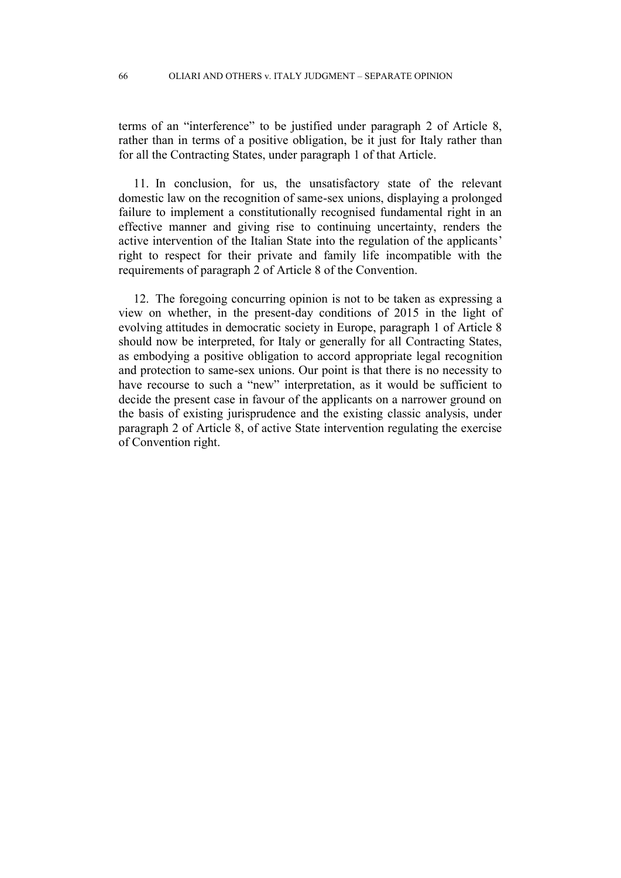terms of an "interference" to be justified under paragraph 2 of Article 8, rather than in terms of a positive obligation, be it just for Italy rather than for all the Contracting States, under paragraph 1 of that Article.

11. In conclusion, for us, the unsatisfactory state of the relevant domestic law on the recognition of same-sex unions, displaying a prolonged failure to implement a constitutionally recognised fundamental right in an effective manner and giving rise to continuing uncertainty, renders the active intervention of the Italian State into the regulation of the applicants' right to respect for their private and family life incompatible with the requirements of paragraph 2 of Article 8 of the Convention.

12. The foregoing concurring opinion is not to be taken as expressing a view on whether, in the present-day conditions of 2015 in the light of evolving attitudes in democratic society in Europe, paragraph 1 of Article 8 should now be interpreted, for Italy or generally for all Contracting States, as embodying a positive obligation to accord appropriate legal recognition and protection to same-sex unions. Our point is that there is no necessity to have recourse to such a "new" interpretation, as it would be sufficient to decide the present case in favour of the applicants on a narrower ground on the basis of existing jurisprudence and the existing classic analysis, under paragraph 2 of Article 8, of active State intervention regulating the exercise of Convention right.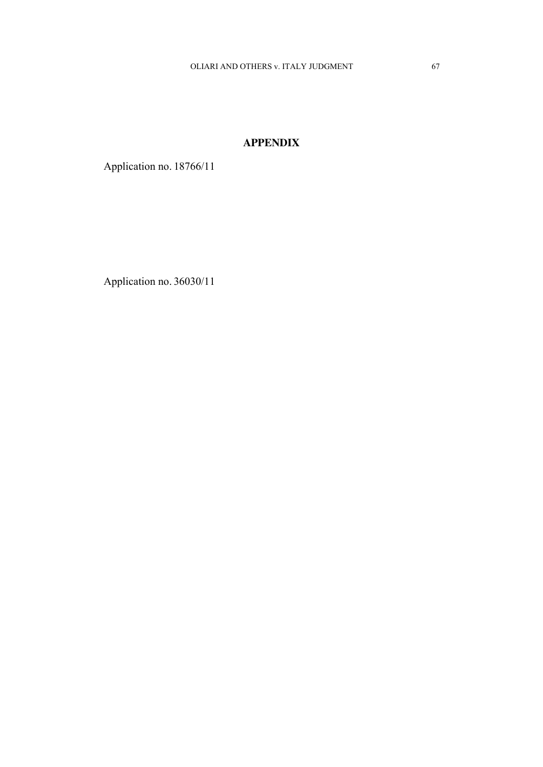## APPENDIX

Application no. 18766/11

Application no. 36030/11